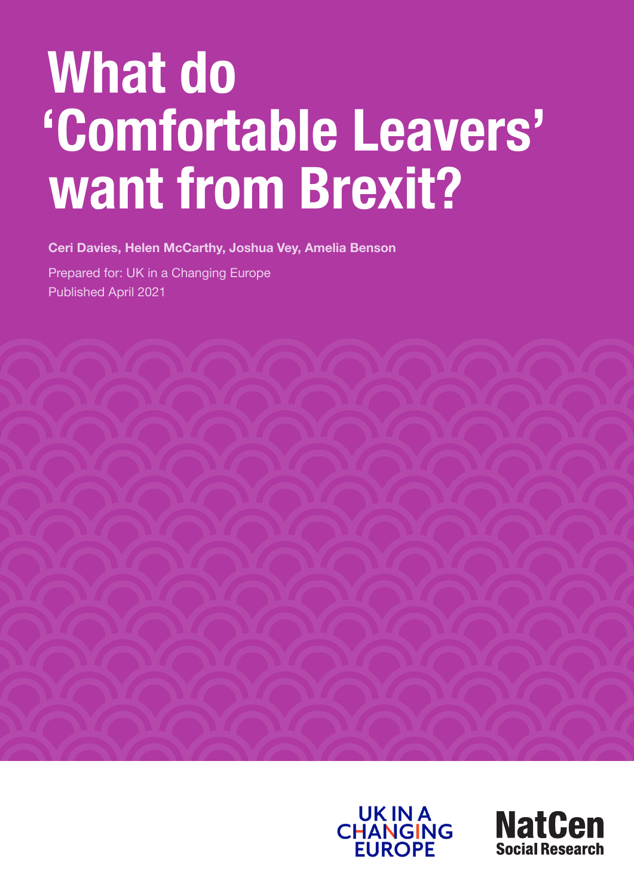# What do 'Comfortable Leavers' want from Brexit?

**Ceri Davies, Helen McCarthy, Joshua Vey, Amelia Benson**

Prepared for: UK in a Changing Europe
Published April 2021

UK IN A CHANGING EUROPE

NatCen Social Research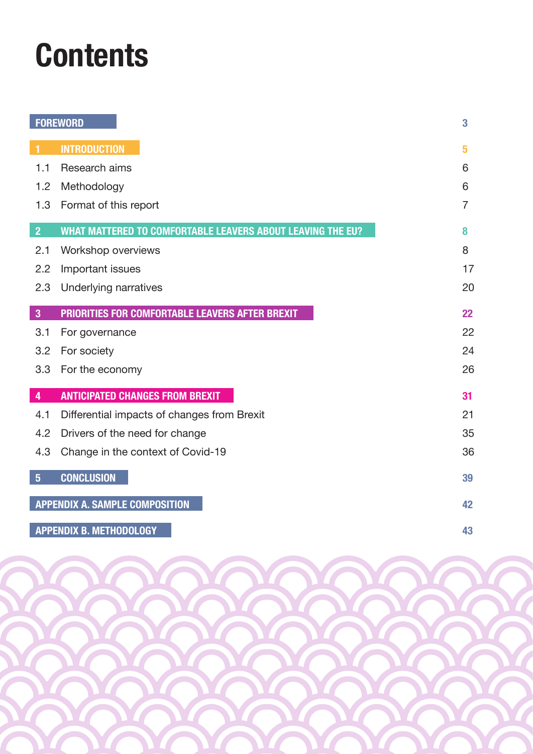# Contents

| | | |
|---|---|---|
| **FOREWORD** | | **3** |
| **1** | **INTRODUCTION** | **5** |
| 1.1 | Research aims | 6 |
| 1.2 | Methodology | 6 |
| 1.3 | Format of this report | 7 |
| **2** | **WHAT MATTERED TO COMFORTABLE LEAVERS ABOUT LEAVING THE EU?** | **8** |
| 2.1 | Workshop overviews | 8 |
| 2.2 | Important issues | 17 |
| 2.3 | Underlying narratives | 20 |
| **3** | **PRIORITIES FOR COMFORTABLE LEAVERS AFTER BREXIT** | **22** |
| 3.1 | For governance | 22 |
| 3.2 | For society | 24 |
| 3.3 | For the economy | 26 |
| **4** | **ANTICIPATED CHANGES FROM BREXIT** | **31** |
| 4.1 | Differential impacts of changes from Brexit | 21 |
| 4.2 | Drivers of the need for change | 35 |
| 4.3 | Change in the context of Covid-19 | 36 |
| **5** | **CONCLUSION** | **39** |
| **APPENDIX A. SAMPLE COMPOSITION** | | **42** |
| **APPENDIX B. METHODOLOGY** | | **43** |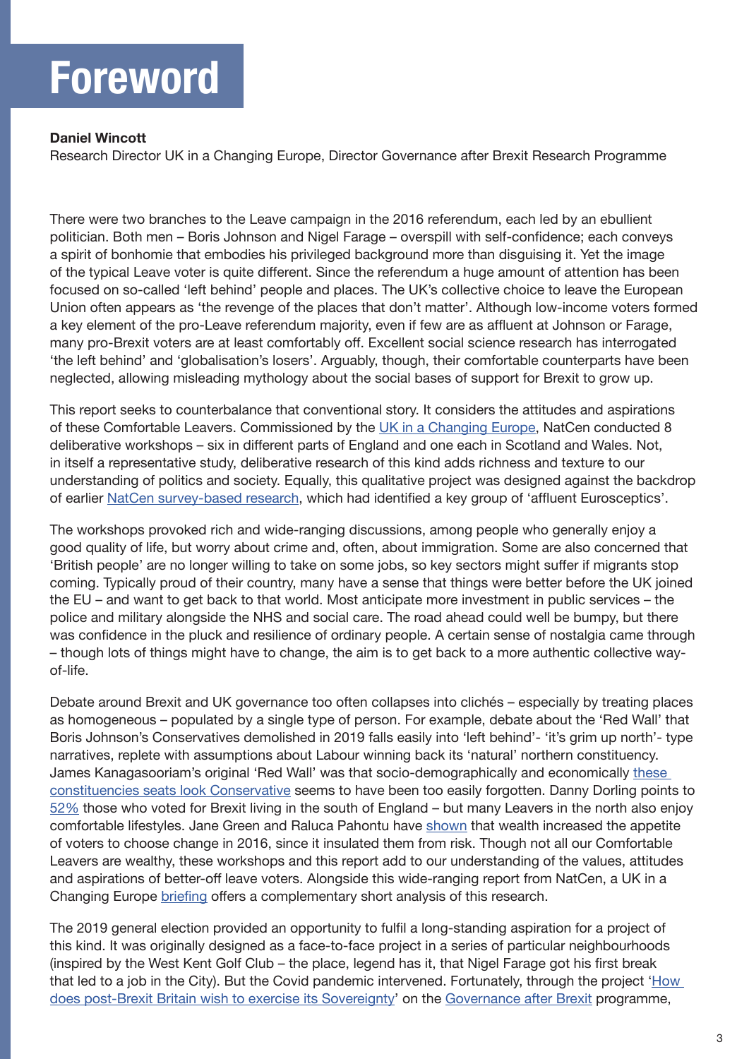# Foreword

**Daniel Wincott**
Research Director UK in a Changing Europe, Director Governance after Brexit Research Programme

There were two branches to the Leave campaign in the 2016 referendum, each led by an ebullient politician. Both men – Boris Johnson and Nigel Farage – overspill with self-confidence; each conveys a spirit of bonhomie that embodies his privileged background more than disguising it. Yet the image of the typical Leave voter is quite different. Since the referendum a huge amount of attention has been focused on so-called 'left behind' people and places. The UK's collective choice to leave the European Union often appears as 'the revenge of the places that don't matter'. Although low-income voters formed a key element of the pro-Leave referendum majority, even if few are as affluent at Johnson or Farage, many pro-Brexit voters are at least comfortably off. Excellent social science research has interrogated 'the left behind' and 'globalisation's losers'. Arguably, though, their comfortable counterparts have been neglected, allowing misleading mythology about the social bases of support for Brexit to grow up.

This report seeks to counterbalance that conventional story. It considers the attitudes and aspirations of these Comfortable Leavers. Commissioned by the UK in a Changing Europe, NatCen conducted 8 deliberative workshops – six in different parts of England and one each in Scotland and Wales. Not, in itself a representative study, deliberative research of this kind adds richness and texture to our understanding of politics and society. Equally, this qualitative project was designed against the backdrop of earlier NatCen survey-based research, which had identified a key group of 'affluent Eurosceptics'.

The workshops provoked rich and wide-ranging discussions, among people who generally enjoy a good quality of life, but worry about crime and, often, about immigration. Some are also concerned that 'British people' are no longer willing to take on some jobs, so key sectors might suffer if migrants stop coming. Typically proud of their country, many have a sense that things were better before the UK joined the EU – and want to get back to that world. Most anticipate more investment in public services – the police and military alongside the NHS and social care. The road ahead could well be bumpy, but there was confidence in the pluck and resilience of ordinary people. A certain sense of nostalgia came through – though lots of things might have to change, the aim is to get back to a more authentic collective way-of-life.

Debate around Brexit and UK governance too often collapses into clichés – especially by treating places as homogeneous – populated by a single type of person. For example, debate about the 'Red Wall' that Boris Johnson's Conservatives demolished in 2019 falls easily into 'left behind'- 'it's grim up north'- type narratives, replete with assumptions about Labour winning back its 'natural' northern constituency. James Kanagasooriam's original 'Red Wall' was that socio-demographically and economically these constituencies seats look Conservative seems to have been too easily forgotten. Danny Dorling points to 52% those who voted for Brexit living in the south of England – but many Leavers in the north also enjoy comfortable lifestyles. Jane Green and Raluca Pahontu have shown that wealth increased the appetite of voters to choose change in 2016, since it insulated them from risk. Though not all our Comfortable Leavers are wealthy, these workshops and this report add to our understanding of the values, attitudes and aspirations of better-off leave voters. Alongside this wide-ranging report from NatCen, a UK in a Changing Europe briefing offers a complementary short analysis of this research.

The 2019 general election provided an opportunity to fulfil a long-standing aspiration for a project of this kind. It was originally designed as a face-to-face project in a series of particular neighbourhoods (inspired by the West Kent Golf Club – the place, legend has it, that Nigel Farage got his first break that led to a job in the City). But the Covid pandemic intervened. Fortunately, through the project 'How does post-Brexit Britain wish to exercise its Sovereignty' on the Governance after Brexit programme,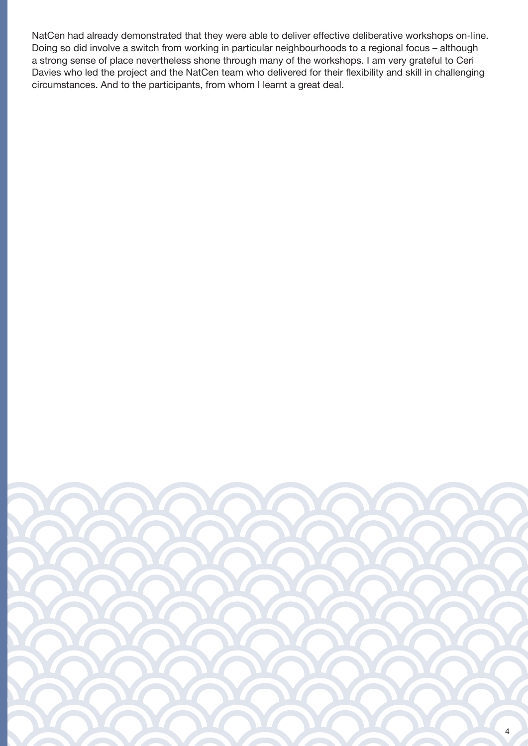NatCen had already demonstrated that they were able to deliver effective deliberative workshops on-line. Doing so did involve a switch from working in particular neighbourhoods to a regional focus – although a strong sense of place nevertheless shone through many of the workshops. I am very grateful to Ceri Davies who led the project and the NatCen team who delivered for their flexibility and skill in challenging circumstances. And to the participants, from whom I learnt a great deal.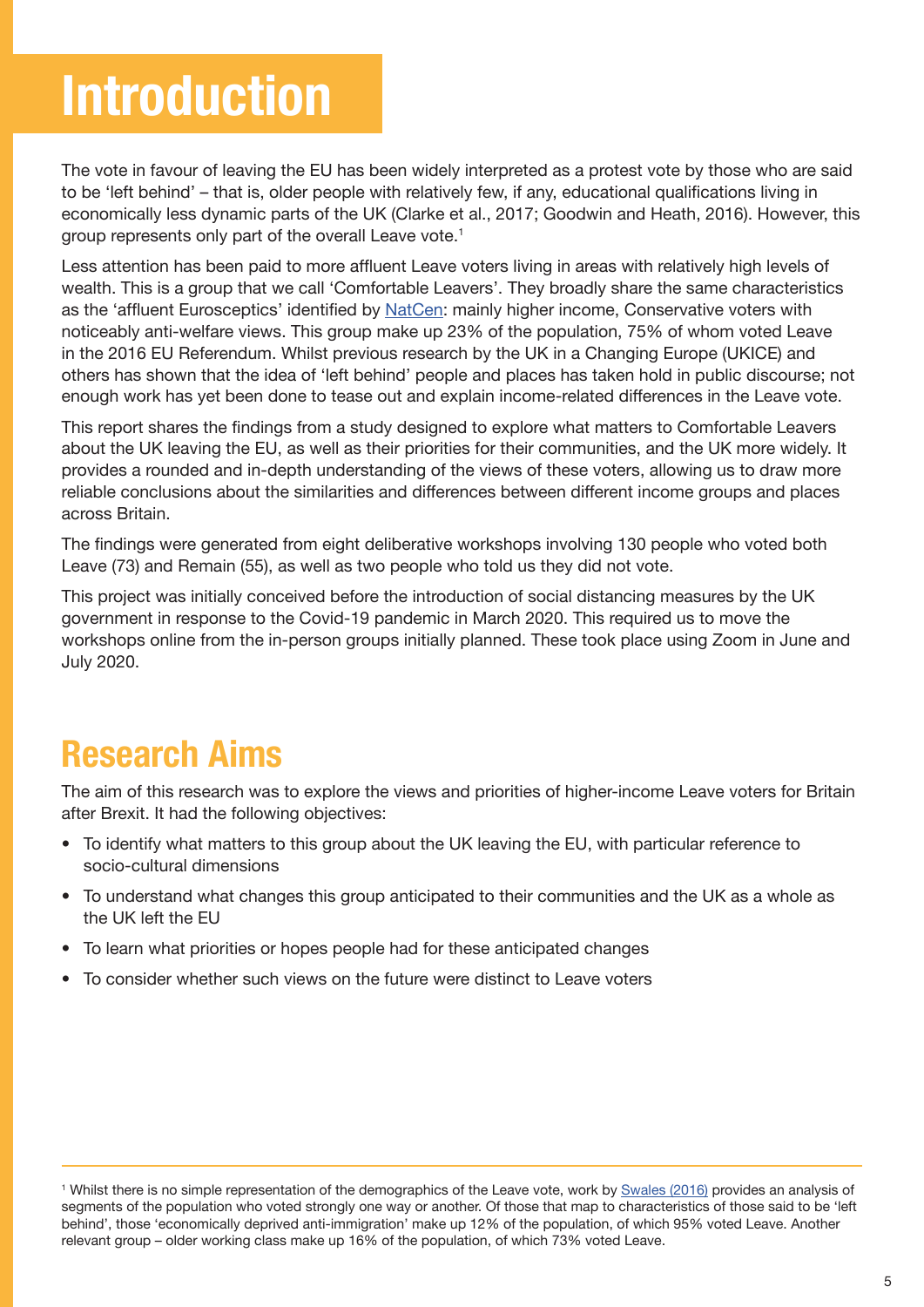# Introduction

The vote in favour of leaving the EU has been widely interpreted as a protest vote by those who are said to be 'left behind' – that is, older people with relatively few, if any, educational qualifications living in economically less dynamic parts of the UK (Clarke et al., 2017; Goodwin and Heath, 2016). However, this group represents only part of the overall Leave vote.[1]

Less attention has been paid to more affluent Leave voters living in areas with relatively high levels of wealth. This is a group that we call 'Comfortable Leavers'. They broadly share the same characteristics as the 'affluent Eurosceptics' identified by NatCen: mainly higher income, Conservative voters with noticeably anti-welfare views. This group make up 23% of the population, 75% of whom voted Leave in the 2016 EU Referendum. Whilst previous research by the UK in a Changing Europe (UKICE) and others has shown that the idea of 'left behind' people and places has taken hold in public discourse; not enough work has yet been done to tease out and explain income-related differences in the Leave vote.

This report shares the findings from a study designed to explore what matters to Comfortable Leavers about the UK leaving the EU, as well as their priorities for their communities, and the UK more widely. It provides a rounded and in-depth understanding of the views of these voters, allowing us to draw more reliable conclusions about the similarities and differences between different income groups and places across Britain.

The findings were generated from eight deliberative workshops involving 130 people who voted both Leave (73) and Remain (55), as well as two people who told us they did not vote.

This project was initially conceived before the introduction of social distancing measures by the UK government in response to the Covid-19 pandemic in March 2020. This required us to move the workshops online from the in-person groups initially planned. These took place using Zoom in June and July 2020.

## Research Aims

The aim of this research was to explore the views and priorities of higher-income Leave voters for Britain after Brexit. It had the following objectives:

- To identify what matters to this group about the UK leaving the EU, with particular reference to socio-cultural dimensions
- To understand what changes this group anticipated to their communities and the UK as a whole as the UK left the EU
- To learn what priorities or hopes people had for these anticipated changes
- To consider whether such views on the future were distinct to Leave voters

---

[1] Whilst there is no simple representation of the demographics of the Leave vote, work by Swales (2016) provides an analysis of segments of the population who voted strongly one way or another. Of those that map to characteristics of those said to be 'left behind', those 'economically deprived anti-immigration' make up 12% of the population, of which 95% voted Leave. Another relevant group – older working class make up 16% of the population, of which 73% voted Leave.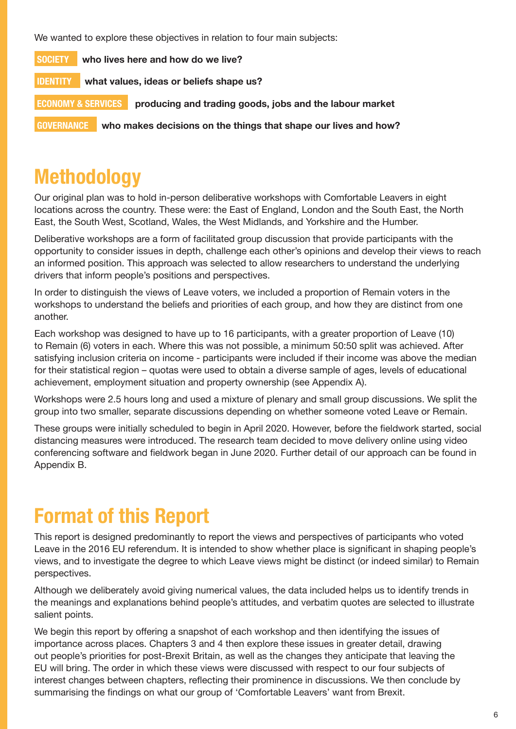We wanted to explore these objectives in relation to four main subjects:

**SOCIETY** **who lives here and how do we live?**

**IDENTITY** **what values, ideas or beliefs shape us?**

**ECONOMY & SERVICES** **producing and trading goods, jobs and the labour market**

**GOVERNANCE** **who makes decisions on the things that shape our lives and how?**

# Methodology

Our original plan was to hold in-person deliberative workshops with Comfortable Leavers in eight locations across the country. These were: the East of England, London and the South East, the North East, the South West, Scotland, Wales, the West Midlands, and Yorkshire and the Humber.

Deliberative workshops are a form of facilitated group discussion that provide participants with the opportunity to consider issues in depth, challenge each other's opinions and develop their views to reach an informed position. This approach was selected to allow researchers to understand the underlying drivers that inform people's positions and perspectives.

In order to distinguish the views of Leave voters, we included a proportion of Remain voters in the workshops to understand the beliefs and priorities of each group, and how they are distinct from one another.

Each workshop was designed to have up to 16 participants, with a greater proportion of Leave (10) to Remain (6) voters in each. Where this was not possible, a minimum 50:50 split was achieved. After satisfying inclusion criteria on income - participants were included if their income was above the median for their statistical region – quotas were used to obtain a diverse sample of ages, levels of educational achievement, employment situation and property ownership (see Appendix A).

Workshops were 2.5 hours long and used a mixture of plenary and small group discussions. We split the group into two smaller, separate discussions depending on whether someone voted Leave or Remain.

These groups were initially scheduled to begin in April 2020. However, before the fieldwork started, social distancing measures were introduced. The research team decided to move delivery online using video conferencing software and fieldwork began in June 2020. Further detail of our approach can be found in Appendix B.

# Format of this Report

This report is designed predominantly to report the views and perspectives of participants who voted Leave in the 2016 EU referendum. It is intended to show whether place is significant in shaping people's views, and to investigate the degree to which Leave views might be distinct (or indeed similar) to Remain perspectives.

Although we deliberately avoid giving numerical values, the data included helps us to identify trends in the meanings and explanations behind people's attitudes, and verbatim quotes are selected to illustrate salient points.

We begin this report by offering a snapshot of each workshop and then identifying the issues of importance across places. Chapters 3 and 4 then explore these issues in greater detail, drawing out people's priorities for post-Brexit Britain, as well as the changes they anticipate that leaving the EU will bring. The order in which these views were discussed with respect to our four subjects of interest changes between chapters, reflecting their prominence in discussions. We then conclude by summarising the findings on what our group of 'Comfortable Leavers' want from Brexit.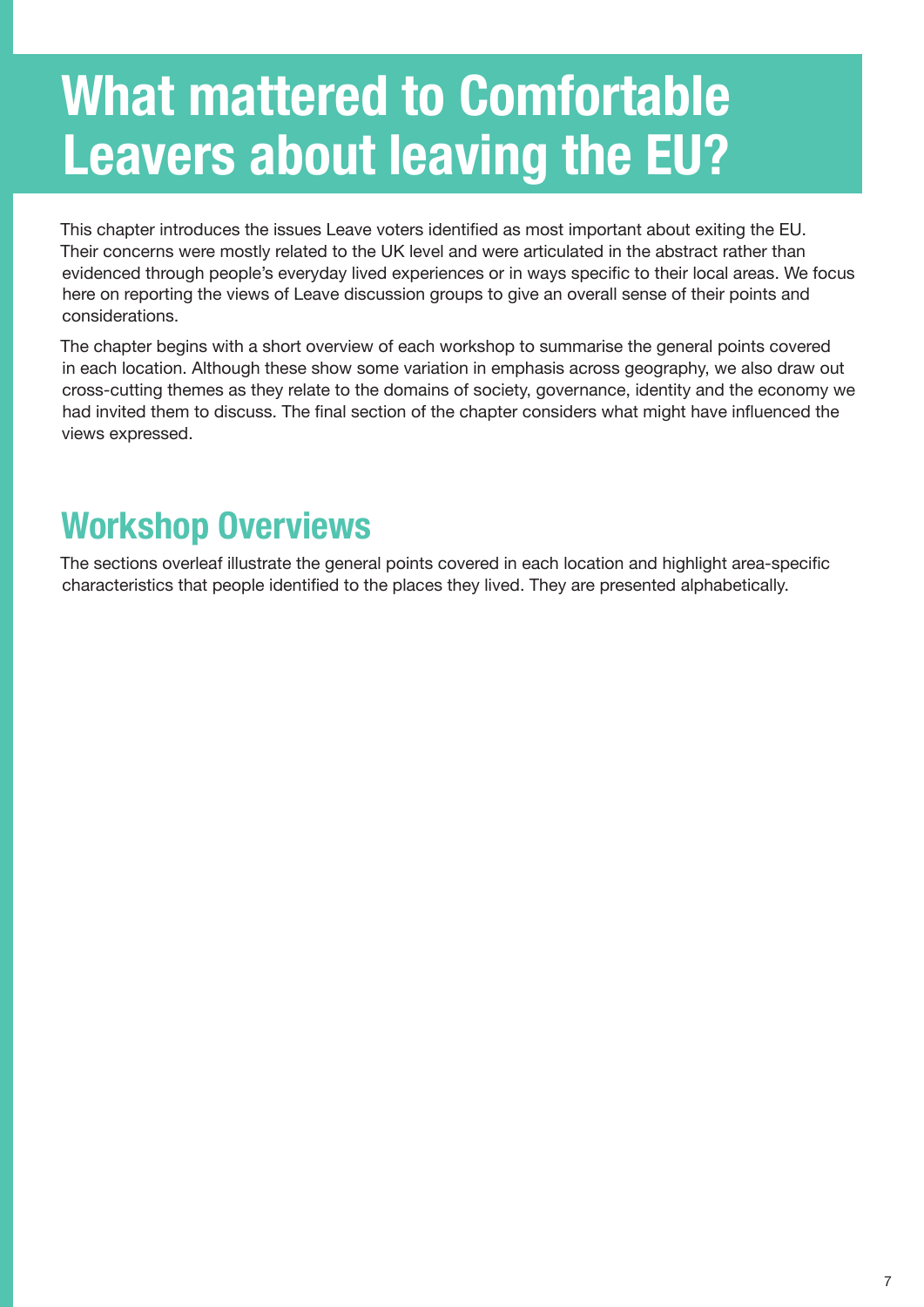# What mattered to Comfortable Leavers about leaving the EU?

This chapter introduces the issues Leave voters identified as most important about exiting the EU. Their concerns were mostly related to the UK level and were articulated in the abstract rather than evidenced through people's everyday lived experiences or in ways specific to their local areas. We focus here on reporting the views of Leave discussion groups to give an overall sense of their points and considerations.

The chapter begins with a short overview of each workshop to summarise the general points covered in each location. Although these show some variation in emphasis across geography, we also draw out cross-cutting themes as they relate to the domains of society, governance, identity and the economy we had invited them to discuss. The final section of the chapter considers what might have influenced the views expressed.

## Workshop Overviews

The sections overleaf illustrate the general points covered in each location and highlight area-specific characteristics that people identified to the places they lived. They are presented alphabetically.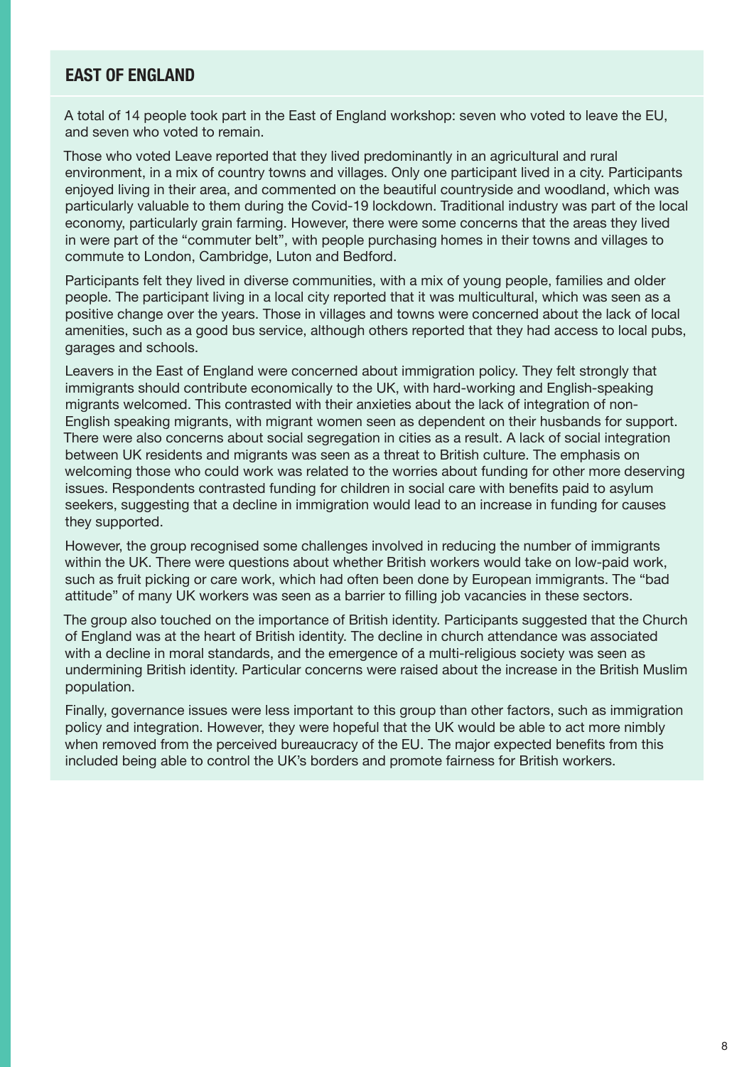## EAST OF ENGLAND

A total of 14 people took part in the East of England workshop: seven who voted to leave the EU, and seven who voted to remain.

Those who voted Leave reported that they lived predominantly in an agricultural and rural environment, in a mix of country towns and villages. Only one participant lived in a city. Participants enjoyed living in their area, and commented on the beautiful countryside and woodland, which was particularly valuable to them during the Covid-19 lockdown. Traditional industry was part of the local economy, particularly grain farming. However, there were some concerns that the areas they lived in were part of the "commuter belt", with people purchasing homes in their towns and villages to commute to London, Cambridge, Luton and Bedford.

Participants felt they lived in diverse communities, with a mix of young people, families and older people. The participant living in a local city reported that it was multicultural, which was seen as a positive change over the years. Those in villages and towns were concerned about the lack of local amenities, such as a good bus service, although others reported that they had access to local pubs, garages and schools.

Leavers in the East of England were concerned about immigration policy. They felt strongly that immigrants should contribute economically to the UK, with hard-working and English-speaking migrants welcomed. This contrasted with their anxieties about the lack of integration of non-English speaking migrants, with migrant women seen as dependent on their husbands for support. There were also concerns about social segregation in cities as a result. A lack of social integration between UK residents and migrants was seen as a threat to British culture. The emphasis on welcoming those who could work was related to the worries about funding for other more deserving issues. Respondents contrasted funding for children in social care with benefits paid to asylum seekers, suggesting that a decline in immigration would lead to an increase in funding for causes they supported.

However, the group recognised some challenges involved in reducing the number of immigrants within the UK. There were questions about whether British workers would take on low-paid work, such as fruit picking or care work, which had often been done by European immigrants. The "bad attitude" of many UK workers was seen as a barrier to filling job vacancies in these sectors.

The group also touched on the importance of British identity. Participants suggested that the Church of England was at the heart of British identity. The decline in church attendance was associated with a decline in moral standards, and the emergence of a multi-religious society was seen as undermining British identity. Particular concerns were raised about the increase in the British Muslim population.

Finally, governance issues were less important to this group than other factors, such as immigration policy and integration. However, they were hopeful that the UK would be able to act more nimbly when removed from the perceived bureaucracy of the EU. The major expected benefits from this included being able to control the UK's borders and promote fairness for British workers.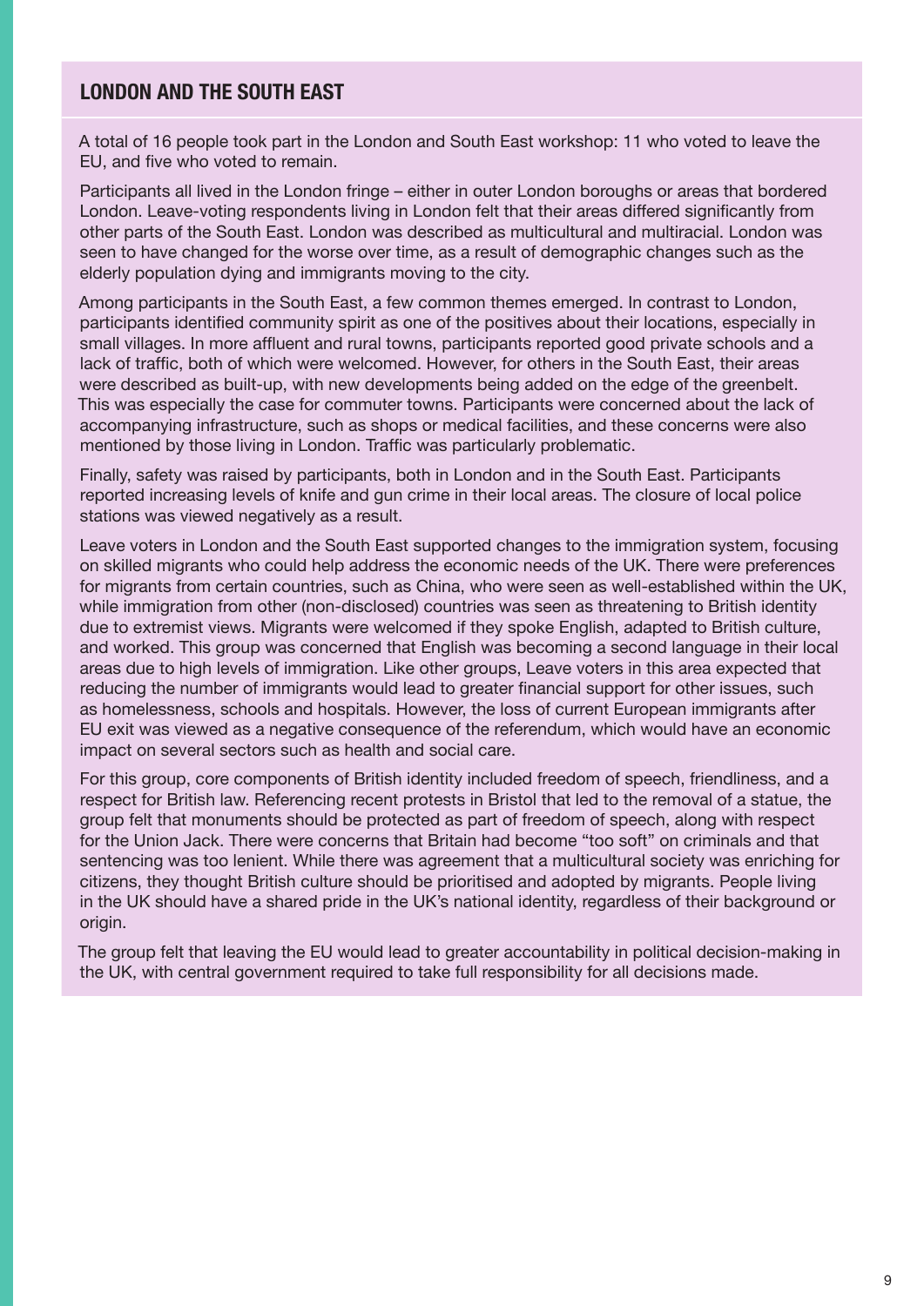## LONDON AND THE SOUTH EAST

A total of 16 people took part in the London and South East workshop: 11 who voted to leave the EU, and five who voted to remain.

Participants all lived in the London fringe – either in outer London boroughs or areas that bordered London. Leave-voting respondents living in London felt that their areas differed significantly from other parts of the South East. London was described as multicultural and multiracial. London was seen to have changed for the worse over time, as a result of demographic changes such as the elderly population dying and immigrants moving to the city.

Among participants in the South East, a few common themes emerged. In contrast to London, participants identified community spirit as one of the positives about their locations, especially in small villages. In more affluent and rural towns, participants reported good private schools and a lack of traffic, both of which were welcomed. However, for others in the South East, their areas were described as built-up, with new developments being added on the edge of the greenbelt. This was especially the case for commuter towns. Participants were concerned about the lack of accompanying infrastructure, such as shops or medical facilities, and these concerns were also mentioned by those living in London. Traffic was particularly problematic.

Finally, safety was raised by participants, both in London and in the South East. Participants reported increasing levels of knife and gun crime in their local areas. The closure of local police stations was viewed negatively as a result.

Leave voters in London and the South East supported changes to the immigration system, focusing on skilled migrants who could help address the economic needs of the UK. There were preferences for migrants from certain countries, such as China, who were seen as well-established within the UK, while immigration from other (non-disclosed) countries was seen as threatening to British identity due to extremist views. Migrants were welcomed if they spoke English, adapted to British culture, and worked. This group was concerned that English was becoming a second language in their local areas due to high levels of immigration. Like other groups, Leave voters in this area expected that reducing the number of immigrants would lead to greater financial support for other issues, such as homelessness, schools and hospitals. However, the loss of current European immigrants after EU exit was viewed as a negative consequence of the referendum, which would have an economic impact on several sectors such as health and social care.

For this group, core components of British identity included freedom of speech, friendliness, and a respect for British law. Referencing recent protests in Bristol that led to the removal of a statue, the group felt that monuments should be protected as part of freedom of speech, along with respect for the Union Jack. There were concerns that Britain had become "too soft" on criminals and that sentencing was too lenient. While there was agreement that a multicultural society was enriching for citizens, they thought British culture should be prioritised and adopted by migrants. People living in the UK should have a shared pride in the UK's national identity, regardless of their background or origin.

The group felt that leaving the EU would lead to greater accountability in political decision-making in the UK, with central government required to take full responsibility for all decisions made.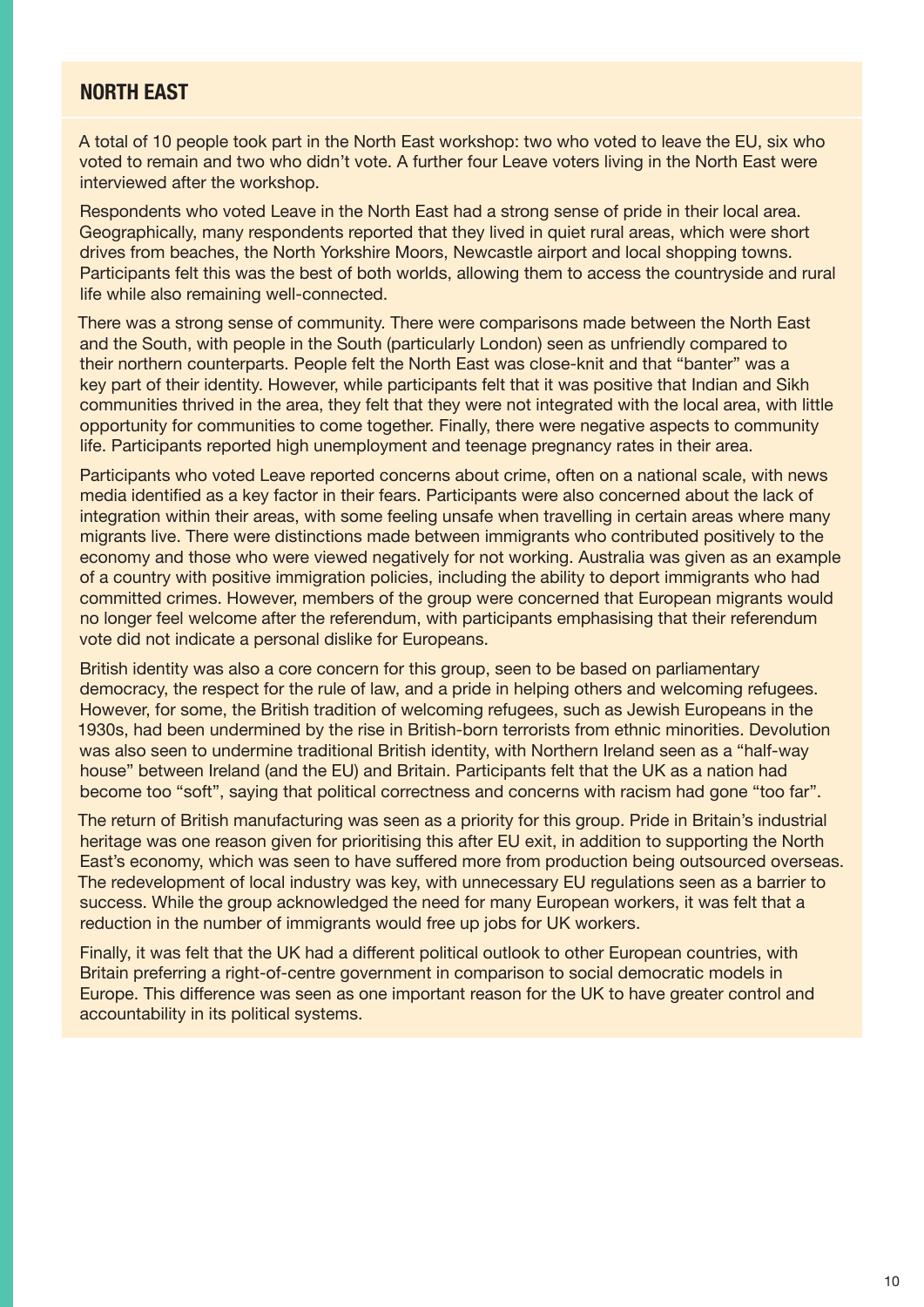## NORTH EAST

A total of 10 people took part in the North East workshop: two who voted to leave the EU, six who voted to remain and two who didn't vote. A further four Leave voters living in the North East were interviewed after the workshop.

Respondents who voted Leave in the North East had a strong sense of pride in their local area. Geographically, many respondents reported that they lived in quiet rural areas, which were short drives from beaches, the North Yorkshire Moors, Newcastle airport and local shopping towns. Participants felt this was the best of both worlds, allowing them to access the countryside and rural life while also remaining well-connected.

There was a strong sense of community. There were comparisons made between the North East and the South, with people in the South (particularly London) seen as unfriendly compared to their northern counterparts. People felt the North East was close-knit and that "banter" was a key part of their identity. However, while participants felt that it was positive that Indian and Sikh communities thrived in the area, they felt that they were not integrated with the local area, with little opportunity for communities to come together. Finally, there were negative aspects to community life. Participants reported high unemployment and teenage pregnancy rates in their area.

Participants who voted Leave reported concerns about crime, often on a national scale, with news media identified as a key factor in their fears. Participants were also concerned about the lack of integration within their areas, with some feeling unsafe when travelling in certain areas where many migrants live. There were distinctions made between immigrants who contributed positively to the economy and those who were viewed negatively for not working. Australia was given as an example of a country with positive immigration policies, including the ability to deport immigrants who had committed crimes. However, members of the group were concerned that European migrants would no longer feel welcome after the referendum, with participants emphasising that their referendum vote did not indicate a personal dislike for Europeans.

British identity was also a core concern for this group, seen to be based on parliamentary democracy, the respect for the rule of law, and a pride in helping others and welcoming refugees. However, for some, the British tradition of welcoming refugees, such as Jewish Europeans in the 1930s, had been undermined by the rise in British-born terrorists from ethnic minorities. Devolution was also seen to undermine traditional British identity, with Northern Ireland seen as a "half-way house" between Ireland (and the EU) and Britain. Participants felt that the UK as a nation had become too "soft", saying that political correctness and concerns with racism had gone "too far".

The return of British manufacturing was seen as a priority for this group. Pride in Britain's industrial heritage was one reason given for prioritising this after EU exit, in addition to supporting the North East's economy, which was seen to have suffered more from production being outsourced overseas. The redevelopment of local industry was key, with unnecessary EU regulations seen as a barrier to success. While the group acknowledged the need for many European workers, it was felt that a reduction in the number of immigrants would free up jobs for UK workers.

Finally, it was felt that the UK had a different political outlook to other European countries, with Britain preferring a right-of-centre government in comparison to social democratic models in Europe. This difference was seen as one important reason for the UK to have greater control and accountability in its political systems.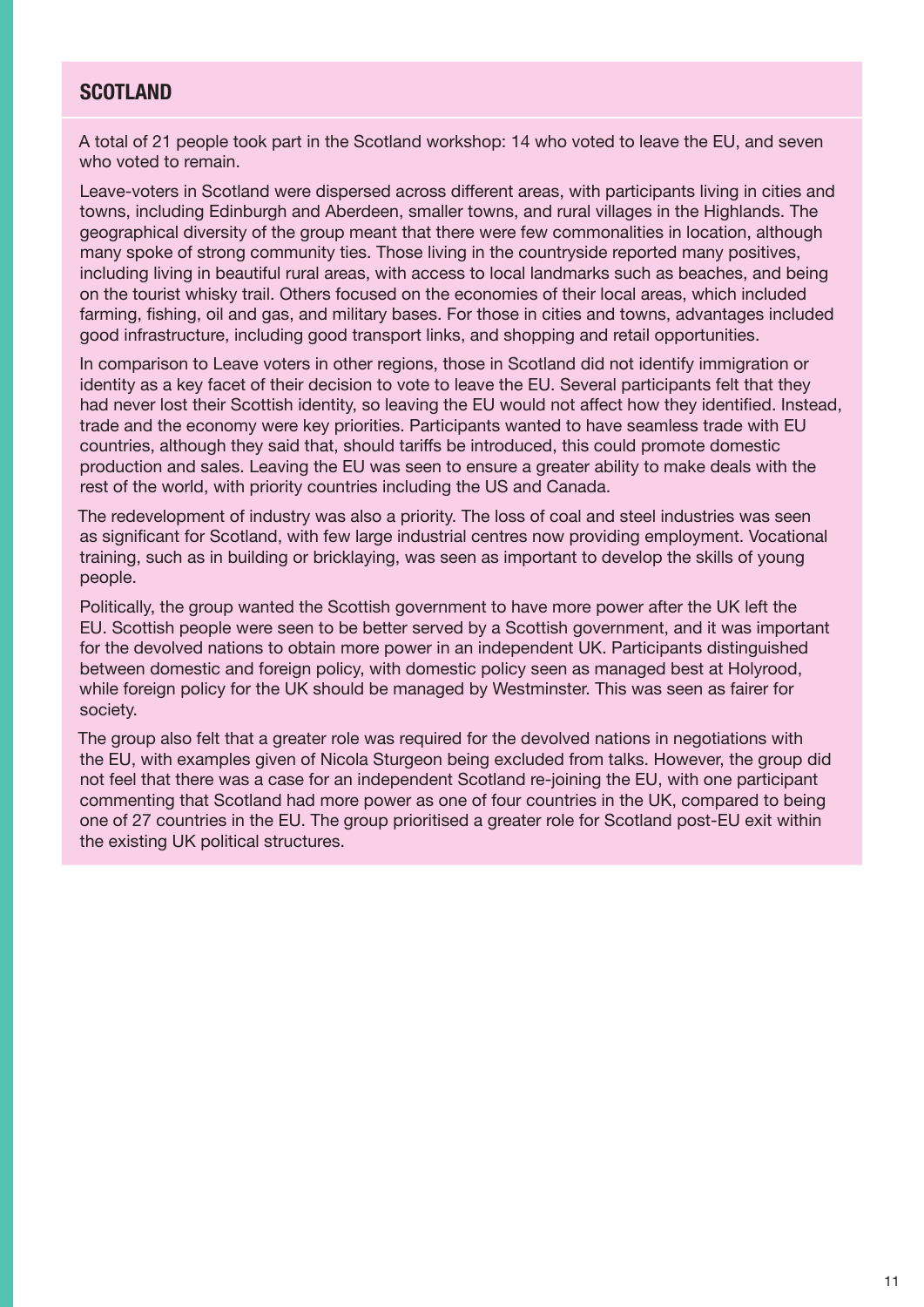## SCOTLAND

A total of 21 people took part in the Scotland workshop: 14 who voted to leave the EU, and seven who voted to remain.

Leave-voters in Scotland were dispersed across different areas, with participants living in cities and towns, including Edinburgh and Aberdeen, smaller towns, and rural villages in the Highlands. The geographical diversity of the group meant that there were few commonalities in location, although many spoke of strong community ties. Those living in the countryside reported many positives, including living in beautiful rural areas, with access to local landmarks such as beaches, and being on the tourist whisky trail. Others focused on the economies of their local areas, which included farming, fishing, oil and gas, and military bases. For those in cities and towns, advantages included good infrastructure, including good transport links, and shopping and retail opportunities.

In comparison to Leave voters in other regions, those in Scotland did not identify immigration or identity as a key facet of their decision to vote to leave the EU. Several participants felt that they had never lost their Scottish identity, so leaving the EU would not affect how they identified. Instead, trade and the economy were key priorities. Participants wanted to have seamless trade with EU countries, although they said that, should tariffs be introduced, this could promote domestic production and sales. Leaving the EU was seen to ensure a greater ability to make deals with the rest of the world, with priority countries including the US and Canada.

The redevelopment of industry was also a priority. The loss of coal and steel industries was seen as significant for Scotland, with few large industrial centres now providing employment. Vocational training, such as in building or bricklaying, was seen as important to develop the skills of young people.

Politically, the group wanted the Scottish government to have more power after the UK left the EU. Scottish people were seen to be better served by a Scottish government, and it was important for the devolved nations to obtain more power in an independent UK. Participants distinguished between domestic and foreign policy, with domestic policy seen as managed best at Holyrood, while foreign policy for the UK should be managed by Westminster. This was seen as fairer for society.

The group also felt that a greater role was required for the devolved nations in negotiations with the EU, with examples given of Nicola Sturgeon being excluded from talks. However, the group did not feel that there was a case for an independent Scotland re-joining the EU, with one participant commenting that Scotland had more power as one of four countries in the UK, compared to being one of 27 countries in the EU. The group prioritised a greater role for Scotland post-EU exit within the existing UK political structures.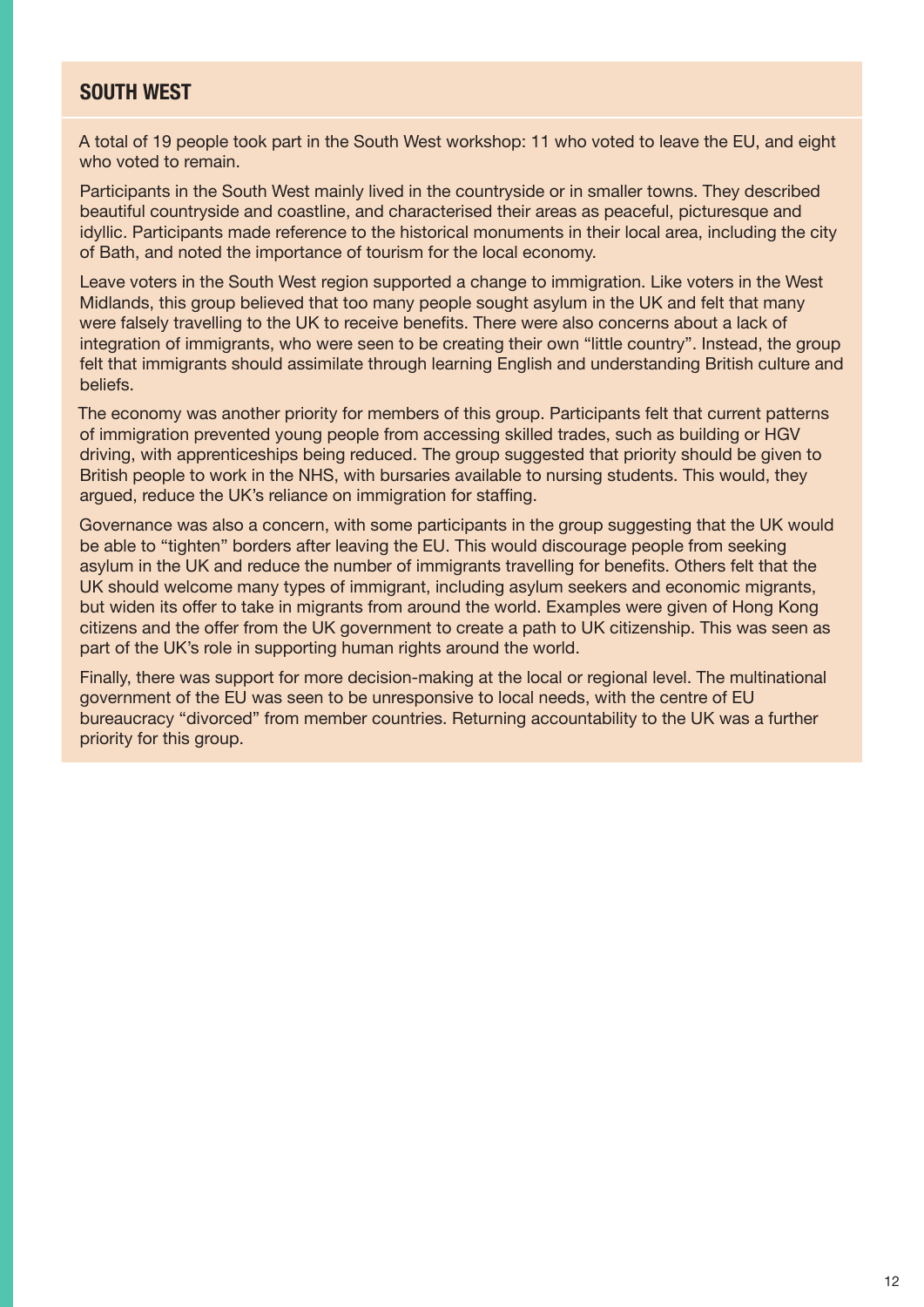## SOUTH WEST

A total of 19 people took part in the South West workshop: 11 who voted to leave the EU, and eight who voted to remain.

Participants in the South West mainly lived in the countryside or in smaller towns. They described beautiful countryside and coastline, and characterised their areas as peaceful, picturesque and idyllic. Participants made reference to the historical monuments in their local area, including the city of Bath, and noted the importance of tourism for the local economy.

Leave voters in the South West region supported a change to immigration. Like voters in the West Midlands, this group believed that too many people sought asylum in the UK and felt that many were falsely travelling to the UK to receive benefits. There were also concerns about a lack of integration of immigrants, who were seen to be creating their own "little country". Instead, the group felt that immigrants should assimilate through learning English and understanding British culture and beliefs.

The economy was another priority for members of this group. Participants felt that current patterns of immigration prevented young people from accessing skilled trades, such as building or HGV driving, with apprenticeships being reduced. The group suggested that priority should be given to British people to work in the NHS, with bursaries available to nursing students. This would, they argued, reduce the UK's reliance on immigration for staffing.

Governance was also a concern, with some participants in the group suggesting that the UK would be able to "tighten" borders after leaving the EU. This would discourage people from seeking asylum in the UK and reduce the number of immigrants travelling for benefits. Others felt that the UK should welcome many types of immigrant, including asylum seekers and economic migrants, but widen its offer to take in migrants from around the world. Examples were given of Hong Kong citizens and the offer from the UK government to create a path to UK citizenship. This was seen as part of the UK's role in supporting human rights around the world.

Finally, there was support for more decision-making at the local or regional level. The multinational government of the EU was seen to be unresponsive to local needs, with the centre of EU bureaucracy "divorced" from member countries. Returning accountability to the UK was a further priority for this group.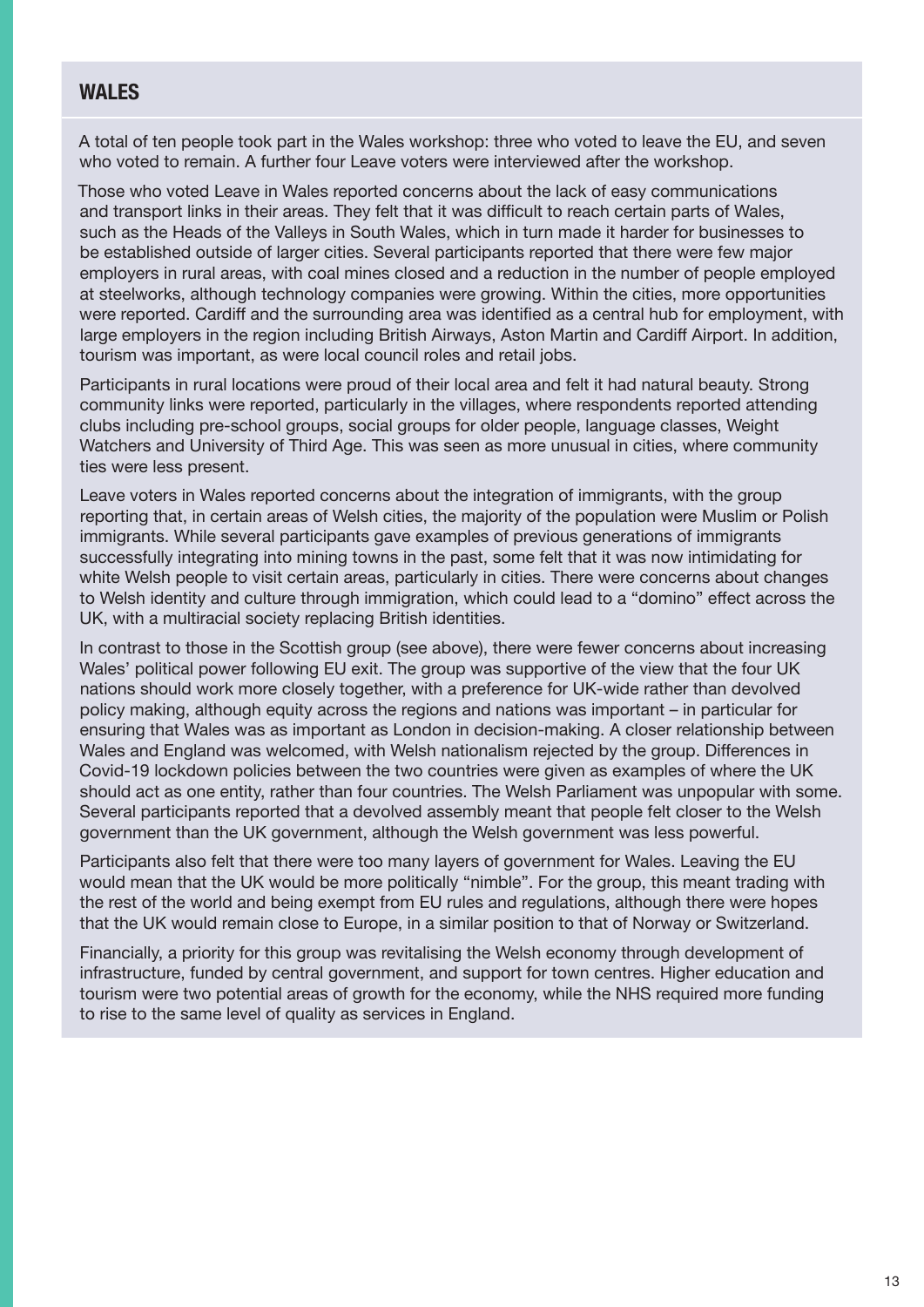## WALES

A total of ten people took part in the Wales workshop: three who voted to leave the EU, and seven who voted to remain. A further four Leave voters were interviewed after the workshop.

Those who voted Leave in Wales reported concerns about the lack of easy communications and transport links in their areas. They felt that it was difficult to reach certain parts of Wales, such as the Heads of the Valleys in South Wales, which in turn made it harder for businesses to be established outside of larger cities. Several participants reported that there were few major employers in rural areas, with coal mines closed and a reduction in the number of people employed at steelworks, although technology companies were growing. Within the cities, more opportunities were reported. Cardiff and the surrounding area was identified as a central hub for employment, with large employers in the region including British Airways, Aston Martin and Cardiff Airport. In addition, tourism was important, as were local council roles and retail jobs.

Participants in rural locations were proud of their local area and felt it had natural beauty. Strong community links were reported, particularly in the villages, where respondents reported attending clubs including pre-school groups, social groups for older people, language classes, Weight Watchers and University of Third Age. This was seen as more unusual in cities, where community ties were less present.

Leave voters in Wales reported concerns about the integration of immigrants, with the group reporting that, in certain areas of Welsh cities, the majority of the population were Muslim or Polish immigrants. While several participants gave examples of previous generations of immigrants successfully integrating into mining towns in the past, some felt that it was now intimidating for white Welsh people to visit certain areas, particularly in cities. There were concerns about changes to Welsh identity and culture through immigration, which could lead to a "domino" effect across the UK, with a multiracial society replacing British identities.

In contrast to those in the Scottish group (see above), there were fewer concerns about increasing Wales' political power following EU exit. The group was supportive of the view that the four UK nations should work more closely together, with a preference for UK-wide rather than devolved policy making, although equity across the regions and nations was important – in particular for ensuring that Wales was as important as London in decision-making. A closer relationship between Wales and England was welcomed, with Welsh nationalism rejected by the group. Differences in Covid-19 lockdown policies between the two countries were given as examples of where the UK should act as one entity, rather than four countries. The Welsh Parliament was unpopular with some. Several participants reported that a devolved assembly meant that people felt closer to the Welsh government than the UK government, although the Welsh government was less powerful.

Participants also felt that there were too many layers of government for Wales. Leaving the EU would mean that the UK would be more politically "nimble". For the group, this meant trading with the rest of the world and being exempt from EU rules and regulations, although there were hopes that the UK would remain close to Europe, in a similar position to that of Norway or Switzerland.

Financially, a priority for this group was revitalising the Welsh economy through development of infrastructure, funded by central government, and support for town centres. Higher education and tourism were two potential areas of growth for the economy, while the NHS required more funding to rise to the same level of quality as services in England.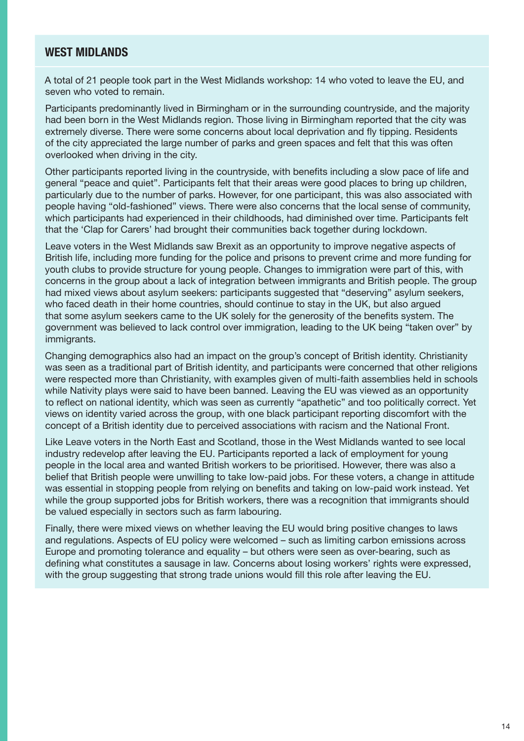## WEST MIDLANDS

A total of 21 people took part in the West Midlands workshop: 14 who voted to leave the EU, and seven who voted to remain.

Participants predominantly lived in Birmingham or in the surrounding countryside, and the majority had been born in the West Midlands region. Those living in Birmingham reported that the city was extremely diverse. There were some concerns about local deprivation and fly tipping. Residents of the city appreciated the large number of parks and green spaces and felt that this was often overlooked when driving in the city.

Other participants reported living in the countryside, with benefits including a slow pace of life and general "peace and quiet". Participants felt that their areas were good places to bring up children, particularly due to the number of parks. However, for one participant, this was also associated with people having "old-fashioned" views. There were also concerns that the local sense of community, which participants had experienced in their childhoods, had diminished over time. Participants felt that the 'Clap for Carers' had brought their communities back together during lockdown.

Leave voters in the West Midlands saw Brexit as an opportunity to improve negative aspects of British life, including more funding for the police and prisons to prevent crime and more funding for youth clubs to provide structure for young people. Changes to immigration were part of this, with concerns in the group about a lack of integration between immigrants and British people. The group had mixed views about asylum seekers: participants suggested that "deserving" asylum seekers, who faced death in their home countries, should continue to stay in the UK, but also argued that some asylum seekers came to the UK solely for the generosity of the benefits system. The government was believed to lack control over immigration, leading to the UK being "taken over" by immigrants.

Changing demographics also had an impact on the group's concept of British identity. Christianity was seen as a traditional part of British identity, and participants were concerned that other religions were respected more than Christianity, with examples given of multi-faith assemblies held in schools while Nativity plays were said to have been banned. Leaving the EU was viewed as an opportunity to reflect on national identity, which was seen as currently "apathetic" and too politically correct. Yet views on identity varied across the group, with one black participant reporting discomfort with the concept of a British identity due to perceived associations with racism and the National Front.

Like Leave voters in the North East and Scotland, those in the West Midlands wanted to see local industry redevelop after leaving the EU. Participants reported a lack of employment for young people in the local area and wanted British workers to be prioritised. However, there was also a belief that British people were unwilling to take low-paid jobs. For these voters, a change in attitude was essential in stopping people from relying on benefits and taking on low-paid work instead. Yet while the group supported jobs for British workers, there was a recognition that immigrants should be valued especially in sectors such as farm labouring.

Finally, there were mixed views on whether leaving the EU would bring positive changes to laws and regulations. Aspects of EU policy were welcomed – such as limiting carbon emissions across Europe and promoting tolerance and equality – but others were seen as over-bearing, such as defining what constitutes a sausage in law. Concerns about losing workers' rights were expressed, with the group suggesting that strong trade unions would fill this role after leaving the EU.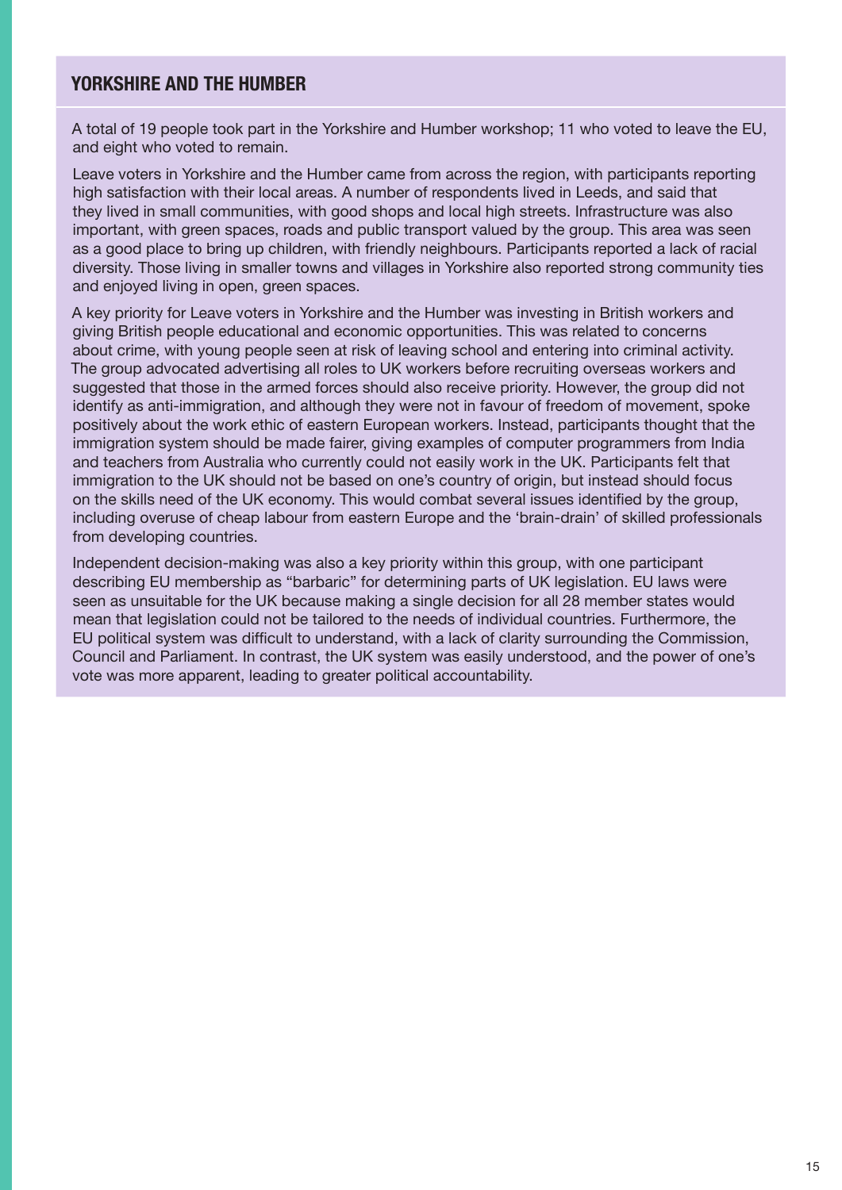## YORKSHIRE AND THE HUMBER

A total of 19 people took part in the Yorkshire and Humber workshop; 11 who voted to leave the EU, and eight who voted to remain.

Leave voters in Yorkshire and the Humber came from across the region, with participants reporting high satisfaction with their local areas. A number of respondents lived in Leeds, and said that they lived in small communities, with good shops and local high streets. Infrastructure was also important, with green spaces, roads and public transport valued by the group. This area was seen as a good place to bring up children, with friendly neighbours. Participants reported a lack of racial diversity. Those living in smaller towns and villages in Yorkshire also reported strong community ties and enjoyed living in open, green spaces.

A key priority for Leave voters in Yorkshire and the Humber was investing in British workers and giving British people educational and economic opportunities. This was related to concerns about crime, with young people seen at risk of leaving school and entering into criminal activity. The group advocated advertising all roles to UK workers before recruiting overseas workers and suggested that those in the armed forces should also receive priority. However, the group did not identify as anti-immigration, and although they were not in favour of freedom of movement, spoke positively about the work ethic of eastern European workers. Instead, participants thought that the immigration system should be made fairer, giving examples of computer programmers from India and teachers from Australia who currently could not easily work in the UK. Participants felt that immigration to the UK should not be based on one's country of origin, but instead should focus on the skills need of the UK economy. This would combat several issues identified by the group, including overuse of cheap labour from eastern Europe and the 'brain-drain' of skilled professionals from developing countries.

Independent decision-making was also a key priority within this group, with one participant describing EU membership as "barbaric" for determining parts of UK legislation. EU laws were seen as unsuitable for the UK because making a single decision for all 28 member states would mean that legislation could not be tailored to the needs of individual countries. Furthermore, the EU political system was difficult to understand, with a lack of clarity surrounding the Commission, Council and Parliament. In contrast, the UK system was easily understood, and the power of one's vote was more apparent, leading to greater political accountability.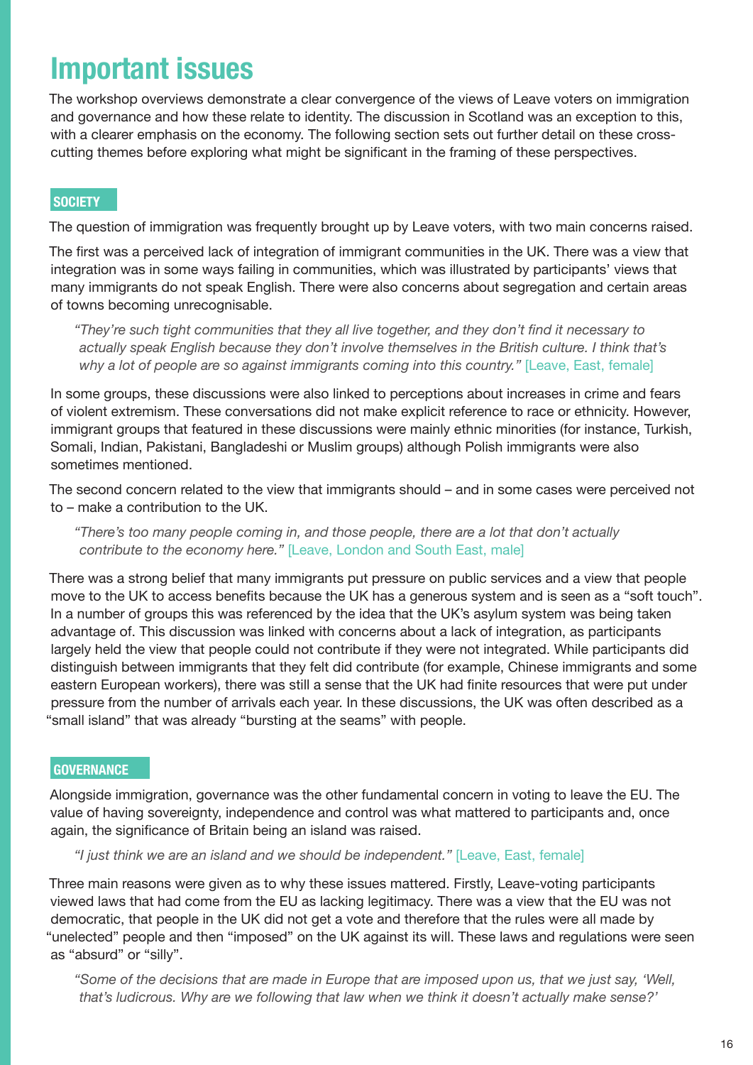# Important issues

The workshop overviews demonstrate a clear convergence of the views of Leave voters on immigration and governance and how these relate to identity. The discussion in Scotland was an exception to this, with a clearer emphasis on the economy. The following section sets out further detail on these cross-cutting themes before exploring what might be significant in the framing of these perspectives.

## SOCIETY

The question of immigration was frequently brought up by Leave voters, with two main concerns raised.

The first was a perceived lack of integration of immigrant communities in the UK. There was a view that integration was in some ways failing in communities, which was illustrated by participants' views that many immigrants do not speak English. There were also concerns about segregation and certain areas of towns becoming unrecognisable.

> *"They're such tight communities that they all live together, and they don't find it necessary to actually speak English because they don't involve themselves in the British culture. I think that's why a lot of people are so against immigrants coming into this country."* [Leave, East, female]

In some groups, these discussions were also linked to perceptions about increases in crime and fears of violent extremism. These conversations did not make explicit reference to race or ethnicity. However, immigrant groups that featured in these discussions were mainly ethnic minorities (for instance, Turkish, Somali, Indian, Pakistani, Bangladeshi or Muslim groups) although Polish immigrants were also sometimes mentioned.

The second concern related to the view that immigrants should – and in some cases were perceived not to – make a contribution to the UK.

> *"There's too many people coming in, and those people, there are a lot that don't actually contribute to the economy here."* [Leave, London and South East, male]

There was a strong belief that many immigrants put pressure on public services and a view that people move to the UK to access benefits because the UK has a generous system and is seen as a "soft touch". In a number of groups this was referenced by the idea that the UK's asylum system was being taken advantage of. This discussion was linked with concerns about a lack of integration, as participants largely held the view that people could not contribute if they were not integrated. While participants did distinguish between immigrants that they felt did contribute (for example, Chinese immigrants and some eastern European workers), there was still a sense that the UK had finite resources that were put under pressure from the number of arrivals each year. In these discussions, the UK was often described as a "small island" that was already "bursting at the seams" with people.

## GOVERNANCE

Alongside immigration, governance was the other fundamental concern in voting to leave the EU. The value of having sovereignty, independence and control was what mattered to participants and, once again, the significance of Britain being an island was raised.

> *"I just think we are an island and we should be independent."* [Leave, East, female]

Three main reasons were given as to why these issues mattered. Firstly, Leave-voting participants viewed laws that had come from the EU as lacking legitimacy. There was a view that the EU was not democratic, that people in the UK did not get a vote and therefore that the rules were all made by "unelected" people and then "imposed" on the UK against its will. These laws and regulations were seen as "absurd" or "silly".

> *"Some of the decisions that are made in Europe that are imposed upon us, that we just say, 'Well, that's ludicrous. Why are we following that law when we think it doesn't actually make sense?'*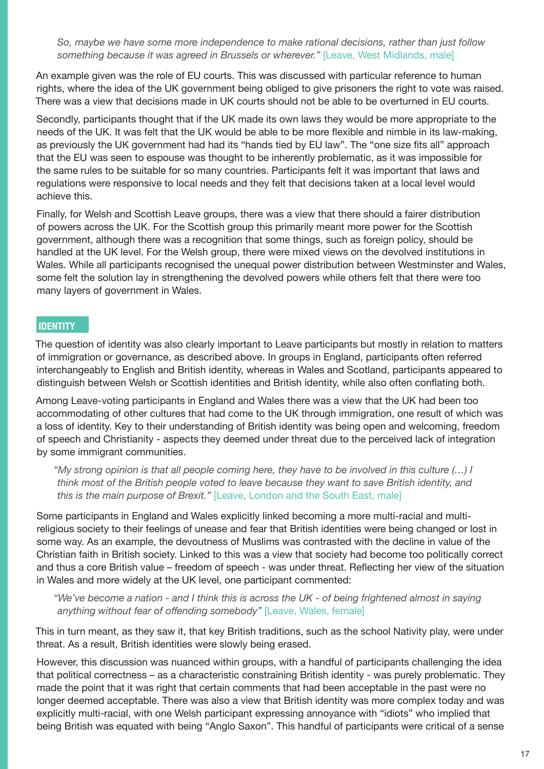> *So, maybe we have some more independence to make rational decisions, rather than just follow something because it was agreed in Brussels or wherever."* [Leave, West Midlands, male]

An example given was the role of EU courts. This was discussed with particular reference to human rights, where the idea of the UK government being obliged to give prisoners the right to vote was raised. There was a view that decisions made in UK courts should not be able to be overturned in EU courts.

Secondly, participants thought that if the UK made its own laws they would be more appropriate to the needs of the UK. It was felt that the UK would be able to be more flexible and nimble in its law-making, as previously the UK government had had its "hands tied by EU law". The "one size fits all" approach that the EU was seen to espouse was thought to be inherently problematic, as it was impossible for the same rules to be suitable for so many countries. Participants felt it was important that laws and regulations were responsive to local needs and they felt that decisions taken at a local level would achieve this.

Finally, for Welsh and Scottish Leave groups, there was a view that there should a fairer distribution of powers across the UK. For the Scottish group this primarily meant more power for the Scottish government, although there was a recognition that some things, such as foreign policy, should be handled at the UK level. For the Welsh group, there were mixed views on the devolved institutions in Wales. While all participants recognised the unequal power distribution between Westminster and Wales, some felt the solution lay in strengthening the devolved powers while others felt that there were too many layers of government in Wales.

## IDENTITY

The question of identity was also clearly important to Leave participants but mostly in relation to matters of immigration or governance, as described above. In groups in England, participants often referred interchangeably to English and British identity, whereas in Wales and Scotland, participants appeared to distinguish between Welsh or Scottish identities and British identity, while also often conflating both.

Among Leave-voting participants in England and Wales there was a view that the UK had been too accommodating of other cultures that had come to the UK through immigration, one result of which was a loss of identity. Key to their understanding of British identity was being open and welcoming, freedom of speech and Christianity - aspects they deemed under threat due to the perceived lack of integration by some immigrant communities.

> *"My strong opinion is that all people coming here, they have to be involved in this culture (...) I think most of the British people voted to leave because they want to save British identity, and this is the main purpose of Brexit."* [Leave, London and the South East, male]

Some participants in England and Wales explicitly linked becoming a more multi-racial and multi-religious society to their feelings of unease and fear that British identities were being changed or lost in some way. As an example, the devoutness of Muslims was contrasted with the decline in value of the Christian faith in British society. Linked to this was a view that society had become too politically correct and thus a core British value – freedom of speech - was under threat. Reflecting her view of the situation in Wales and more widely at the UK level, one participant commented:

> *"We've become a nation - and I think this is across the UK - of being frightened almost in saying anything without fear of offending somebody"* [Leave, Wales, female]

This in turn meant, as they saw it, that key British traditions, such as the school Nativity play, were under threat. As a result, British identities were slowly being erased.

However, this discussion was nuanced within groups, with a handful of participants challenging the idea that political correctness – as a characteristic constraining British identity - was purely problematic. They made the point that it was right that certain comments that had been acceptable in the past were no longer deemed acceptable. There was also a view that British identity was more complex today and was explicitly multi-racial, with one Welsh participant expressing annoyance with "idiots" who implied that being British was equated with being "Anglo Saxon". This handful of participants were critical of a sense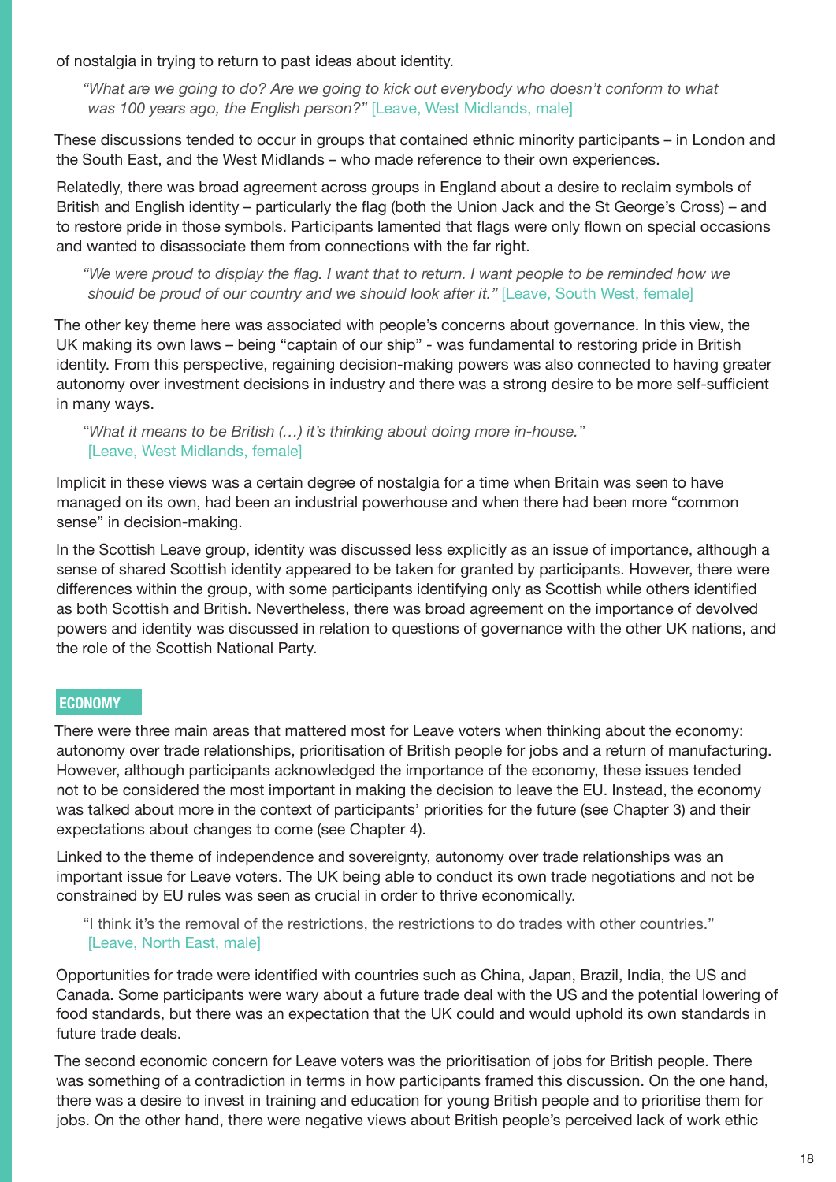of nostalgia in trying to return to past ideas about identity.

> *"What are we going to do? Are we going to kick out everybody who doesn't conform to what was 100 years ago, the English person?"* [Leave, West Midlands, male]

These discussions tended to occur in groups that contained ethnic minority participants – in London and the South East, and the West Midlands – who made reference to their own experiences.

Relatedly, there was broad agreement across groups in England about a desire to reclaim symbols of British and English identity – particularly the flag (both the Union Jack and the St George's Cross) – and to restore pride in those symbols. Participants lamented that flags were only flown on special occasions and wanted to disassociate them from connections with the far right.

> *"We were proud to display the flag. I want that to return. I want people to be reminded how we should be proud of our country and we should look after it."* [Leave, South West, female]

The other key theme here was associated with people's concerns about governance. In this view, the UK making its own laws – being "captain of our ship" - was fundamental to restoring pride in British identity. From this perspective, regaining decision-making powers was also connected to having greater autonomy over investment decisions in industry and there was a strong desire to be more self-sufficient in many ways.

> *"What it means to be British (…) it's thinking about doing more in-house."* [Leave, West Midlands, female]

Implicit in these views was a certain degree of nostalgia for a time when Britain was seen to have managed on its own, had been an industrial powerhouse and when there had been more "common sense" in decision-making.

In the Scottish Leave group, identity was discussed less explicitly as an issue of importance, although a sense of shared Scottish identity appeared to be taken for granted by participants. However, there were differences within the group, with some participants identifying only as Scottish while others identified as both Scottish and British. Nevertheless, there was broad agreement on the importance of devolved powers and identity was discussed in relation to questions of governance with the other UK nations, and the role of the Scottish National Party.

## ECONOMY

There were three main areas that mattered most for Leave voters when thinking about the economy: autonomy over trade relationships, prioritisation of British people for jobs and a return of manufacturing. However, although participants acknowledged the importance of the economy, these issues tended not to be considered the most important in making the decision to leave the EU. Instead, the economy was talked about more in the context of participants' priorities for the future (see Chapter 3) and their expectations about changes to come (see Chapter 4).

Linked to the theme of independence and sovereignty, autonomy over trade relationships was an important issue for Leave voters. The UK being able to conduct its own trade negotiations and not be constrained by EU rules was seen as crucial in order to thrive economically.

> "I think it's the removal of the restrictions, the restrictions to do trades with other countries." [Leave, North East, male]

Opportunities for trade were identified with countries such as China, Japan, Brazil, India, the US and Canada. Some participants were wary about a future trade deal with the US and the potential lowering of food standards, but there was an expectation that the UK could and would uphold its own standards in future trade deals.

The second economic concern for Leave voters was the prioritisation of jobs for British people. There was something of a contradiction in terms in how participants framed this discussion. On the one hand, there was a desire to invest in training and education for young British people and to prioritise them for jobs. On the other hand, there were negative views about British people's perceived lack of work ethic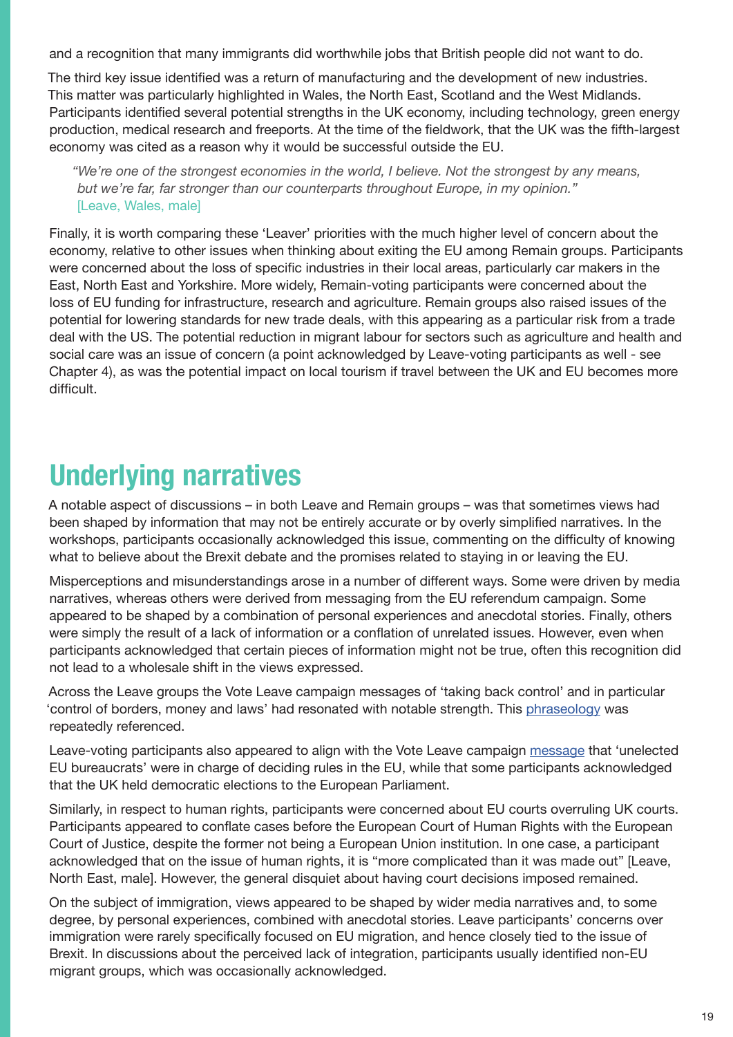and a recognition that many immigrants did worthwhile jobs that British people did not want to do.

The third key issue identified was a return of manufacturing and the development of new industries. This matter was particularly highlighted in Wales, the North East, Scotland and the West Midlands. Participants identified several potential strengths in the UK economy, including technology, green energy production, medical research and freeports. At the time of the fieldwork, that the UK was the fifth-largest economy was cited as a reason why it would be successful outside the EU.

> *"We're one of the strongest economies in the world, I believe. Not the strongest by any means, but we're far, far stronger than our counterparts throughout Europe, in my opinion."* [Leave, Wales, male]

Finally, it is worth comparing these 'Leaver' priorities with the much higher level of concern about the economy, relative to other issues when thinking about exiting the EU among Remain groups. Participants were concerned about the loss of specific industries in their local areas, particularly car makers in the East, North East and Yorkshire. More widely, Remain-voting participants were concerned about the loss of EU funding for infrastructure, research and agriculture. Remain groups also raised issues of the potential for lowering standards for new trade deals, with this appearing as a particular risk from a trade deal with the US. The potential reduction in migrant labour for sectors such as agriculture and health and social care was an issue of concern (a point acknowledged by Leave-voting participants as well - see Chapter 4), as was the potential impact on local tourism if travel between the UK and EU becomes more difficult.

## Underlying narratives

A notable aspect of discussions – in both Leave and Remain groups – was that sometimes views had been shaped by information that may not be entirely accurate or by overly simplified narratives. In the workshops, participants occasionally acknowledged this issue, commenting on the difficulty of knowing what to believe about the Brexit debate and the promises related to staying in or leaving the EU.

Misperceptions and misunderstandings arose in a number of different ways. Some were driven by media narratives, whereas others were derived from messaging from the EU referendum campaign. Some appeared to be shaped by a combination of personal experiences and anecdotal stories. Finally, others were simply the result of a lack of information or a conflation of unrelated issues. However, even when participants acknowledged that certain pieces of information might not be true, often this recognition did not lead to a wholesale shift in the views expressed.

Across the Leave groups the Vote Leave campaign messages of 'taking back control' and in particular 'control of borders, money and laws' had resonated with notable strength. This phraseology was repeatedly referenced.

Leave-voting participants also appeared to align with the Vote Leave campaign message that 'unelected EU bureaucrats' were in charge of deciding rules in the EU, while that some participants acknowledged that the UK held democratic elections to the European Parliament.

Similarly, in respect to human rights, participants were concerned about EU courts overruling UK courts. Participants appeared to conflate cases before the European Court of Human Rights with the European Court of Justice, despite the former not being a European Union institution. In one case, a participant acknowledged that on the issue of human rights, it is "more complicated than it was made out" [Leave, North East, male]. However, the general disquiet about having court decisions imposed remained.

On the subject of immigration, views appeared to be shaped by wider media narratives and, to some degree, by personal experiences, combined with anecdotal stories. Leave participants' concerns over immigration were rarely specifically focused on EU migration, and hence closely tied to the issue of Brexit. In discussions about the perceived lack of integration, participants usually identified non-EU migrant groups, which was occasionally acknowledged.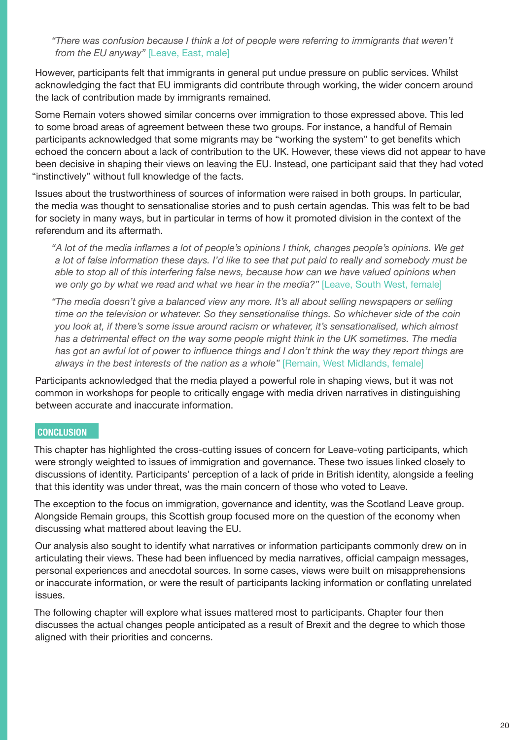> *"There was confusion because I think a lot of people were referring to immigrants that weren't from the EU anyway"* [Leave, East, male]

However, participants felt that immigrants in general put undue pressure on public services. Whilst acknowledging the fact that EU immigrants did contribute through working, the wider concern around the lack of contribution made by immigrants remained.

Some Remain voters showed similar concerns over immigration to those expressed above. This led to some broad areas of agreement between these two groups. For instance, a handful of Remain participants acknowledged that some migrants may be "working the system" to get benefits which echoed the concern about a lack of contribution to the UK. However, these views did not appear to have been decisive in shaping their views on leaving the EU. Instead, one participant said that they had voted "instinctively" without full knowledge of the facts.

Issues about the trustworthiness of sources of information were raised in both groups. In particular, the media was thought to sensationalise stories and to push certain agendas. This was felt to be bad for society in many ways, but in particular in terms of how it promoted division in the context of the referendum and its aftermath.

> *"A lot of the media inflames a lot of people's opinions I think, changes people's opinions. We get a lot of false information these days. I'd like to see that put paid to really and somebody must be able to stop all of this interfering false news, because how can we have valued opinions when we only go by what we read and what we hear in the media?"* [Leave, South West, female]

> *"The media doesn't give a balanced view any more. It's all about selling newspapers or selling time on the television or whatever. So they sensationalise things. So whichever side of the coin you look at, if there's some issue around racism or whatever, it's sensationalised, which almost has a detrimental effect on the way some people might think in the UK sometimes. The media has got an awful lot of power to influence things and I don't think the way they report things are always in the best interests of the nation as a whole"* [Remain, West Midlands, female]

Participants acknowledged that the media played a powerful role in shaping views, but it was not common in workshops for people to critically engage with media driven narratives in distinguishing between accurate and inaccurate information.

## CONCLUSION

This chapter has highlighted the cross-cutting issues of concern for Leave-voting participants, which were strongly weighted to issues of immigration and governance. These two issues linked closely to discussions of identity. Participants' perception of a lack of pride in British identity, alongside a feeling that this identity was under threat, was the main concern of those who voted to Leave.

The exception to the focus on immigration, governance and identity, was the Scotland Leave group. Alongside Remain groups, this Scottish group focused more on the question of the economy when discussing what mattered about leaving the EU.

Our analysis also sought to identify what narratives or information participants commonly drew on in articulating their views. These had been influenced by media narratives, official campaign messages, personal experiences and anecdotal sources. In some cases, views were built on misapprehensions or inaccurate information, or were the result of participants lacking information or conflating unrelated issues.

The following chapter will explore what issues mattered most to participants. Chapter four then discusses the actual changes people anticipated as a result of Brexit and the degree to which those aligned with their priorities and concerns.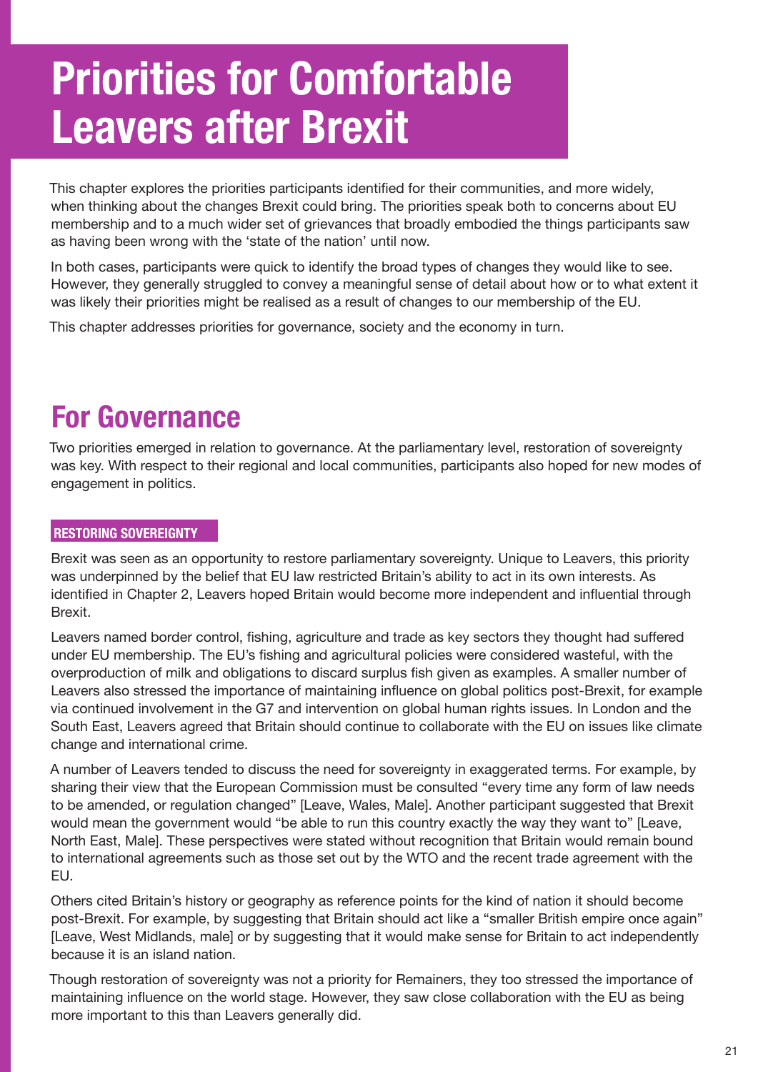# Priorities for Comfortable Leavers after Brexit

This chapter explores the priorities participants identified for their communities, and more widely, when thinking about the changes Brexit could bring. The priorities speak both to concerns about EU membership and to a much wider set of grievances that broadly embodied the things participants saw as having been wrong with the 'state of the nation' until now.

In both cases, participants were quick to identify the broad types of changes they would like to see. However, they generally struggled to convey a meaningful sense of detail about how or to what extent it was likely their priorities might be realised as a result of changes to our membership of the EU.

This chapter addresses priorities for governance, society and the economy in turn.

## For Governance

Two priorities emerged in relation to governance. At the parliamentary level, restoration of sovereignty was key. With respect to their regional and local communities, participants also hoped for new modes of engagement in politics.

### RESTORING SOVEREIGNTY

Brexit was seen as an opportunity to restore parliamentary sovereignty. Unique to Leavers, this priority was underpinned by the belief that EU law restricted Britain's ability to act in its own interests. As identified in Chapter 2, Leavers hoped Britain would become more independent and influential through Brexit.

Leavers named border control, fishing, agriculture and trade as key sectors they thought had suffered under EU membership. The EU's fishing and agricultural policies were considered wasteful, with the overproduction of milk and obligations to discard surplus fish given as examples. A smaller number of Leavers also stressed the importance of maintaining influence on global politics post-Brexit, for example via continued involvement in the G7 and intervention on global human rights issues. In London and the South East, Leavers agreed that Britain should continue to collaborate with the EU on issues like climate change and international crime.

A number of Leavers tended to discuss the need for sovereignty in exaggerated terms. For example, by sharing their view that the European Commission must be consulted "every time any form of law needs to be amended, or regulation changed" [Leave, Wales, Male]. Another participant suggested that Brexit would mean the government would "be able to run this country exactly the way they want to" [Leave, North East, Male]. These perspectives were stated without recognition that Britain would remain bound to international agreements such as those set out by the WTO and the recent trade agreement with the EU.

Others cited Britain's history or geography as reference points for the kind of nation it should become post-Brexit. For example, by suggesting that Britain should act like a "smaller British empire once again" [Leave, West Midlands, male] or by suggesting that it would make sense for Britain to act independently because it is an island nation.

Though restoration of sovereignty was not a priority for Remainers, they too stressed the importance of maintaining influence on the world stage. However, they saw close collaboration with the EU as being more important to this than Leavers generally did.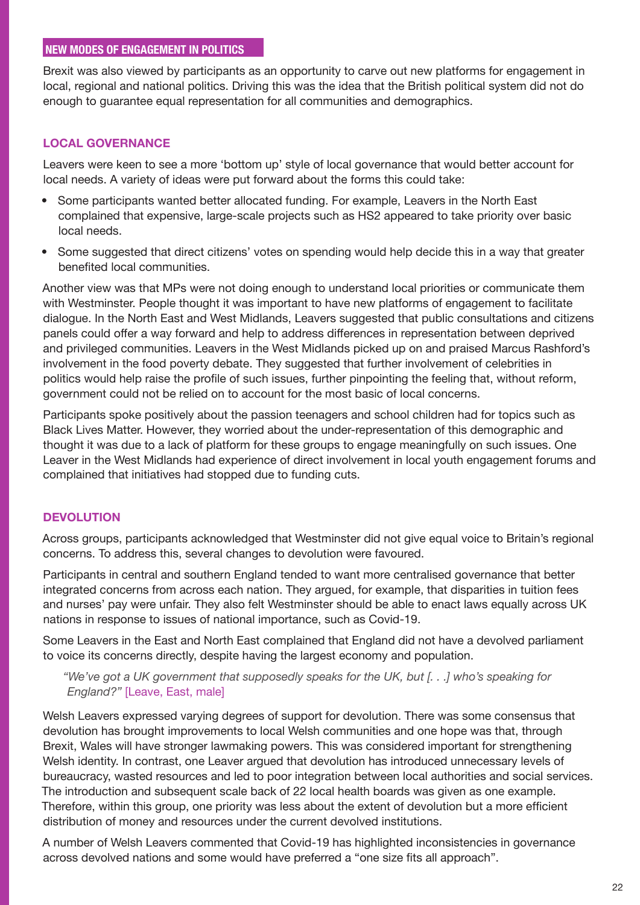## NEW MODES OF ENGAGEMENT IN POLITICS

Brexit was also viewed by participants as an opportunity to carve out new platforms for engagement in local, regional and national politics. Driving this was the idea that the British political system did not do enough to guarantee equal representation for all communities and demographics.

### LOCAL GOVERNANCE

Leavers were keen to see a more 'bottom up' style of local governance that would better account for local needs. A variety of ideas were put forward about the forms this could take:

- Some participants wanted better allocated funding. For example, Leavers in the North East complained that expensive, large-scale projects such as HS2 appeared to take priority over basic local needs.
- Some suggested that direct citizens' votes on spending would help decide this in a way that greater benefited local communities.

Another view was that MPs were not doing enough to understand local priorities or communicate them with Westminster. People thought it was important to have new platforms of engagement to facilitate dialogue. In the North East and West Midlands, Leavers suggested that public consultations and citizens panels could offer a way forward and help to address differences in representation between deprived and privileged communities. Leavers in the West Midlands picked up on and praised Marcus Rashford's involvement in the food poverty debate. They suggested that further involvement of celebrities in politics would help raise the profile of such issues, further pinpointing the feeling that, without reform, government could not be relied on to account for the most basic of local concerns.

Participants spoke positively about the passion teenagers and school children had for topics such as Black Lives Matter. However, they worried about the under-representation of this demographic and thought it was due to a lack of platform for these groups to engage meaningfully on such issues. One Leaver in the West Midlands had experience of direct involvement in local youth engagement forums and complained that initiatives had stopped due to funding cuts.

### DEVOLUTION

Across groups, participants acknowledged that Westminster did not give equal voice to Britain's regional concerns. To address this, several changes to devolution were favoured.

Participants in central and southern England tended to want more centralised governance that better integrated concerns from across each nation. They argued, for example, that disparities in tuition fees and nurses' pay were unfair. They also felt Westminster should be able to enact laws equally across UK nations in response to issues of national importance, such as Covid-19.

Some Leavers in the East and North East complained that England did not have a devolved parliament to voice its concerns directly, despite having the largest economy and population.

> *"We've got a UK government that supposedly speaks for the UK, but [. . .] who's speaking for England?"* [Leave, East, male]

Welsh Leavers expressed varying degrees of support for devolution. There was some consensus that devolution has brought improvements to local Welsh communities and one hope was that, through Brexit, Wales will have stronger lawmaking powers. This was considered important for strengthening Welsh identity. In contrast, one Leaver argued that devolution has introduced unnecessary levels of bureaucracy, wasted resources and led to poor integration between local authorities and social services. The introduction and subsequent scale back of 22 local health boards was given as one example. Therefore, within this group, one priority was less about the extent of devolution but a more efficient distribution of money and resources under the current devolved institutions.

A number of Welsh Leavers commented that Covid-19 has highlighted inconsistencies in governance across devolved nations and some would have preferred a "one size fits all approach".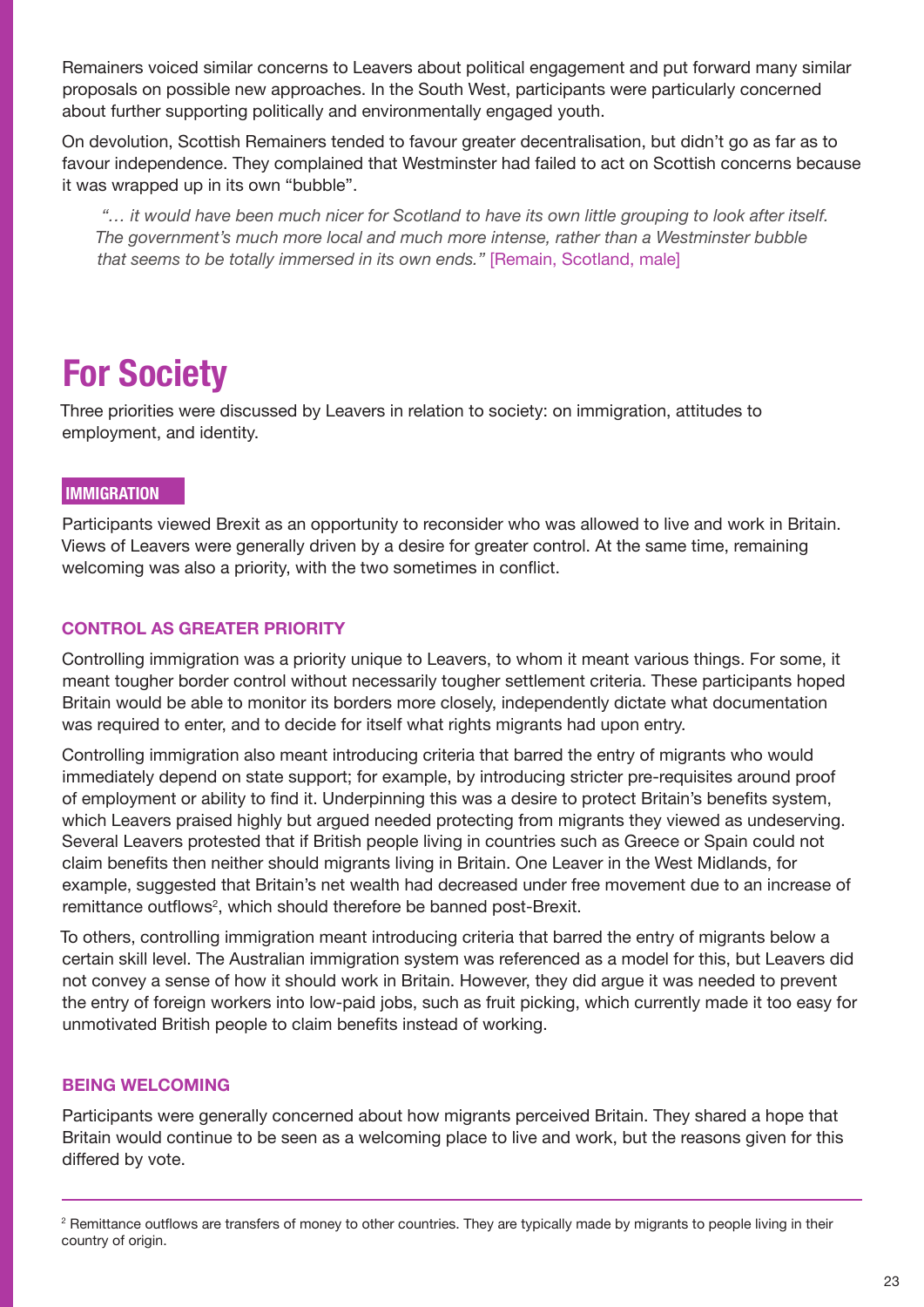Remainers voiced similar concerns to Leavers about political engagement and put forward many similar proposals on possible new approaches. In the South West, participants were particularly concerned about further supporting politically and environmentally engaged youth.

On devolution, Scottish Remainers tended to favour greater decentralisation, but didn't go as far as to favour independence. They complained that Westminster had failed to act on Scottish concerns because it was wrapped up in its own "bubble".

> *"… it would have been much nicer for Scotland to have its own little grouping to look after itself. The government's much more local and much more intense, rather than a Westminster bubble that seems to be totally immersed in its own ends."* [Remain, Scotland, male]

# For Society

Three priorities were discussed by Leavers in relation to society: on immigration, attitudes to employment, and identity.

## IMMIGRATION

Participants viewed Brexit as an opportunity to reconsider who was allowed to live and work in Britain. Views of Leavers were generally driven by a desire for greater control. At the same time, remaining welcoming was also a priority, with the two sometimes in conflict.

### CONTROL AS GREATER PRIORITY

Controlling immigration was a priority unique to Leavers, to whom it meant various things. For some, it meant tougher border control without necessarily tougher settlement criteria. These participants hoped Britain would be able to monitor its borders more closely, independently dictate what documentation was required to enter, and to decide for itself what rights migrants had upon entry.

Controlling immigration also meant introducing criteria that barred the entry of migrants who would immediately depend on state support; for example, by introducing stricter pre-requisites around proof of employment or ability to find it. Underpinning this was a desire to protect Britain's benefits system, which Leavers praised highly but argued needed protecting from migrants they viewed as undeserving. Several Leavers protested that if British people living in countries such as Greece or Spain could not claim benefits then neither should migrants living in Britain. One Leaver in the West Midlands, for example, suggested that Britain's net wealth had decreased under free movement due to an increase of remittance outflows[2], which should therefore be banned post-Brexit.

To others, controlling immigration meant introducing criteria that barred the entry of migrants below a certain skill level. The Australian immigration system was referenced as a model for this, but Leavers did not convey a sense of how it should work in Britain. However, they did argue it was needed to prevent the entry of foreign workers into low-paid jobs, such as fruit picking, which currently made it too easy for unmotivated British people to claim benefits instead of working.

### BEING WELCOMING

Participants were generally concerned about how migrants perceived Britain. They shared a hope that Britain would continue to be seen as a welcoming place to live and work, but the reasons given for this differed by vote.

---

[2] Remittance outflows are transfers of money to other countries. They are typically made by migrants to people living in their country of origin.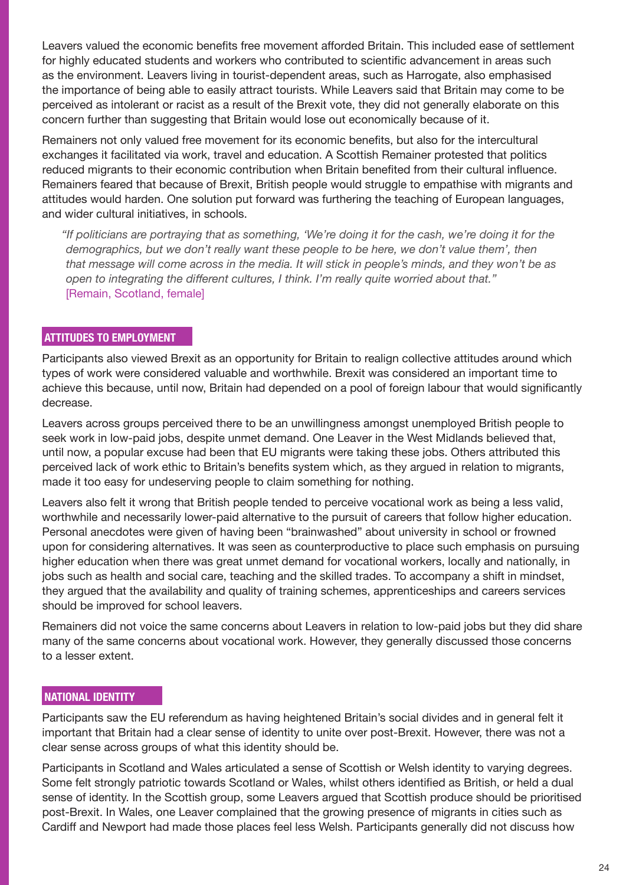Leavers valued the economic benefits free movement afforded Britain. This included ease of settlement for highly educated students and workers who contributed to scientific advancement in areas such as the environment. Leavers living in tourist-dependent areas, such as Harrogate, also emphasised the importance of being able to easily attract tourists. While Leavers said that Britain may come to be perceived as intolerant or racist as a result of the Brexit vote, they did not generally elaborate on this concern further than suggesting that Britain would lose out economically because of it.

Remainers not only valued free movement for its economic benefits, but also for the intercultural exchanges it facilitated via work, travel and education. A Scottish Remainer protested that politics reduced migrants to their economic contribution when Britain benefited from their cultural influence. Remainers feared that because of Brexit, British people would struggle to empathise with migrants and attitudes would harden. One solution put forward was furthering the teaching of European languages, and wider cultural initiatives, in schools.

> *"If politicians are portraying that as something, 'We're doing it for the cash, we're doing it for the demographics, but we don't really want these people to be here, we don't value them', then that message will come across in the media. It will stick in people's minds, and they won't be as open to integrating the different cultures, I think. I'm really quite worried about that."*
> [Remain, Scotland, female]

## ATTITUDES TO EMPLOYMENT

Participants also viewed Brexit as an opportunity for Britain to realign collective attitudes around which types of work were considered valuable and worthwhile. Brexit was considered an important time to achieve this because, until now, Britain had depended on a pool of foreign labour that would significantly decrease.

Leavers across groups perceived there to be an unwillingness amongst unemployed British people to seek work in low-paid jobs, despite unmet demand. One Leaver in the West Midlands believed that, until now, a popular excuse had been that EU migrants were taking these jobs. Others attributed this perceived lack of work ethic to Britain's benefits system which, as they argued in relation to migrants, made it too easy for undeserving people to claim something for nothing.

Leavers also felt it wrong that British people tended to perceive vocational work as being a less valid, worthwhile and necessarily lower-paid alternative to the pursuit of careers that follow higher education. Personal anecdotes were given of having been "brainwashed" about university in school or frowned upon for considering alternatives. It was seen as counterproductive to place such emphasis on pursuing higher education when there was great unmet demand for vocational workers, locally and nationally, in jobs such as health and social care, teaching and the skilled trades. To accompany a shift in mindset, they argued that the availability and quality of training schemes, apprenticeships and careers services should be improved for school leavers.

Remainers did not voice the same concerns about Leavers in relation to low-paid jobs but they did share many of the same concerns about vocational work. However, they generally discussed those concerns to a lesser extent.

## NATIONAL IDENTITY

Participants saw the EU referendum as having heightened Britain's social divides and in general felt it important that Britain had a clear sense of identity to unite over post-Brexit. However, there was not a clear sense across groups of what this identity should be.

Participants in Scotland and Wales articulated a sense of Scottish or Welsh identity to varying degrees. Some felt strongly patriotic towards Scotland or Wales, whilst others identified as British, or held a dual sense of identity. In the Scottish group, some Leavers argued that Scottish produce should be prioritised post-Brexit. In Wales, one Leaver complained that the growing presence of migrants in cities such as Cardiff and Newport had made those places feel less Welsh. Participants generally did not discuss how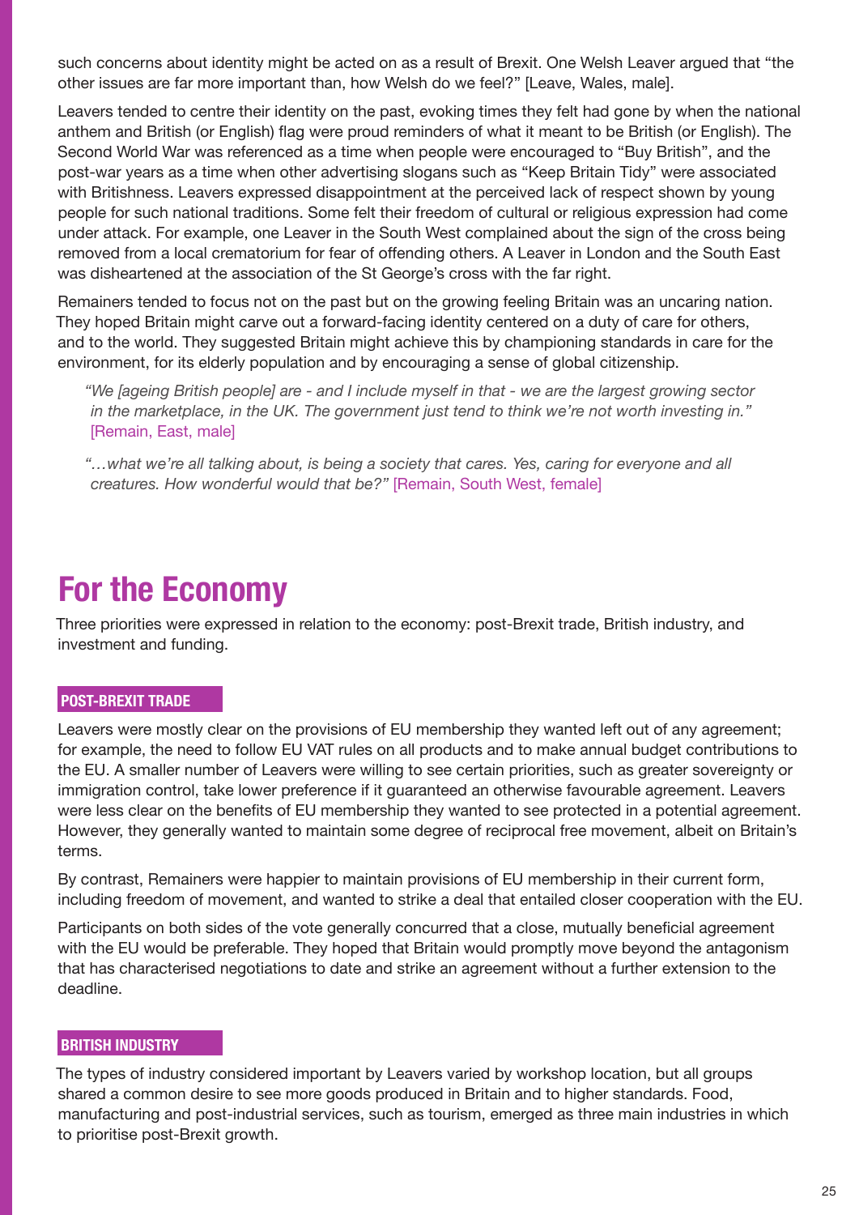such concerns about identity might be acted on as a result of Brexit. One Welsh Leaver argued that "the other issues are far more important than, how Welsh do we feel?" [Leave, Wales, male].

Leavers tended to centre their identity on the past, evoking times they felt had gone by when the national anthem and British (or English) flag were proud reminders of what it meant to be British (or English). The Second World War was referenced as a time when people were encouraged to "Buy British", and the post-war years as a time when other advertising slogans such as "Keep Britain Tidy" were associated with Britishness. Leavers expressed disappointment at the perceived lack of respect shown by young people for such national traditions. Some felt their freedom of cultural or religious expression had come under attack. For example, one Leaver in the South West complained about the sign of the cross being removed from a local crematorium for fear of offending others. A Leaver in London and the South East was disheartened at the association of the St George's cross with the far right.

Remainers tended to focus not on the past but on the growing feeling Britain was an uncaring nation. They hoped Britain might carve out a forward-facing identity centered on a duty of care for others, and to the world. They suggested Britain might achieve this by championing standards in care for the environment, for its elderly population and by encouraging a sense of global citizenship.

> *"We [ageing British people] are - and I include myself in that - we are the largest growing sector in the marketplace, in the UK. The government just tend to think we're not worth investing in."* [Remain, East, male]

> *"…what we're all talking about, is being a society that cares. Yes, caring for everyone and all creatures. How wonderful would that be?"* [Remain, South West, female]

# For the Economy

Three priorities were expressed in relation to the economy: post-Brexit trade, British industry, and investment and funding.

### POST-BREXIT TRADE

Leavers were mostly clear on the provisions of EU membership they wanted left out of any agreement; for example, the need to follow EU VAT rules on all products and to make annual budget contributions to the EU. A smaller number of Leavers were willing to see certain priorities, such as greater sovereignty or immigration control, take lower preference if it guaranteed an otherwise favourable agreement. Leavers were less clear on the benefits of EU membership they wanted to see protected in a potential agreement. However, they generally wanted to maintain some degree of reciprocal free movement, albeit on Britain's terms.

By contrast, Remainers were happier to maintain provisions of EU membership in their current form, including freedom of movement, and wanted to strike a deal that entailed closer cooperation with the EU.

Participants on both sides of the vote generally concurred that a close, mutually beneficial agreement with the EU would be preferable. They hoped that Britain would promptly move beyond the antagonism that has characterised negotiations to date and strike an agreement without a further extension to the deadline.

### BRITISH INDUSTRY

The types of industry considered important by Leavers varied by workshop location, but all groups shared a common desire to see more goods produced in Britain and to higher standards. Food, manufacturing and post-industrial services, such as tourism, emerged as three main industries in which to prioritise post-Brexit growth.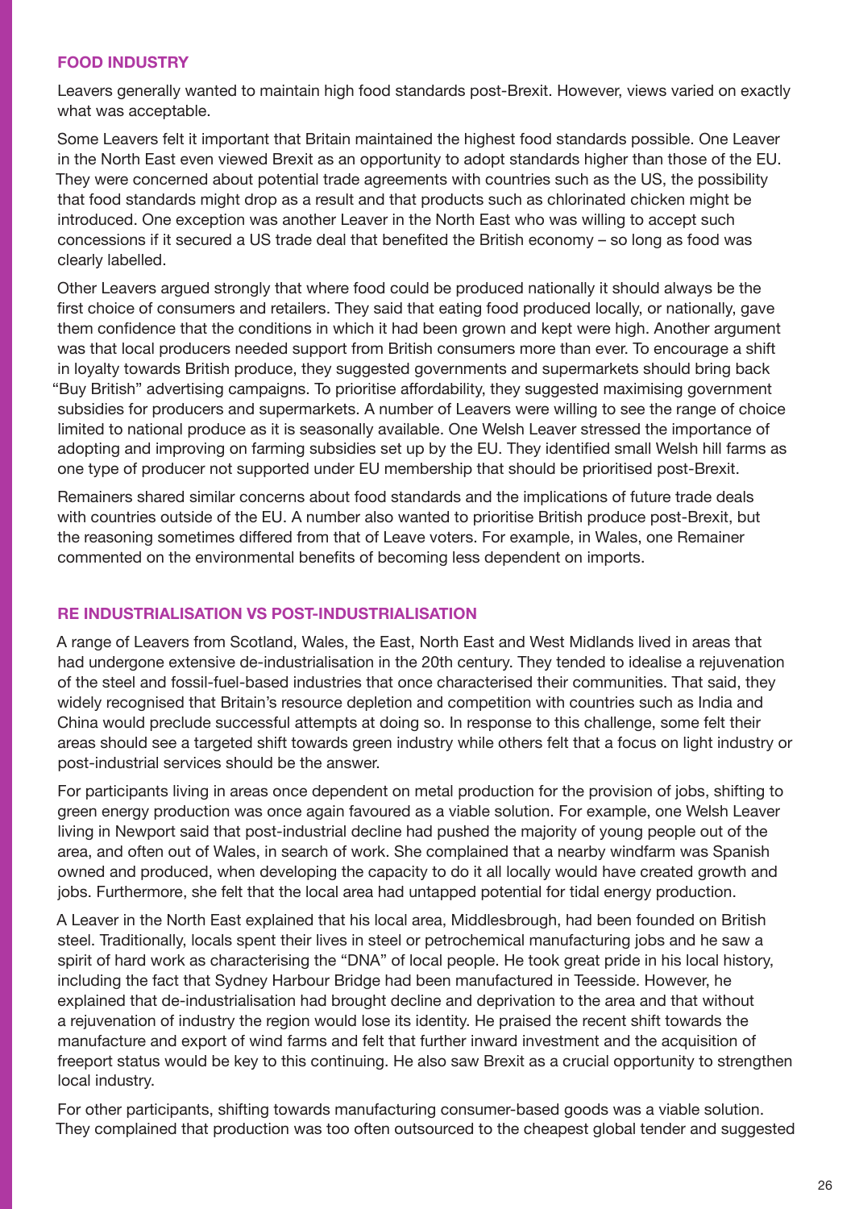### FOOD INDUSTRY

Leavers generally wanted to maintain high food standards post-Brexit. However, views varied on exactly what was acceptable.

Some Leavers felt it important that Britain maintained the highest food standards possible. One Leaver in the North East even viewed Brexit as an opportunity to adopt standards higher than those of the EU. They were concerned about potential trade agreements with countries such as the US, the possibility that food standards might drop as a result and that products such as chlorinated chicken might be introduced. One exception was another Leaver in the North East who was willing to accept such concessions if it secured a US trade deal that benefited the British economy – so long as food was clearly labelled.

Other Leavers argued strongly that where food could be produced nationally it should always be the first choice of consumers and retailers. They said that eating food produced locally, or nationally, gave them confidence that the conditions in which it had been grown and kept were high. Another argument was that local producers needed support from British consumers more than ever. To encourage a shift in loyalty towards British produce, they suggested governments and supermarkets should bring back "Buy British" advertising campaigns. To prioritise affordability, they suggested maximising government subsidies for producers and supermarkets. A number of Leavers were willing to see the range of choice limited to national produce as it is seasonally available. One Welsh Leaver stressed the importance of adopting and improving on farming subsidies set up by the EU. They identified small Welsh hill farms as one type of producer not supported under EU membership that should be prioritised post-Brexit.

Remainers shared similar concerns about food standards and the implications of future trade deals with countries outside of the EU. A number also wanted to prioritise British produce post-Brexit, but the reasoning sometimes differed from that of Leave voters. For example, in Wales, one Remainer commented on the environmental benefits of becoming less dependent on imports.

### RE INDUSTRIALISATION VS POST-INDUSTRIALISATION

A range of Leavers from Scotland, Wales, the East, North East and West Midlands lived in areas that had undergone extensive de-industrialisation in the 20th century. They tended to idealise a rejuvenation of the steel and fossil-fuel-based industries that once characterised their communities. That said, they widely recognised that Britain's resource depletion and competition with countries such as India and China would preclude successful attempts at doing so. In response to this challenge, some felt their areas should see a targeted shift towards green industry while others felt that a focus on light industry or post-industrial services should be the answer.

For participants living in areas once dependent on metal production for the provision of jobs, shifting to green energy production was once again favoured as a viable solution. For example, one Welsh Leaver living in Newport said that post-industrial decline had pushed the majority of young people out of the area, and often out of Wales, in search of work. She complained that a nearby windfarm was Spanish owned and produced, when developing the capacity to do it all locally would have created growth and jobs. Furthermore, she felt that the local area had untapped potential for tidal energy production.

A Leaver in the North East explained that his local area, Middlesbrough, had been founded on British steel. Traditionally, locals spent their lives in steel or petrochemical manufacturing jobs and he saw a spirit of hard work as characterising the "DNA" of local people. He took great pride in his local history, including the fact that Sydney Harbour Bridge had been manufactured in Teesside. However, he explained that de-industrialisation had brought decline and deprivation to the area and that without a rejuvenation of industry the region would lose its identity. He praised the recent shift towards the manufacture and export of wind farms and felt that further inward investment and the acquisition of freeport status would be key to this continuing. He also saw Brexit as a crucial opportunity to strengthen local industry.

For other participants, shifting towards manufacturing consumer-based goods was a viable solution. They complained that production was too often outsourced to the cheapest global tender and suggested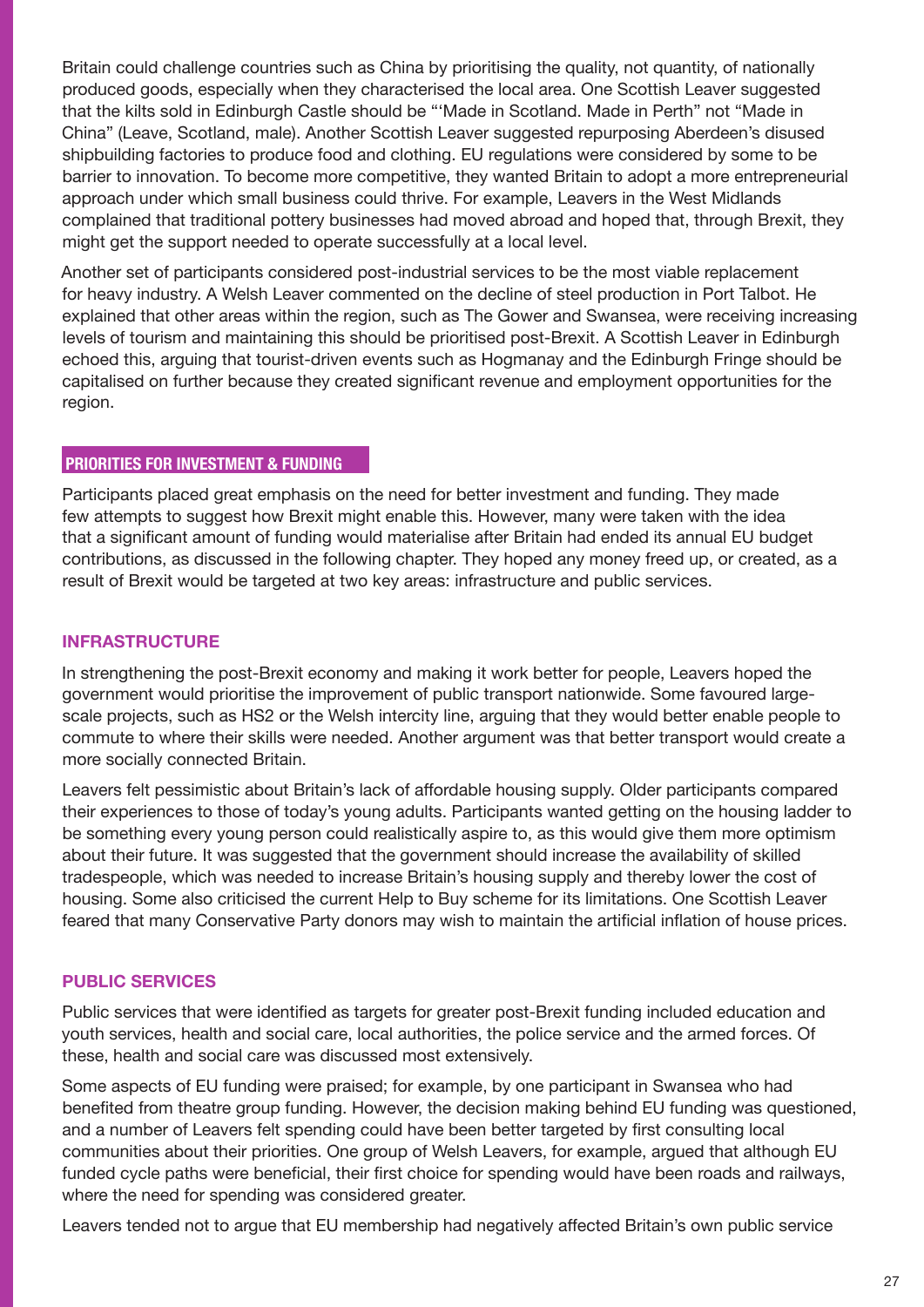Britain could challenge countries such as China by prioritising the quality, not quantity, of nationally produced goods, especially when they characterised the local area. One Scottish Leaver suggested that the kilts sold in Edinburgh Castle should be "'Made in Scotland. Made in Perth" not "Made in China" (Leave, Scotland, male). Another Scottish Leaver suggested repurposing Aberdeen's disused shipbuilding factories to produce food and clothing. EU regulations were considered by some to be barrier to innovation. To become more competitive, they wanted Britain to adopt a more entrepreneurial approach under which small business could thrive. For example, Leavers in the West Midlands complained that traditional pottery businesses had moved abroad and hoped that, through Brexit, they might get the support needed to operate successfully at a local level.

Another set of participants considered post-industrial services to be the most viable replacement for heavy industry. A Welsh Leaver commented on the decline of steel production in Port Talbot. He explained that other areas within the region, such as The Gower and Swansea, were receiving increasing levels of tourism and maintaining this should be prioritised post-Brexit. A Scottish Leaver in Edinburgh echoed this, arguing that tourist-driven events such as Hogmanay and the Edinburgh Fringe should be capitalised on further because they created significant revenue and employment opportunities for the region.

## PRIORITIES FOR INVESTMENT & FUNDING

Participants placed great emphasis on the need for better investment and funding. They made few attempts to suggest how Brexit might enable this. However, many were taken with the idea that a significant amount of funding would materialise after Britain had ended its annual EU budget contributions, as discussed in the following chapter. They hoped any money freed up, or created, as a result of Brexit would be targeted at two key areas: infrastructure and public services.

### INFRASTRUCTURE

In strengthening the post-Brexit economy and making it work better for people, Leavers hoped the government would prioritise the improvement of public transport nationwide. Some favoured large-scale projects, such as HS2 or the Welsh intercity line, arguing that they would better enable people to commute to where their skills were needed. Another argument was that better transport would create a more socially connected Britain.

Leavers felt pessimistic about Britain's lack of affordable housing supply. Older participants compared their experiences to those of today's young adults. Participants wanted getting on the housing ladder to be something every young person could realistically aspire to, as this would give them more optimism about their future. It was suggested that the government should increase the availability of skilled tradespeople, which was needed to increase Britain's housing supply and thereby lower the cost of housing. Some also criticised the current Help to Buy scheme for its limitations. One Scottish Leaver feared that many Conservative Party donors may wish to maintain the artificial inflation of house prices.

### PUBLIC SERVICES

Public services that were identified as targets for greater post-Brexit funding included education and youth services, health and social care, local authorities, the police service and the armed forces. Of these, health and social care was discussed most extensively.

Some aspects of EU funding were praised; for example, by one participant in Swansea who had benefited from theatre group funding. However, the decision making behind EU funding was questioned, and a number of Leavers felt spending could have been better targeted by first consulting local communities about their priorities. One group of Welsh Leavers, for example, argued that although EU funded cycle paths were beneficial, their first choice for spending would have been roads and railways, where the need for spending was considered greater.

Leavers tended not to argue that EU membership had negatively affected Britain's own public service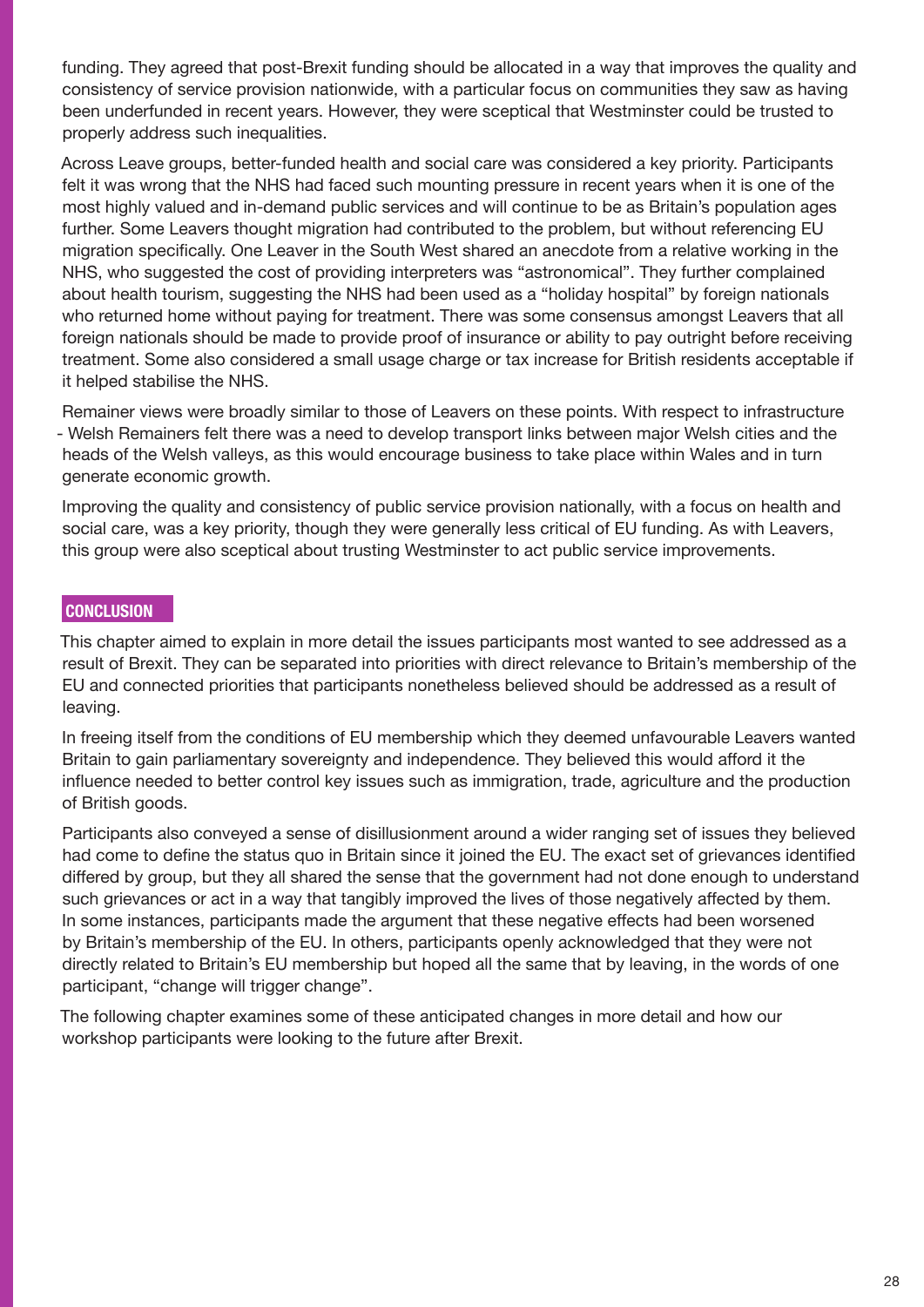funding. They agreed that post-Brexit funding should be allocated in a way that improves the quality and consistency of service provision nationwide, with a particular focus on communities they saw as having been underfunded in recent years. However, they were sceptical that Westminster could be trusted to properly address such inequalities.

Across Leave groups, better-funded health and social care was considered a key priority. Participants felt it was wrong that the NHS had faced such mounting pressure in recent years when it is one of the most highly valued and in-demand public services and will continue to be as Britain's population ages further. Some Leavers thought migration had contributed to the problem, but without referencing EU migration specifically. One Leaver in the South West shared an anecdote from a relative working in the NHS, who suggested the cost of providing interpreters was "astronomical". They further complained about health tourism, suggesting the NHS had been used as a "holiday hospital" by foreign nationals who returned home without paying for treatment. There was some consensus amongst Leavers that all foreign nationals should be made to provide proof of insurance or ability to pay outright before receiving treatment. Some also considered a small usage charge or tax increase for British residents acceptable if it helped stabilise the NHS.

Remainer views were broadly similar to those of Leavers on these points. With respect to infrastructure - Welsh Remainers felt there was a need to develop transport links between major Welsh cities and the heads of the Welsh valleys, as this would encourage business to take place within Wales and in turn generate economic growth.

Improving the quality and consistency of public service provision nationally, with a focus on health and social care, was a key priority, though they were generally less critical of EU funding. As with Leavers, this group were also sceptical about trusting Westminster to act public service improvements.

## CONCLUSION

This chapter aimed to explain in more detail the issues participants most wanted to see addressed as a result of Brexit. They can be separated into priorities with direct relevance to Britain's membership of the EU and connected priorities that participants nonetheless believed should be addressed as a result of leaving.

In freeing itself from the conditions of EU membership which they deemed unfavourable Leavers wanted Britain to gain parliamentary sovereignty and independence. They believed this would afford it the influence needed to better control key issues such as immigration, trade, agriculture and the production of British goods.

Participants also conveyed a sense of disillusionment around a wider ranging set of issues they believed had come to define the status quo in Britain since it joined the EU. The exact set of grievances identified differed by group, but they all shared the sense that the government had not done enough to understand such grievances or act in a way that tangibly improved the lives of those negatively affected by them. In some instances, participants made the argument that these negative effects had been worsened by Britain's membership of the EU. In others, participants openly acknowledged that they were not directly related to Britain's EU membership but hoped all the same that by leaving, in the words of one participant, "change will trigger change".

The following chapter examines some of these anticipated changes in more detail and how our workshop participants were looking to the future after Brexit.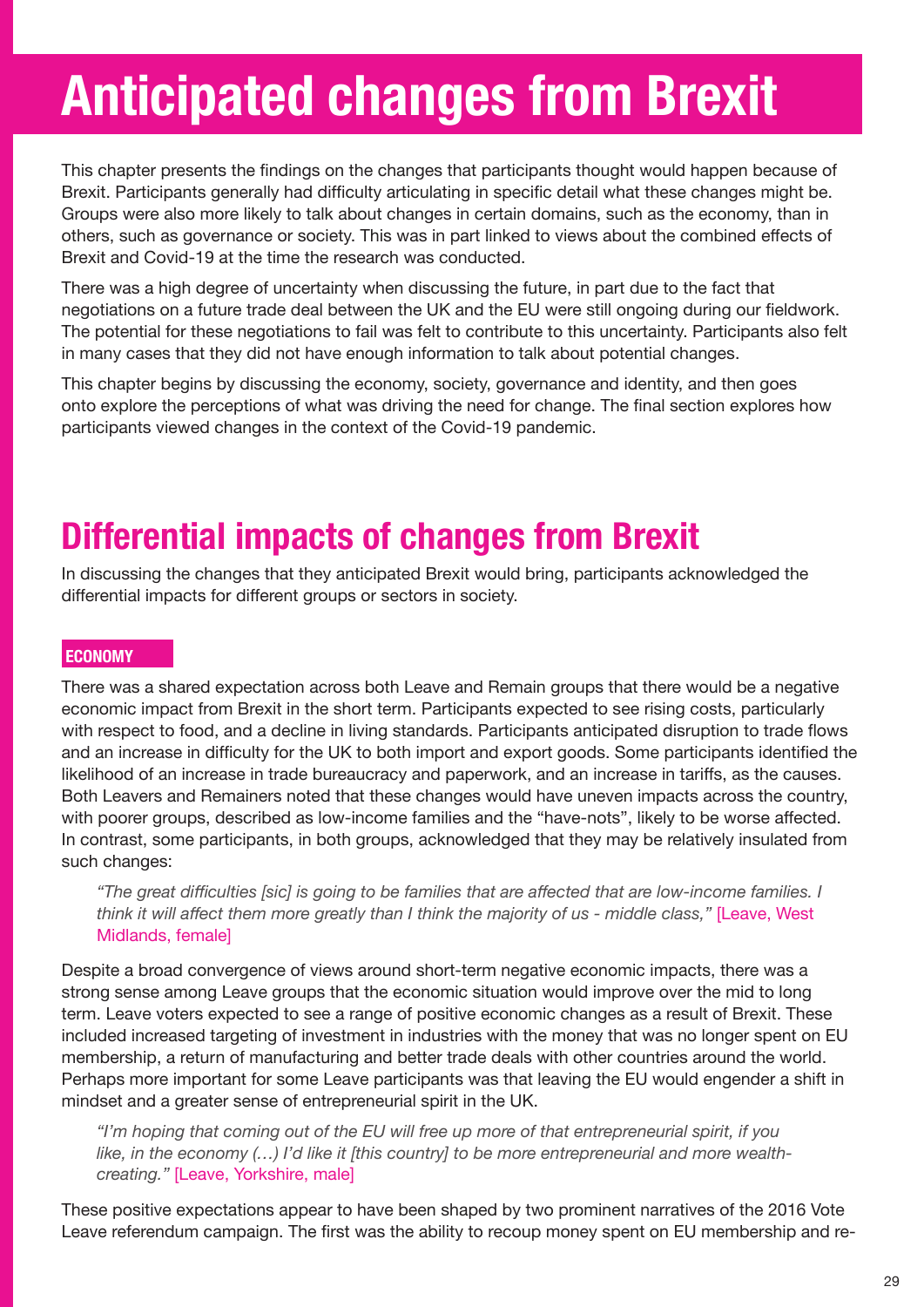# Anticipated changes from Brexit

This chapter presents the findings on the changes that participants thought would happen because of Brexit. Participants generally had difficulty articulating in specific detail what these changes might be. Groups were also more likely to talk about changes in certain domains, such as the economy, than in others, such as governance or society. This was in part linked to views about the combined effects of Brexit and Covid-19 at the time the research was conducted.

There was a high degree of uncertainty when discussing the future, in part due to the fact that negotiations on a future trade deal between the UK and the EU were still ongoing during our fieldwork. The potential for these negotiations to fail was felt to contribute to this uncertainty. Participants also felt in many cases that they did not have enough information to talk about potential changes.

This chapter begins by discussing the economy, society, governance and identity, and then goes onto explore the perceptions of what was driving the need for change. The final section explores how participants viewed changes in the context of the Covid-19 pandemic.

## Differential impacts of changes from Brexit

In discussing the changes that they anticipated Brexit would bring, participants acknowledged the differential impacts for different groups or sectors in society.

### ECONOMY

There was a shared expectation across both Leave and Remain groups that there would be a negative economic impact from Brexit in the short term. Participants expected to see rising costs, particularly with respect to food, and a decline in living standards. Participants anticipated disruption to trade flows and an increase in difficulty for the UK to both import and export goods. Some participants identified the likelihood of an increase in trade bureaucracy and paperwork, and an increase in tariffs, as the causes. Both Leavers and Remainers noted that these changes would have uneven impacts across the country, with poorer groups, described as low-income families and the "have-nots", likely to be worse affected. In contrast, some participants, in both groups, acknowledged that they may be relatively insulated from such changes:

> *"The great difficulties [sic] is going to be families that are affected that are low-income families. I think it will affect them more greatly than I think the majority of us - middle class,"* [Leave, West Midlands, female]

Despite a broad convergence of views around short-term negative economic impacts, there was a strong sense among Leave groups that the economic situation would improve over the mid to long term. Leave voters expected to see a range of positive economic changes as a result of Brexit. These included increased targeting of investment in industries with the money that was no longer spent on EU membership, a return of manufacturing and better trade deals with other countries around the world. Perhaps more important for some Leave participants was that leaving the EU would engender a shift in mindset and a greater sense of entrepreneurial spirit in the UK.

> *"I'm hoping that coming out of the EU will free up more of that entrepreneurial spirit, if you like, in the economy (…) I'd like it [this country] to be more entrepreneurial and more wealth-creating."* [Leave, Yorkshire, male]

These positive expectations appear to have been shaped by two prominent narratives of the 2016 Vote Leave referendum campaign. The first was the ability to recoup money spent on EU membership and re-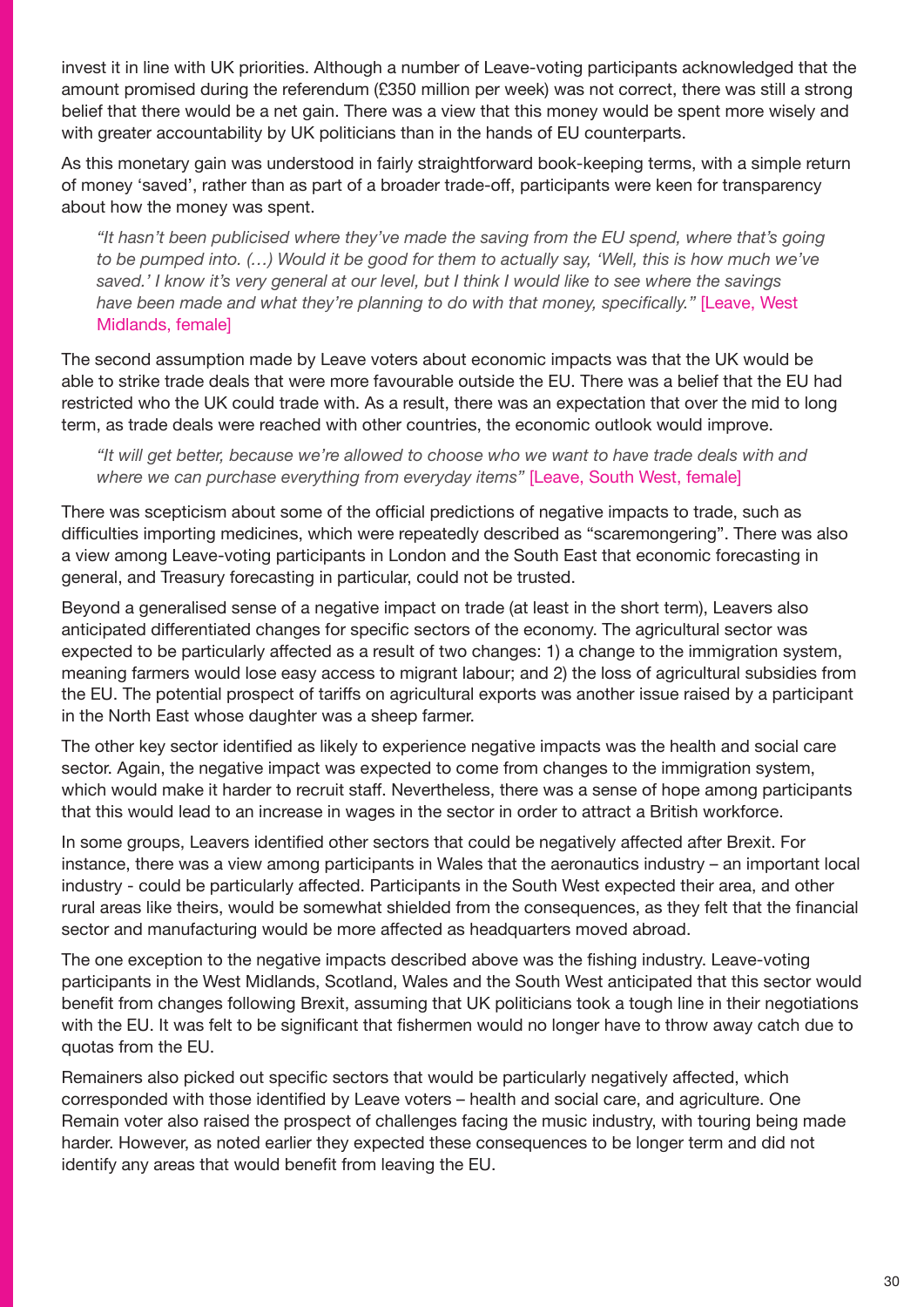invest it in line with UK priorities. Although a number of Leave-voting participants acknowledged that the amount promised during the referendum (£350 million per week) was not correct, there was still a strong belief that there would be a net gain. There was a view that this money would be spent more wisely and with greater accountability by UK politicians than in the hands of EU counterparts.

As this monetary gain was understood in fairly straightforward book-keeping terms, with a simple return of money 'saved', rather than as part of a broader trade-off, participants were keen for transparency about how the money was spent.

> *"It hasn't been publicised where they've made the saving from the EU spend, where that's going to be pumped into. (…) Would it be good for them to actually say, 'Well, this is how much we've saved.' I know it's very general at our level, but I think I would like to see where the savings have been made and what they're planning to do with that money, specifically."* [Leave, West Midlands, female]

The second assumption made by Leave voters about economic impacts was that the UK would be able to strike trade deals that were more favourable outside the EU. There was a belief that the EU had restricted who the UK could trade with. As a result, there was an expectation that over the mid to long term, as trade deals were reached with other countries, the economic outlook would improve.

> *"It will get better, because we're allowed to choose who we want to have trade deals with and where we can purchase everything from everyday items"* [Leave, South West, female]

There was scepticism about some of the official predictions of negative impacts to trade, such as difficulties importing medicines, which were repeatedly described as "scaremongering". There was also a view among Leave-voting participants in London and the South East that economic forecasting in general, and Treasury forecasting in particular, could not be trusted.

Beyond a generalised sense of a negative impact on trade (at least in the short term), Leavers also anticipated differentiated changes for specific sectors of the economy. The agricultural sector was expected to be particularly affected as a result of two changes: 1) a change to the immigration system, meaning farmers would lose easy access to migrant labour; and 2) the loss of agricultural subsidies from the EU. The potential prospect of tariffs on agricultural exports was another issue raised by a participant in the North East whose daughter was a sheep farmer.

The other key sector identified as likely to experience negative impacts was the health and social care sector. Again, the negative impact was expected to come from changes to the immigration system, which would make it harder to recruit staff. Nevertheless, there was a sense of hope among participants that this would lead to an increase in wages in the sector in order to attract a British workforce.

In some groups, Leavers identified other sectors that could be negatively affected after Brexit. For instance, there was a view among participants in Wales that the aeronautics industry – an important local industry - could be particularly affected. Participants in the South West expected their area, and other rural areas like theirs, would be somewhat shielded from the consequences, as they felt that the financial sector and manufacturing would be more affected as headquarters moved abroad.

The one exception to the negative impacts described above was the fishing industry. Leave-voting participants in the West Midlands, Scotland, Wales and the South West anticipated that this sector would benefit from changes following Brexit, assuming that UK politicians took a tough line in their negotiations with the EU. It was felt to be significant that fishermen would no longer have to throw away catch due to quotas from the EU.

Remainers also picked out specific sectors that would be particularly negatively affected, which corresponded with those identified by Leave voters – health and social care, and agriculture. One Remain voter also raised the prospect of challenges facing the music industry, with touring being made harder. However, as noted earlier they expected these consequences to be longer term and did not identify any areas that would benefit from leaving the EU.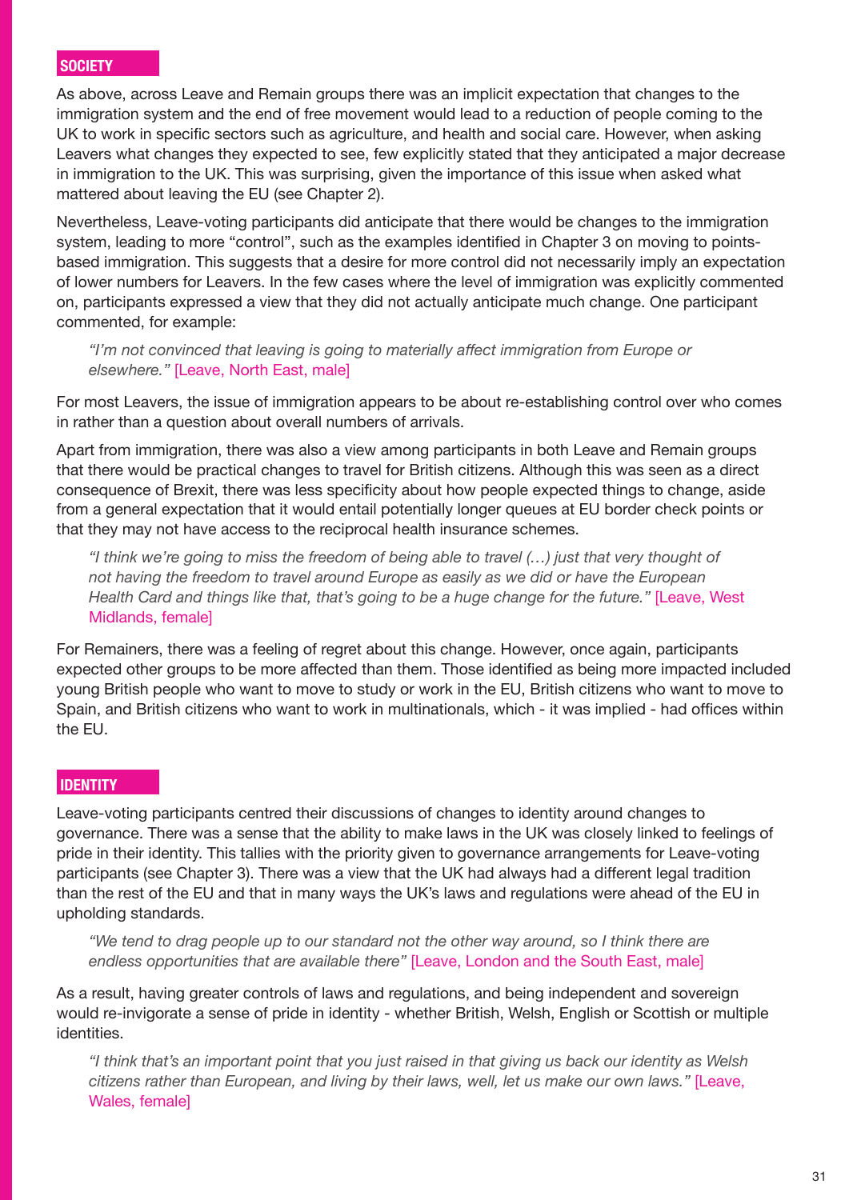## SOCIETY

As above, across Leave and Remain groups there was an implicit expectation that changes to the immigration system and the end of free movement would lead to a reduction of people coming to the UK to work in specific sectors such as agriculture, and health and social care. However, when asking Leavers what changes they expected to see, few explicitly stated that they anticipated a major decrease in immigration to the UK. This was surprising, given the importance of this issue when asked what mattered about leaving the EU (see Chapter 2).

Nevertheless, Leave-voting participants did anticipate that there would be changes to the immigration system, leading to more "control", such as the examples identified in Chapter 3 on moving to points-based immigration. This suggests that a desire for more control did not necessarily imply an expectation of lower numbers for Leavers. In the few cases where the level of immigration was explicitly commented on, participants expressed a view that they did not actually anticipate much change. One participant commented, for example:

> *"I'm not convinced that leaving is going to materially affect immigration from Europe or elsewhere."* [Leave, North East, male]

For most Leavers, the issue of immigration appears to be about re-establishing control over who comes in rather than a question about overall numbers of arrivals.

Apart from immigration, there was also a view among participants in both Leave and Remain groups that there would be practical changes to travel for British citizens. Although this was seen as a direct consequence of Brexit, there was less specificity about how people expected things to change, aside from a general expectation that it would entail potentially longer queues at EU border check points or that they may not have access to the reciprocal health insurance schemes.

> *"I think we're going to miss the freedom of being able to travel (…) just that very thought of not having the freedom to travel around Europe as easily as we did or have the European Health Card and things like that, that's going to be a huge change for the future."* [Leave, West Midlands, female]

For Remainers, there was a feeling of regret about this change. However, once again, participants expected other groups to be more affected than them. Those identified as being more impacted included young British people who want to move to study or work in the EU, British citizens who want to move to Spain, and British citizens who want to work in multinationals, which - it was implied - had offices within the EU.

## IDENTITY

Leave-voting participants centred their discussions of changes to identity around changes to governance. There was a sense that the ability to make laws in the UK was closely linked to feelings of pride in their identity. This tallies with the priority given to governance arrangements for Leave-voting participants (see Chapter 3). There was a view that the UK had always had a different legal tradition than the rest of the EU and that in many ways the UK's laws and regulations were ahead of the EU in upholding standards.

> *"We tend to drag people up to our standard not the other way around, so I think there are endless opportunities that are available there"* [Leave, London and the South East, male]

As a result, having greater controls of laws and regulations, and being independent and sovereign would re-invigorate a sense of pride in identity - whether British, Welsh, English or Scottish or multiple identities.

> *"I think that's an important point that you just raised in that giving us back our identity as Welsh citizens rather than European, and living by their laws, well, let us make our own laws."* [Leave, Wales, female]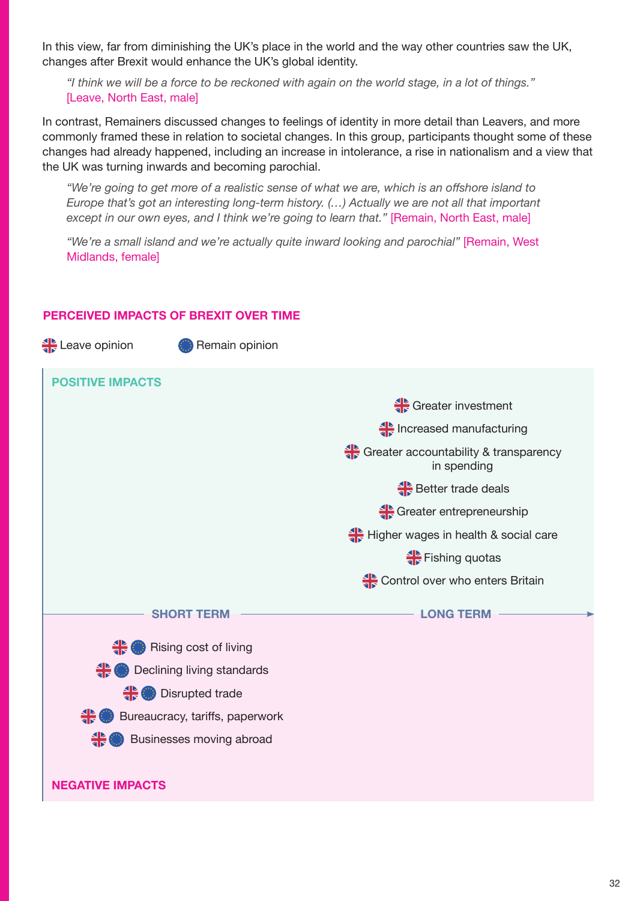In this view, far from diminishing the UK's place in the world and the way other countries saw the UK, changes after Brexit would enhance the UK's global identity.

> *"I think we will be a force to be reckoned with again on the world stage, in a lot of things."* [Leave, North East, male]

In contrast, Remainers discussed changes to feelings of identity in more detail than Leavers, and more commonly framed these in relation to societal changes. In this group, participants thought some of these changes had already happened, including an increase in intolerance, a rise in nationalism and a view that the UK was turning inwards and becoming parochial.

> *"We're going to get more of a realistic sense of what we are, which is an offshore island to Europe that's got an interesting long-term history. (...) Actually we are not all that important except in our own eyes, and I think we're going to learn that."* [Remain, North East, male]

> *"We're a small island and we're actually quite inward looking and parochial"* [Remain, West Midlands, female]

## PERCEIVED IMPACTS OF BREXIT OVER TIME

Leave opinion | Remain opinion

**POSITIVE IMPACTS** (Long term, Leave opinion)

- Greater investment
- Increased manufacturing
- Greater accountability & transparency in spending
- Better trade deals
- Greater entrepreneurship
- Higher wages in health & social care
- Fishing quotas
- Control over who enters Britain

SHORT TERM → LONG TERM

**NEGATIVE IMPACTS** (Short term, Leave and Remain opinion)

- Rising cost of living
- Declining living standards
- Disrupted trade
- Bureaucracy, tariffs, paperwork
- Businesses moving abroad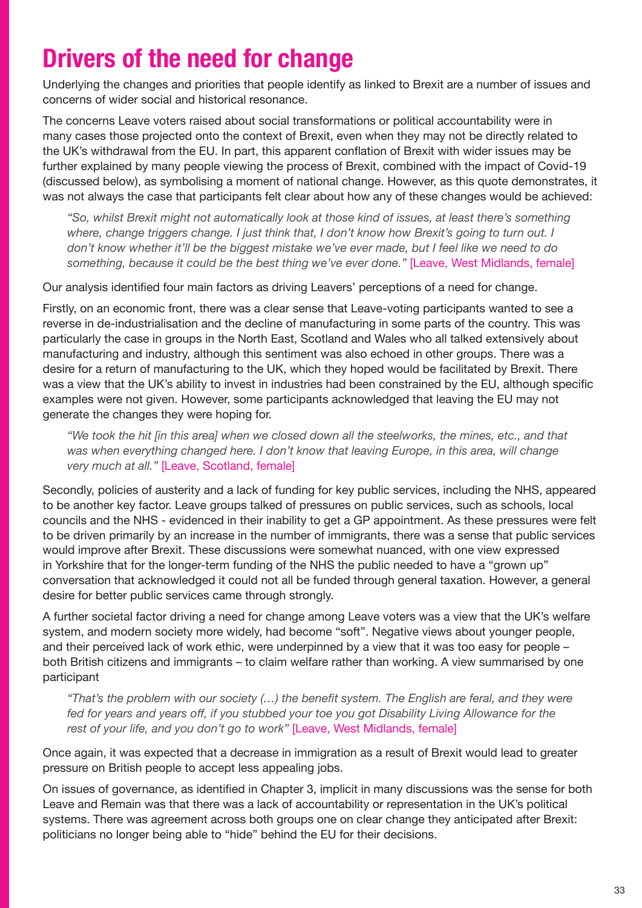# Drivers of the need for change

Underlying the changes and priorities that people identify as linked to Brexit are a number of issues and concerns of wider social and historical resonance.

The concerns Leave voters raised about social transformations or political accountability were in many cases those projected onto the context of Brexit, even when they may not be directly related to the UK's withdrawal from the EU. In part, this apparent conflation of Brexit with wider issues may be further explained by many people viewing the process of Brexit, combined with the impact of Covid-19 (discussed below), as symbolising a moment of national change. However, as this quote demonstrates, it was not always the case that participants felt clear about how any of these changes would be achieved:

> *"So, whilst Brexit might not automatically look at those kind of issues, at least there's something where, change triggers change. I just think that, I don't know how Brexit's going to turn out. I don't know whether it'll be the biggest mistake we've ever made, but I feel like we need to do something, because it could be the best thing we've ever done."* [Leave, West Midlands, female]

Our analysis identified four main factors as driving Leavers' perceptions of a need for change.

Firstly, on an economic front, there was a clear sense that Leave-voting participants wanted to see a reverse in de-industrialisation and the decline of manufacturing in some parts of the country. This was particularly the case in groups in the North East, Scotland and Wales who all talked extensively about manufacturing and industry, although this sentiment was also echoed in other groups. There was a desire for a return of manufacturing to the UK, which they hoped would be facilitated by Brexit. There was a view that the UK's ability to invest in industries had been constrained by the EU, although specific examples were not given. However, some participants acknowledged that leaving the EU may not generate the changes they were hoping for.

> *"We took the hit [in this area] when we closed down all the steelworks, the mines, etc., and that was when everything changed here. I don't know that leaving Europe, in this area, will change very much at all."* [Leave, Scotland, female]

Secondly, policies of austerity and a lack of funding for key public services, including the NHS, appeared to be another key factor. Leave groups talked of pressures on public services, such as schools, local councils and the NHS - evidenced in their inability to get a GP appointment. As these pressures were felt to be driven primarily by an increase in the number of immigrants, there was a sense that public services would improve after Brexit. These discussions were somewhat nuanced, with one view expressed in Yorkshire that for the longer-term funding of the NHS the public needed to have a "grown up" conversation that acknowledged it could not all be funded through general taxation. However, a general desire for better public services came through strongly.

A further societal factor driving a need for change among Leave voters was a view that the UK's welfare system, and modern society more widely, had become "soft". Negative views about younger people, and their perceived lack of work ethic, were underpinned by a view that it was too easy for people – both British citizens and immigrants – to claim welfare rather than working. A view summarised by one participant

> *"That's the problem with our society (…) the benefit system. The English are feral, and they were fed for years and years off, if you stubbed your toe you got Disability Living Allowance for the rest of your life, and you don't go to work"* [Leave, West Midlands, female]

Once again, it was expected that a decrease in immigration as a result of Brexit would lead to greater pressure on British people to accept less appealing jobs.

On issues of governance, as identified in Chapter 3, implicit in many discussions was the sense for both Leave and Remain was that there was a lack of accountability or representation in the UK's political systems. There was agreement across both groups one on clear change they anticipated after Brexit: politicians no longer being able to "hide" behind the EU for their decisions.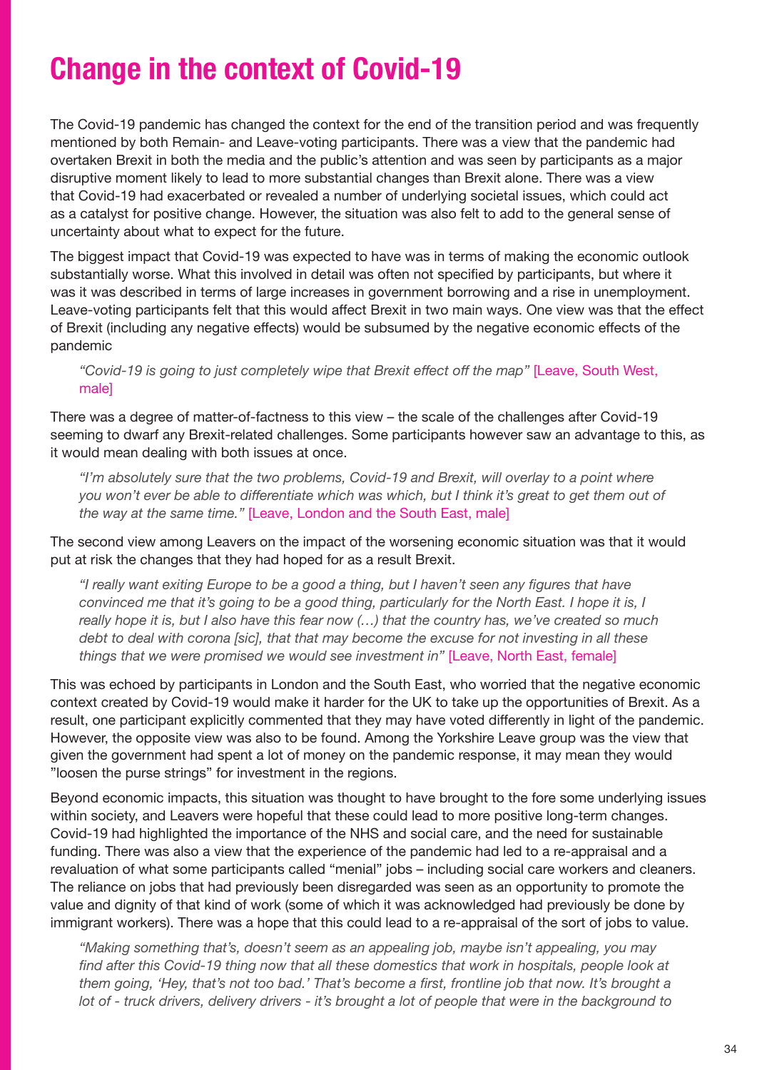# Change in the context of Covid-19

The Covid-19 pandemic has changed the context for the end of the transition period and was frequently mentioned by both Remain- and Leave-voting participants. There was a view that the pandemic had overtaken Brexit in both the media and the public's attention and was seen by participants as a major disruptive moment likely to lead to more substantial changes than Brexit alone. There was a view that Covid-19 had exacerbated or revealed a number of underlying societal issues, which could act as a catalyst for positive change. However, the situation was also felt to add to the general sense of uncertainty about what to expect for the future.

The biggest impact that Covid-19 was expected to have was in terms of making the economic outlook substantially worse. What this involved in detail was often not specified by participants, but where it was it was described in terms of large increases in government borrowing and a rise in unemployment. Leave-voting participants felt that this would affect Brexit in two main ways. One view was that the effect of Brexit (including any negative effects) would be subsumed by the negative economic effects of the pandemic

> *"Covid-19 is going to just completely wipe that Brexit effect off the map"* [Leave, South West, male]

There was a degree of matter-of-factness to this view – the scale of the challenges after Covid-19 seeming to dwarf any Brexit-related challenges. Some participants however saw an advantage to this, as it would mean dealing with both issues at once.

> *"I'm absolutely sure that the two problems, Covid-19 and Brexit, will overlay to a point where you won't ever be able to differentiate which was which, but I think it's great to get them out of the way at the same time."* [Leave, London and the South East, male]

The second view among Leavers on the impact of the worsening economic situation was that it would put at risk the changes that they had hoped for as a result Brexit.

> *"I really want exiting Europe to be a good a thing, but I haven't seen any figures that have convinced me that it's going to be a good thing, particularly for the North East. I hope it is, I really hope it is, but I also have this fear now (…) that the country has, we've created so much debt to deal with corona [sic], that that may become the excuse for not investing in all these things that we were promised we would see investment in"* [Leave, North East, female]

This was echoed by participants in London and the South East, who worried that the negative economic context created by Covid-19 would make it harder for the UK to take up the opportunities of Brexit. As a result, one participant explicitly commented that they may have voted differently in light of the pandemic. However, the opposite view was also to be found. Among the Yorkshire Leave group was the view that given the government had spent a lot of money on the pandemic response, it may mean they would "loosen the purse strings" for investment in the regions.

Beyond economic impacts, this situation was thought to have brought to the fore some underlying issues within society, and Leavers were hopeful that these could lead to more positive long-term changes. Covid-19 had highlighted the importance of the NHS and social care, and the need for sustainable funding. There was also a view that the experience of the pandemic had led to a re-appraisal and a revaluation of what some participants called "menial" jobs – including social care workers and cleaners. The reliance on jobs that had previously been disregarded was seen as an opportunity to promote the value and dignity of that kind of work (some of which it was acknowledged had previously be done by immigrant workers). There was a hope that this could lead to a re-appraisal of the sort of jobs to value.

> *"Making something that's, doesn't seem as an appealing job, maybe isn't appealing, you may find after this Covid-19 thing now that all these domestics that work in hospitals, people look at them going, 'Hey, that's not too bad.' That's become a first, frontline job that now. It's brought a lot of - truck drivers, delivery drivers - it's brought a lot of people that were in the background to*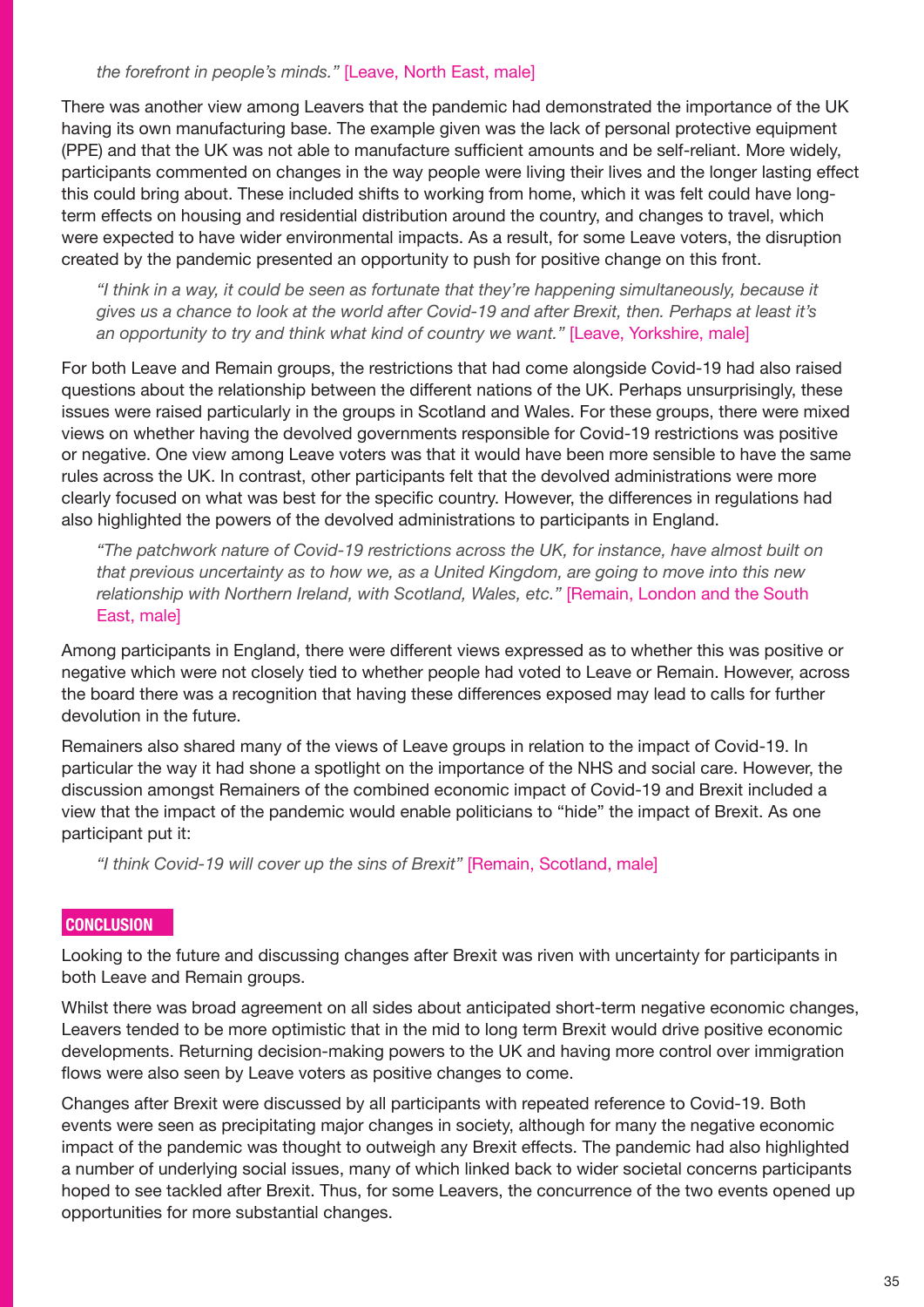*the forefront in people's minds."* [Leave, North East, male]

There was another view among Leavers that the pandemic had demonstrated the importance of the UK having its own manufacturing base. The example given was the lack of personal protective equipment (PPE) and that the UK was not able to manufacture sufficient amounts and be self-reliant. More widely, participants commented on changes in the way people were living their lives and the longer lasting effect this could bring about. These included shifts to working from home, which it was felt could have long-term effects on housing and residential distribution around the country, and changes to travel, which were expected to have wider environmental impacts. As a result, for some Leave voters, the disruption created by the pandemic presented an opportunity to push for positive change on this front.

> *"I think in a way, it could be seen as fortunate that they're happening simultaneously, because it gives us a chance to look at the world after Covid-19 and after Brexit, then. Perhaps at least it's an opportunity to try and think what kind of country we want."* [Leave, Yorkshire, male]

For both Leave and Remain groups, the restrictions that had come alongside Covid-19 had also raised questions about the relationship between the different nations of the UK. Perhaps unsurprisingly, these issues were raised particularly in the groups in Scotland and Wales. For these groups, there were mixed views on whether having the devolved governments responsible for Covid-19 restrictions was positive or negative. One view among Leave voters was that it would have been more sensible to have the same rules across the UK. In contrast, other participants felt that the devolved administrations were more clearly focused on what was best for the specific country. However, the differences in regulations had also highlighted the powers of the devolved administrations to participants in England.

> *"The patchwork nature of Covid-19 restrictions across the UK, for instance, have almost built on that previous uncertainty as to how we, as a United Kingdom, are going to move into this new relationship with Northern Ireland, with Scotland, Wales, etc."* [Remain, London and the South East, male]

Among participants in England, there were different views expressed as to whether this was positive or negative which were not closely tied to whether people had voted to Leave or Remain. However, across the board there was a recognition that having these differences exposed may lead to calls for further devolution in the future.

Remainers also shared many of the views of Leave groups in relation to the impact of Covid-19. In particular the way it had shone a spotlight on the importance of the NHS and social care. However, the discussion amongst Remainers of the combined economic impact of Covid-19 and Brexit included a view that the impact of the pandemic would enable politicians to "hide" the impact of Brexit. As one participant put it:

> *"I think Covid-19 will cover up the sins of Brexit"* [Remain, Scotland, male]

## CONCLUSION

Looking to the future and discussing changes after Brexit was riven with uncertainty for participants in both Leave and Remain groups.

Whilst there was broad agreement on all sides about anticipated short-term negative economic changes, Leavers tended to be more optimistic that in the mid to long term Brexit would drive positive economic developments. Returning decision-making powers to the UK and having more control over immigration flows were also seen by Leave voters as positive changes to come.

Changes after Brexit were discussed by all participants with repeated reference to Covid-19. Both events were seen as precipitating major changes in society, although for many the negative economic impact of the pandemic was thought to outweigh any Brexit effects. The pandemic had also highlighted a number of underlying social issues, many of which linked back to wider societal concerns participants hoped to see tackled after Brexit. Thus, for some Leavers, the concurrence of the two events opened up opportunities for more substantial changes.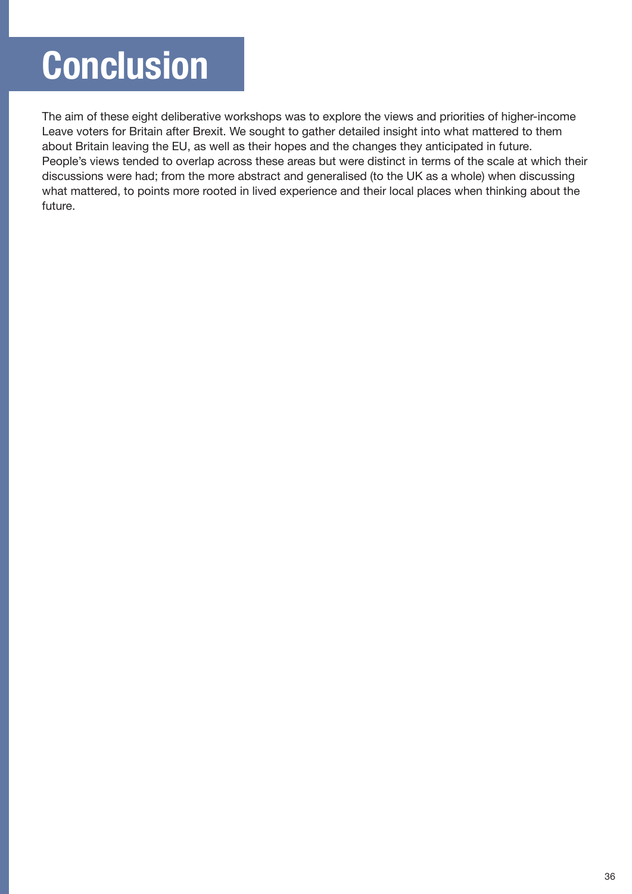# Conclusion

The aim of these eight deliberative workshops was to explore the views and priorities of higher-income Leave voters for Britain after Brexit. We sought to gather detailed insight into what mattered to them about Britain leaving the EU, as well as their hopes and the changes they anticipated in future. People's views tended to overlap across these areas but were distinct in terms of the scale at which their discussions were had; from the more abstract and generalised (to the UK as a whole) when discussing what mattered, to points more rooted in lived experience and their local places when thinking about the future.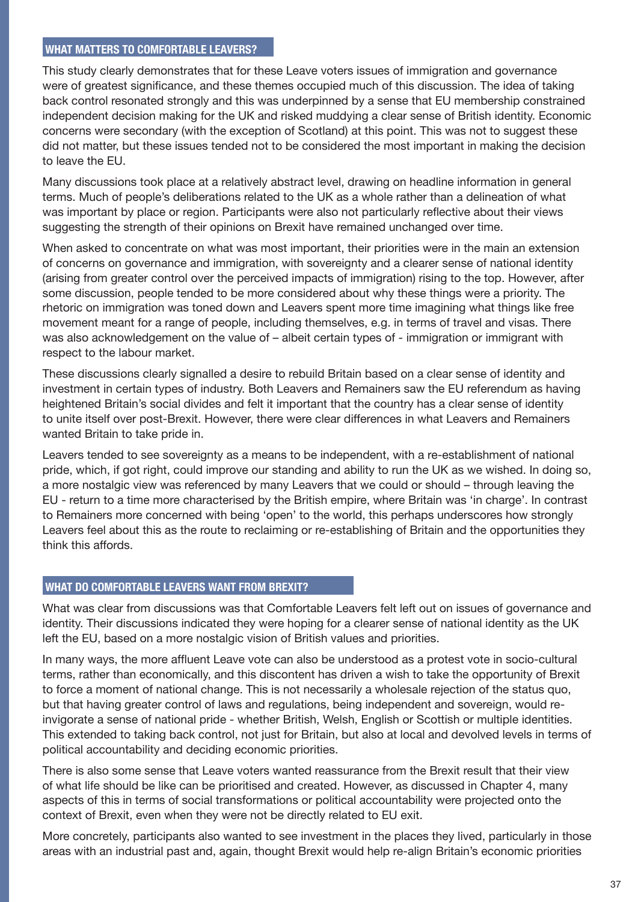## WHAT MATTERS TO COMFORTABLE LEAVERS?

This study clearly demonstrates that for these Leave voters issues of immigration and governance were of greatest significance, and these themes occupied much of this discussion. The idea of taking back control resonated strongly and this was underpinned by a sense that EU membership constrained independent decision making for the UK and risked muddying a clear sense of British identity. Economic concerns were secondary (with the exception of Scotland) at this point. This was not to suggest these did not matter, but these issues tended not to be considered the most important in making the decision to leave the EU.

Many discussions took place at a relatively abstract level, drawing on headline information in general terms. Much of people's deliberations related to the UK as a whole rather than a delineation of what was important by place or region. Participants were also not particularly reflective about their views suggesting the strength of their opinions on Brexit have remained unchanged over time.

When asked to concentrate on what was most important, their priorities were in the main an extension of concerns on governance and immigration, with sovereignty and a clearer sense of national identity (arising from greater control over the perceived impacts of immigration) rising to the top. However, after some discussion, people tended to be more considered about why these things were a priority. The rhetoric on immigration was toned down and Leavers spent more time imagining what things like free movement meant for a range of people, including themselves, e.g. in terms of travel and visas. There was also acknowledgement on the value of – albeit certain types of - immigration or immigrant with respect to the labour market.

These discussions clearly signalled a desire to rebuild Britain based on a clear sense of identity and investment in certain types of industry. Both Leavers and Remainers saw the EU referendum as having heightened Britain's social divides and felt it important that the country has a clear sense of identity to unite itself over post-Brexit. However, there were clear differences in what Leavers and Remainers wanted Britain to take pride in.

Leavers tended to see sovereignty as a means to be independent, with a re-establishment of national pride, which, if got right, could improve our standing and ability to run the UK as we wished. In doing so, a more nostalgic view was referenced by many Leavers that we could or should – through leaving the EU - return to a time more characterised by the British empire, where Britain was 'in charge'. In contrast to Remainers more concerned with being 'open' to the world, this perhaps underscores how strongly Leavers feel about this as the route to reclaiming or re-establishing of Britain and the opportunities they think this affords.

## WHAT DO COMFORTABLE LEAVERS WANT FROM BREXIT?

What was clear from discussions was that Comfortable Leavers felt left out on issues of governance and identity. Their discussions indicated they were hoping for a clearer sense of national identity as the UK left the EU, based on a more nostalgic vision of British values and priorities.

In many ways, the more affluent Leave vote can also be understood as a protest vote in socio-cultural terms, rather than economically, and this discontent has driven a wish to take the opportunity of Brexit to force a moment of national change. This is not necessarily a wholesale rejection of the status quo, but that having greater control of laws and regulations, being independent and sovereign, would re-invigorate a sense of national pride - whether British, Welsh, English or Scottish or multiple identities. This extended to taking back control, not just for Britain, but also at local and devolved levels in terms of political accountability and deciding economic priorities.

There is also some sense that Leave voters wanted reassurance from the Brexit result that their view of what life should be like can be prioritised and created. However, as discussed in Chapter 4, many aspects of this in terms of social transformations or political accountability were projected onto the context of Brexit, even when they were not be directly related to EU exit.

More concretely, participants also wanted to see investment in the places they lived, particularly in those areas with an industrial past and, again, thought Brexit would help re-align Britain's economic priorities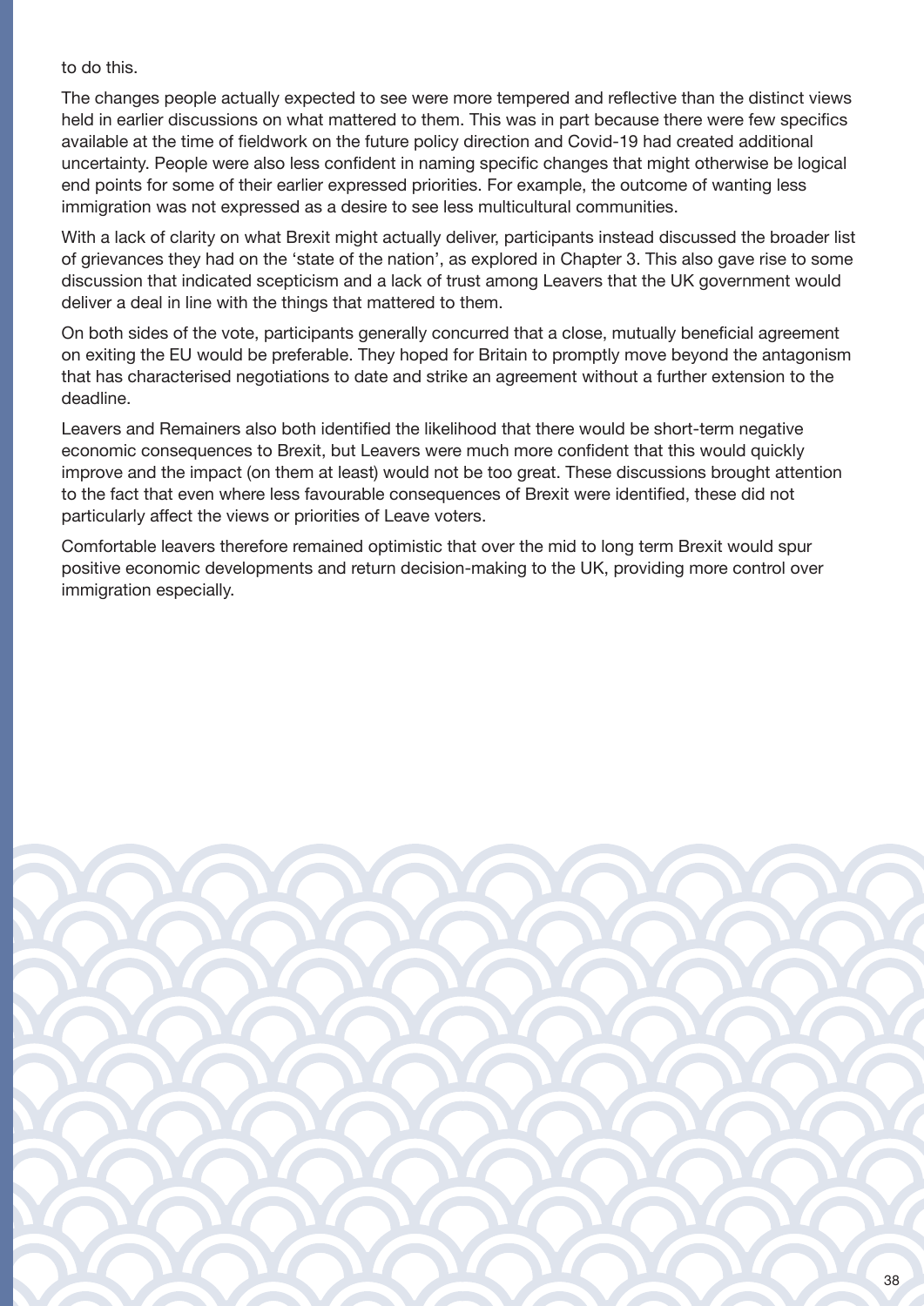to do this.

The changes people actually expected to see were more tempered and reflective than the distinct views held in earlier discussions on what mattered to them. This was in part because there were few specifics available at the time of fieldwork on the future policy direction and Covid-19 had created additional uncertainty. People were also less confident in naming specific changes that might otherwise be logical end points for some of their earlier expressed priorities. For example, the outcome of wanting less immigration was not expressed as a desire to see less multicultural communities.

With a lack of clarity on what Brexit might actually deliver, participants instead discussed the broader list of grievances they had on the 'state of the nation', as explored in Chapter 3. This also gave rise to some discussion that indicated scepticism and a lack of trust among Leavers that the UK government would deliver a deal in line with the things that mattered to them.

On both sides of the vote, participants generally concurred that a close, mutually beneficial agreement on exiting the EU would be preferable. They hoped for Britain to promptly move beyond the antagonism that has characterised negotiations to date and strike an agreement without a further extension to the deadline.

Leavers and Remainers also both identified the likelihood that there would be short-term negative economic consequences to Brexit, but Leavers were much more confident that this would quickly improve and the impact (on them at least) would not be too great. These discussions brought attention to the fact that even where less favourable consequences of Brexit were identified, these did not particularly affect the views or priorities of Leave voters.

Comfortable leavers therefore remained optimistic that over the mid to long term Brexit would spur positive economic developments and return decision-making to the UK, providing more control over immigration especially.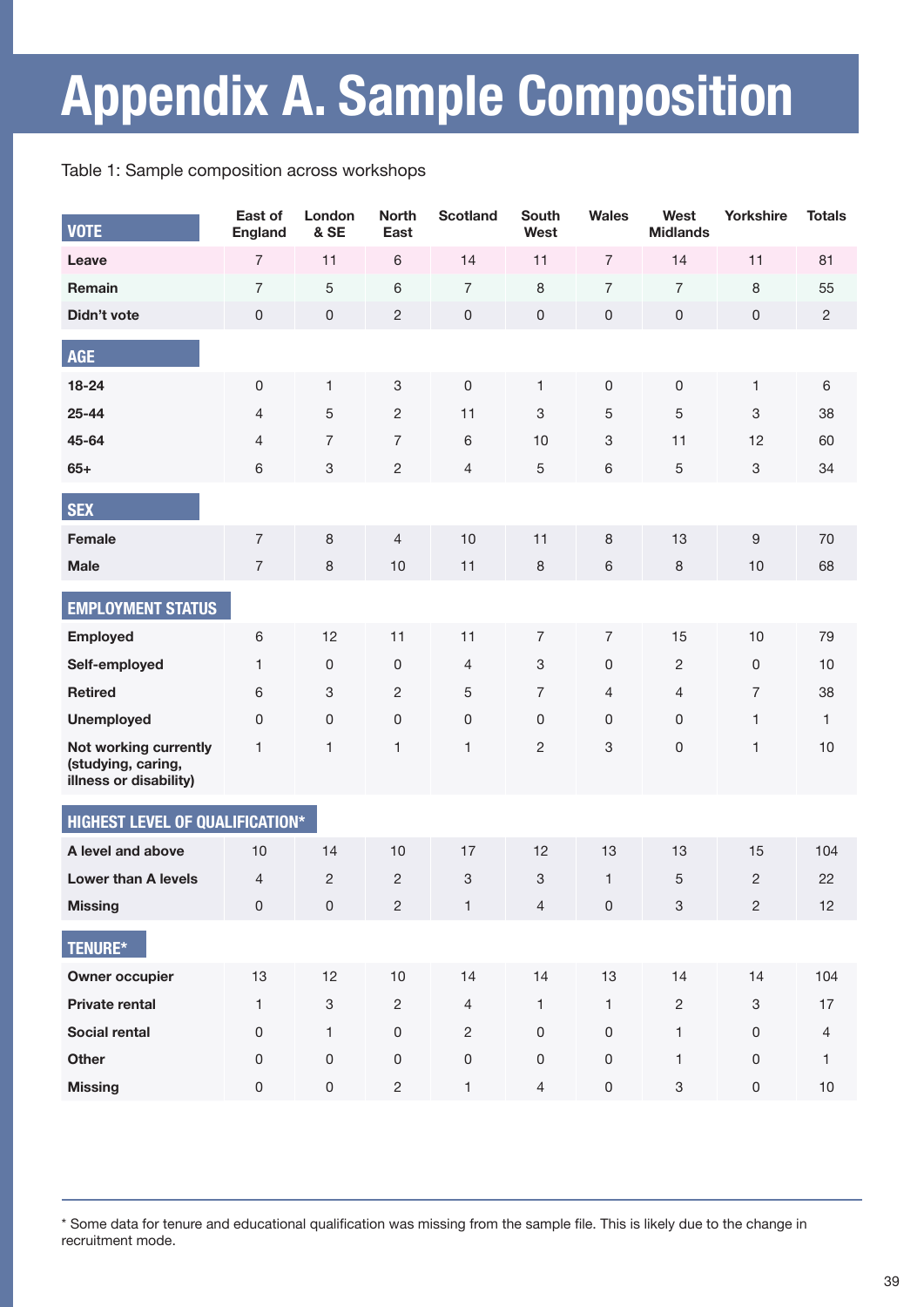# Appendix A. Sample Composition

Table 1: Sample composition across workshops

| VOTE | East of England | London & SE | North East | Scotland | South West | Wales | West Midlands | Yorkshire | Totals |
|---|---|---|---|---|---|---|---|---|---|
| **Leave** | 7 | 11 | 6 | 14 | 11 | 7 | 14 | 11 | 81 |
| **Remain** | 7 | 5 | 6 | 7 | 8 | 7 | 7 | 8 | 55 |
| **Didn't vote** | 0 | 0 | 2 | 0 | 0 | 0 | 0 | 0 | 2 |
| **AGE** | | | | | | | | | |
| **18-24** | 0 | 1 | 3 | 0 | 1 | 0 | 0 | 1 | 6 |
| **25-44** | 4 | 5 | 2 | 11 | 3 | 5 | 5 | 3 | 38 |
| **45-64** | 4 | 7 | 7 | 6 | 10 | 3 | 11 | 12 | 60 |
| **65+** | 6 | 3 | 2 | 4 | 5 | 6 | 5 | 3 | 34 |
| **SEX** | | | | | | | | | |
| **Female** | 7 | 8 | 4 | 10 | 11 | 8 | 13 | 9 | 70 |
| **Male** | 7 | 8 | 10 | 11 | 8 | 6 | 8 | 10 | 68 |
| **EMPLOYMENT STATUS** | | | | | | | | | |
| **Employed** | 6 | 12 | 11 | 11 | 7 | 7 | 15 | 10 | 79 |
| **Self-employed** | 1 | 0 | 0 | 4 | 3 | 0 | 2 | 0 | 10 |
| **Retired** | 6 | 3 | 2 | 5 | 7 | 4 | 4 | 7 | 38 |
| **Unemployed** | 0 | 0 | 0 | 0 | 0 | 0 | 0 | 1 | 1 |
| **Not working currently (studying, caring, illness or disability)** | 1 | 1 | 1 | 1 | 2 | 3 | 0 | 1 | 10 |
| **HIGHEST LEVEL OF QUALIFICATION*** | | | | | | | | | |
| **A level and above** | 10 | 14 | 10 | 17 | 12 | 13 | 13 | 15 | 104 |
| **Lower than A levels** | 4 | 2 | 2 | 3 | 3 | 1 | 5 | 2 | 22 |
| **Missing** | 0 | 0 | 2 | 1 | 4 | 0 | 3 | 2 | 12 |
| **TENURE*** | | | | | | | | | |
| **Owner occupier** | 13 | 12 | 10 | 14 | 14 | 13 | 14 | 14 | 104 |
| **Private rental** | 1 | 3 | 2 | 4 | 1 | 1 | 2 | 3 | 17 |
| **Social rental** | 0 | 1 | 0 | 2 | 0 | 0 | 1 | 0 | 4 |
| **Other** | 0 | 0 | 0 | 0 | 0 | 0 | 1 | 0 | 1 |
| **Missing** | 0 | 0 | 2 | 1 | 4 | 0 | 3 | 0 | 10 |

* Some data for tenure and educational qualification was missing from the sample file. This is likely due to the change in recruitment mode.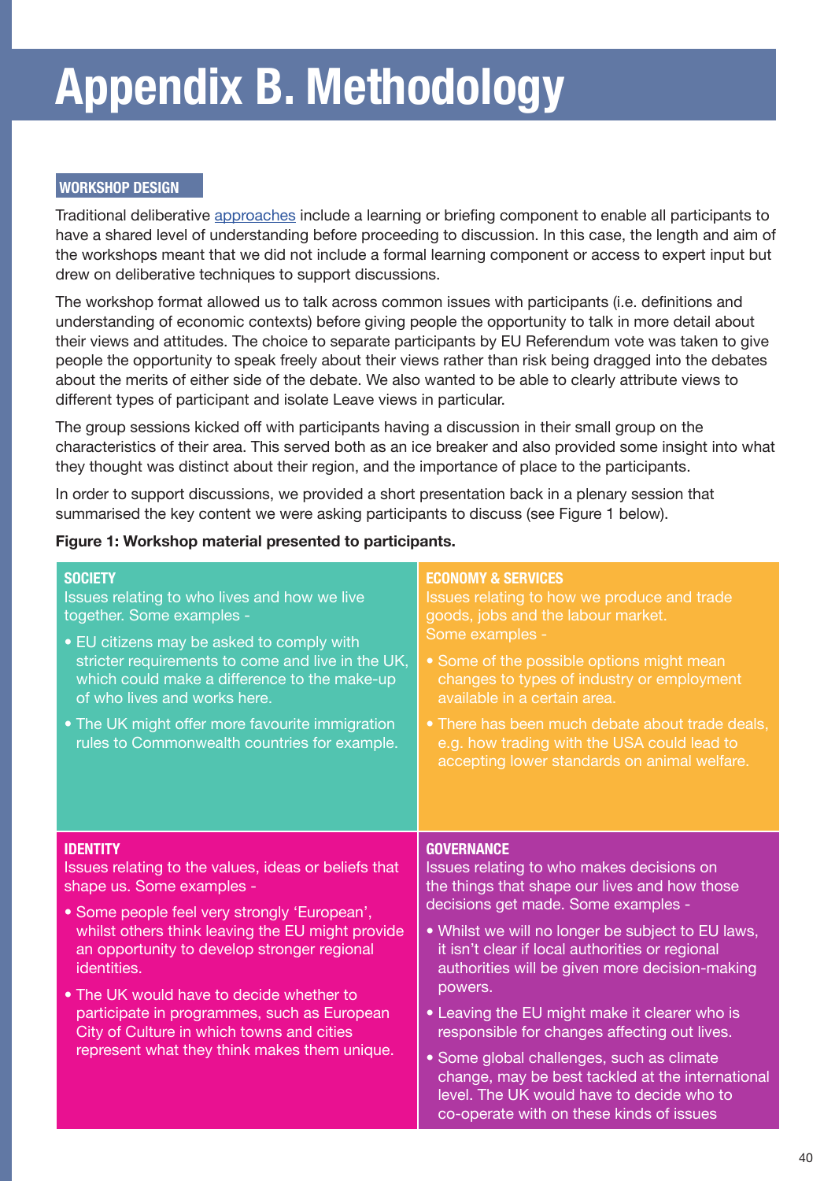# Appendix B. Methodology

## WORKSHOP DESIGN

Traditional deliberative approaches include a learning or briefing component to enable all participants to have a shared level of understanding before proceeding to discussion. In this case, the length and aim of the workshops meant that we did not include a formal learning component or access to expert input but drew on deliberative techniques to support discussions.

The workshop format allowed us to talk across common issues with participants (i.e. definitions and understanding of economic contexts) before giving people the opportunity to talk in more detail about their views and attitudes. The choice to separate participants by EU Referendum vote was taken to give people the opportunity to speak freely about their views rather than risk being dragged into the debates about the merits of either side of the debate. We also wanted to be able to clearly attribute views to different types of participant and isolate Leave views in particular.

The group sessions kicked off with participants having a discussion in their small group on the characteristics of their area. This served both as an ice breaker and also provided some insight into what they thought was distinct about their region, and the importance of place to the participants.

In order to support discussions, we provided a short presentation back in a plenary session that summarised the key content we were asking participants to discuss (see Figure 1 below).

**Figure 1: Workshop material presented to participants.**

| **SOCIETY**<br>Issues relating to who lives and how we live together. Some examples -<br>• EU citizens may be asked to comply with stricter requirements to come and live in the UK, which could make a difference to the make-up of who lives and works here.<br>• The UK might offer more favourite immigration rules to Commonwealth countries for example. | **ECONOMY & SERVICES**<br>Issues relating to how we produce and trade goods, jobs and the labour market.<br>Some examples -<br>• Some of the possible options might mean changes to types of industry or employment available in a certain area.<br>• There has been much debate about trade deals, e.g. how trading with the USA could lead to accepting lower standards on animal welfare. |
|---|---|
| **IDENTITY**<br>Issues relating to the values, ideas or beliefs that shape us. Some examples -<br>• Some people feel very strongly 'European', whilst others think leaving the EU might provide an opportunity to develop stronger regional identities.<br>• The UK would have to decide whether to participate in programmes, such as European City of Culture in which towns and cities represent what they think makes them unique. | **GOVERNANCE**<br>Issues relating to who makes decisions on the things that shape our lives and how those decisions get made. Some examples -<br>• Whilst we will no longer be subject to EU laws, it isn't clear if local authorities or regional authorities will be given more decision-making powers.<br>• Leaving the EU might make it clearer who is responsible for changes affecting out lives.<br>• Some global challenges, such as climate change, may be best tackled at the international level. The UK would have to decide who to co-operate with on these kinds of issues |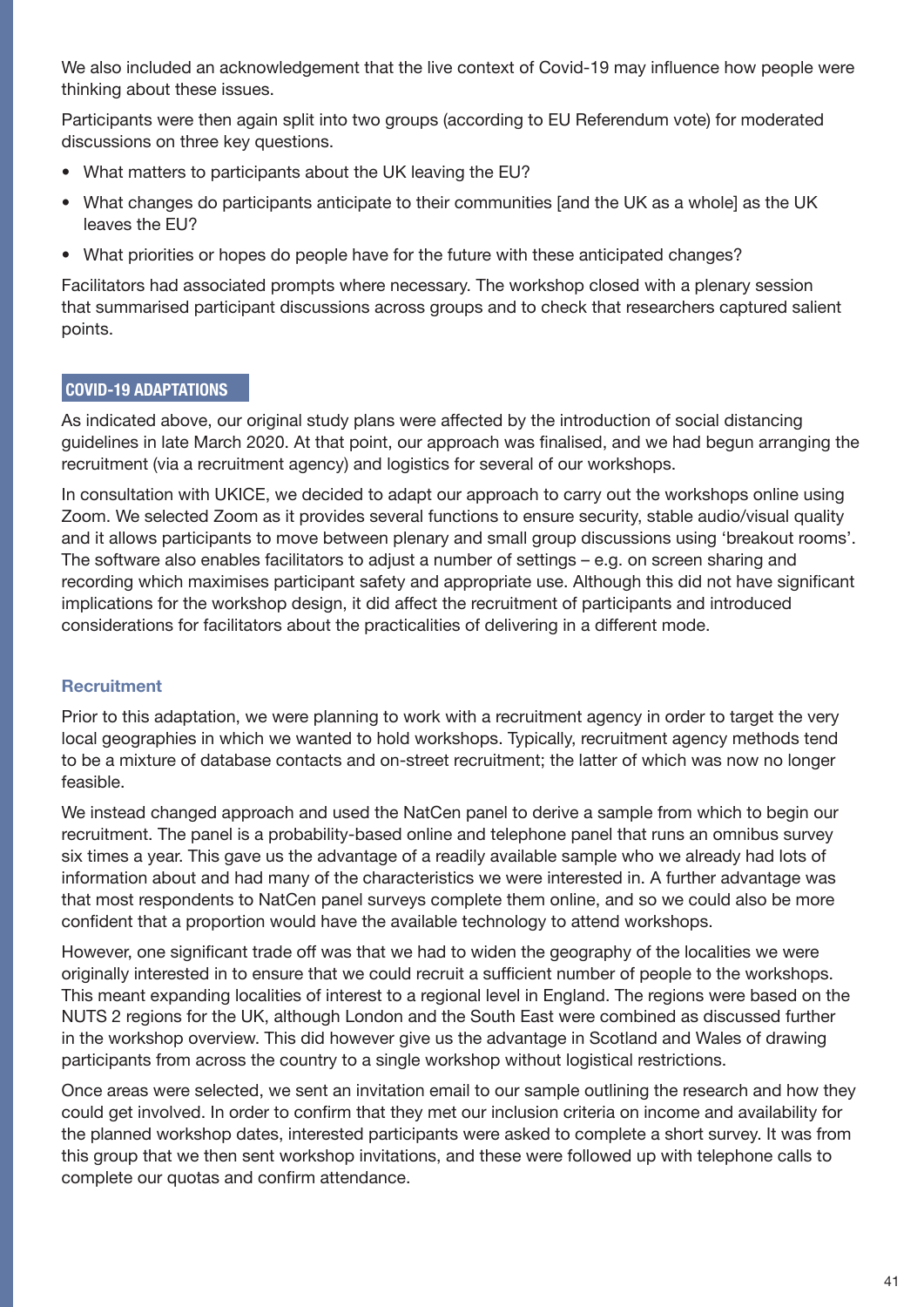We also included an acknowledgement that the live context of Covid-19 may influence how people were thinking about these issues.

Participants were then again split into two groups (according to EU Referendum vote) for moderated discussions on three key questions.

- What matters to participants about the UK leaving the EU?
- What changes do participants anticipate to their communities [and the UK as a whole] as the UK leaves the EU?
- What priorities or hopes do people have for the future with these anticipated changes?

Facilitators had associated prompts where necessary. The workshop closed with a plenary session that summarised participant discussions across groups and to check that researchers captured salient points.

## COVID-19 ADAPTATIONS

As indicated above, our original study plans were affected by the introduction of social distancing guidelines in late March 2020. At that point, our approach was finalised, and we had begun arranging the recruitment (via a recruitment agency) and logistics for several of our workshops.

In consultation with UKICE, we decided to adapt our approach to carry out the workshops online using Zoom. We selected Zoom as it provides several functions to ensure security, stable audio/visual quality and it allows participants to move between plenary and small group discussions using 'breakout rooms'. The software also enables facilitators to adjust a number of settings – e.g. on screen sharing and recording which maximises participant safety and appropriate use. Although this did not have significant implications for the workshop design, it did affect the recruitment of participants and introduced considerations for facilitators about the practicalities of delivering in a different mode.

### Recruitment

Prior to this adaptation, we were planning to work with a recruitment agency in order to target the very local geographies in which we wanted to hold workshops. Typically, recruitment agency methods tend to be a mixture of database contacts and on-street recruitment; the latter of which was now no longer feasible.

We instead changed approach and used the NatCen panel to derive a sample from which to begin our recruitment. The panel is a probability-based online and telephone panel that runs an omnibus survey six times a year. This gave us the advantage of a readily available sample who we already had lots of information about and had many of the characteristics we were interested in. A further advantage was that most respondents to NatCen panel surveys complete them online, and so we could also be more confident that a proportion would have the available technology to attend workshops.

However, one significant trade off was that we had to widen the geography of the localities we were originally interested in to ensure that we could recruit a sufficient number of people to the workshops. This meant expanding localities of interest to a regional level in England. The regions were based on the NUTS 2 regions for the UK, although London and the South East were combined as discussed further in the workshop overview. This did however give us the advantage in Scotland and Wales of drawing participants from across the country to a single workshop without logistical restrictions.

Once areas were selected, we sent an invitation email to our sample outlining the research and how they could get involved. In order to confirm that they met our inclusion criteria on income and availability for the planned workshop dates, interested participants were asked to complete a short survey. It was from this group that we then sent workshop invitations, and these were followed up with telephone calls to complete our quotas and confirm attendance.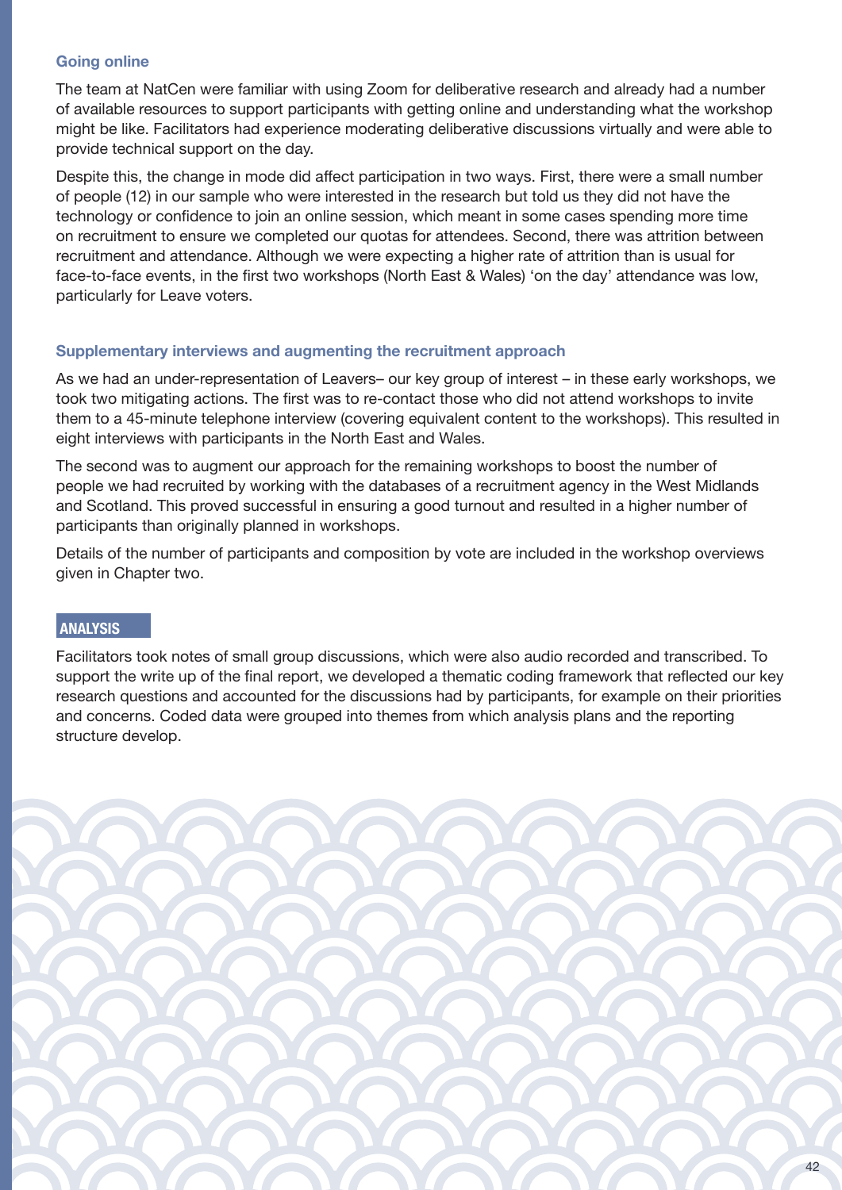### Going online

The team at NatCen were familiar with using Zoom for deliberative research and already had a number of available resources to support participants with getting online and understanding what the workshop might be like. Facilitators had experience moderating deliberative discussions virtually and were able to provide technical support on the day.

Despite this, the change in mode did affect participation in two ways. First, there were a small number of people (12) in our sample who were interested in the research but told us they did not have the technology or confidence to join an online session, which meant in some cases spending more time on recruitment to ensure we completed our quotas for attendees. Second, there was attrition between recruitment and attendance. Although we were expecting a higher rate of attrition than is usual for face-to-face events, in the first two workshops (North East & Wales) 'on the day' attendance was low, particularly for Leave voters.

### Supplementary interviews and augmenting the recruitment approach

As we had an under-representation of Leavers– our key group of interest – in these early workshops, we took two mitigating actions. The first was to re-contact those who did not attend workshops to invite them to a 45-minute telephone interview (covering equivalent content to the workshops). This resulted in eight interviews with participants in the North East and Wales.

The second was to augment our approach for the remaining workshops to boost the number of people we had recruited by working with the databases of a recruitment agency in the West Midlands and Scotland. This proved successful in ensuring a good turnout and resulted in a higher number of participants than originally planned in workshops.

Details of the number of participants and composition by vote are included in the workshop overviews given in Chapter two.

## ANALYSIS

Facilitators took notes of small group discussions, which were also audio recorded and transcribed. To support the write up of the final report, we developed a thematic coding framework that reflected our key research questions and accounted for the discussions had by participants, for example on their priorities and concerns. Coded data were grouped into themes from which analysis plans and the reporting structure develop.